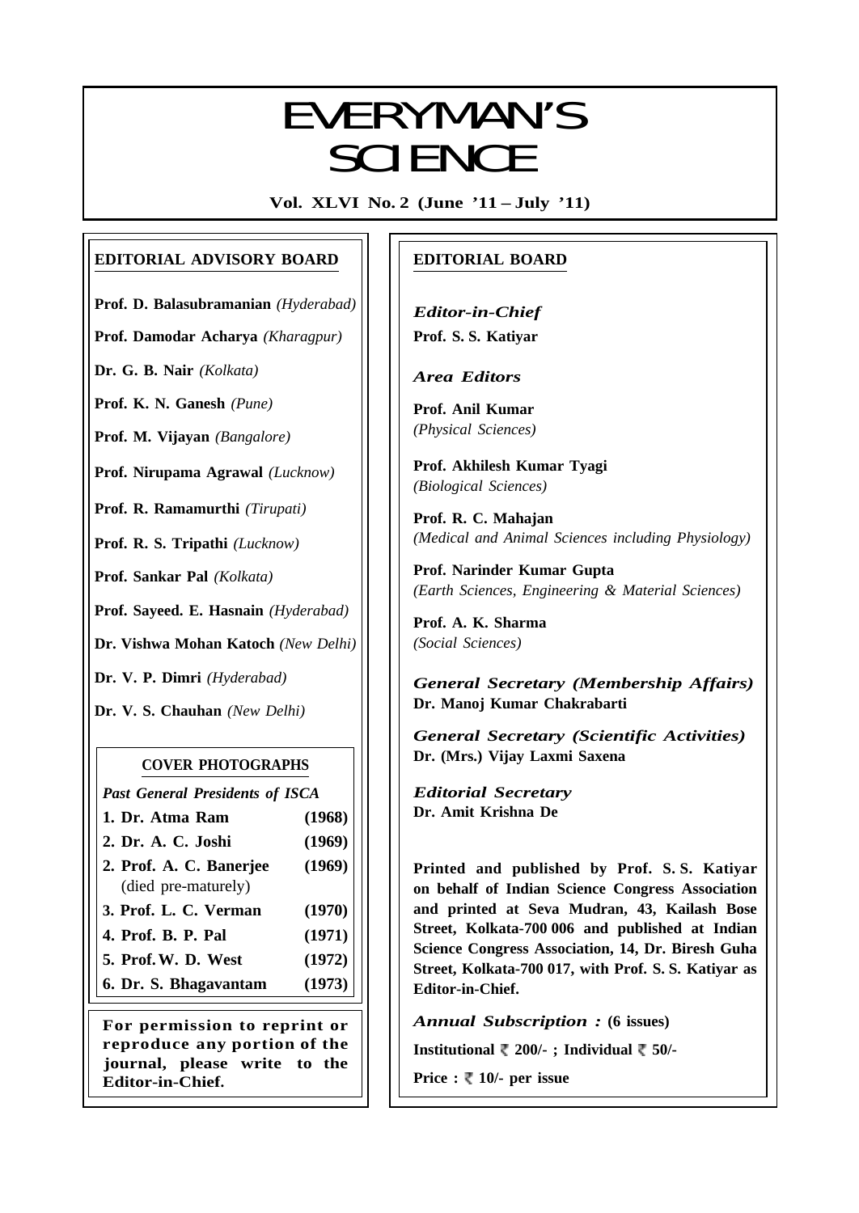# EVERYMAN'S SCIENCE

**Vol. XLVI No. 2 (June '11 – July '11)**

## EDITORIAL ADVISORY BOARD

**Prof. D. Balasubramanian** *(Hyderabad)*

**Prof. Damodar Acharya** *(Kharagpur)*

**Dr. G. B. Nair** *(Kolkata)*

**Prof. K. N. Ganesh** *(Pune)*

**Prof. M. Vijayan** *(Bangalore)*

**Prof. Nirupama Agrawal** *(Lucknow)*

**Prof. R. Ramamurthi** *(Tirupati)*

**Prof. R. S. Tripathi** *(Lucknow)*

**Prof. Sankar Pal** *(Kolkata)*

**Prof. Sayeed. E. Hasnain** *(Hyderabad)*

**Dr. Vishwa Mohan Katoch** *(New Delhi)*

**Dr. V. P. Dimri** *(Hyderabad)*

**Dr. V. S. Chauhan** *(New Delhi)*

### COVER PHOTOGRAPHS

*Past General Presidents of ISCA*

| | |
|---|---|
| **1. Dr. Atma Ram** | **(1968)** |
| **2. Dr. A. C. Joshi** | **(1969)** |
| **2. Prof. A. C. Banerjee** (died pre-maturely) | **(1969)** |
| **3. Prof. L. C. Verman** | **(1970)** |
| **4. Prof. B. P. Pal** | **(1971)** |
| **5. Prof. W. D. West** | **(1972)** |
| **6. Dr. S. Bhagavantam** | **(1973)** |

**For permission to reprint or reproduce any portion of the journal, please write to the Editor-in-Chief.**

## EDITORIAL BOARD

*Editor-in-Chief*
**Prof. S. S. Katiyar**

*Area Editors*

**Prof. Anil Kumar**
*(Physical Sciences)*

**Prof. Akhilesh Kumar Tyagi**
*(Biological Sciences)*

**Prof. R. C. Mahajan**
*(Medical and Animal Sciences including Physiology)*

**Prof. Narinder Kumar Gupta**
*(Earth Sciences, Engineering & Material Sciences)*

**Prof. A. K. Sharma**
*(Social Sciences)*

*General Secretary (Membership Affairs)*
**Dr. Manoj Kumar Chakrabarti**

*General Secretary (Scientific Activities)*
**Dr. (Mrs.) Vijay Laxmi Saxena**

*Editorial Secretary*
**Dr. Amit Krishna De**

**Printed and published by Prof. S. S. Katiyar on behalf of Indian Science Congress Association and printed at Seva Mudran, 43, Kailash Bose Street, Kolkata-700 006 and published at Indian Science Congress Association, 14, Dr. Biresh Guha Street, Kolkata-700 017, with Prof. S. S. Katiyar as Editor-in-Chief.**

*Annual Subscription :* **(6 issues)**

**Institutional ₹ 200/- ; Individual ₹ 50/-**

**Price : ₹ 10/- per issue**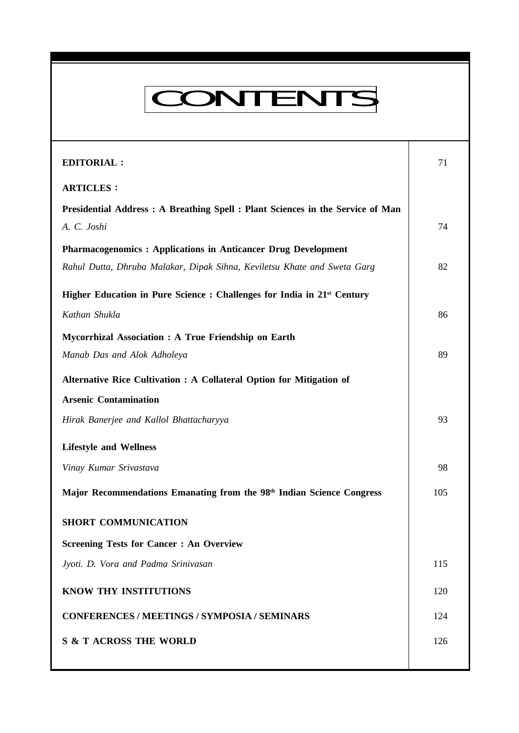# CONTENTS

| | |
|---|---|
| **EDITORIAL :** | 71 |
| **ARTICLES :** | |
| **Presidential Address : A Breathing Spell : Plant Sciences in the Service of Man** <br> *A. C. Joshi* | 74 |
| **Pharmacogenomics : Applications in Anticancer Drug Development** <br> *Rahul Dutta, Dhruba Malakar, Dipak Sihna, Keviletsu Khate and Sweta Garg* | 82 |
| **Higher Education in Pure Science : Challenges for India in 21st Century** <br> *Kathan Shukla* | 86 |
| **Mycorrhizal Association : A True Friendship on Earth** <br> *Manab Das and Alok Adholeya* | 89 |
| **Alternative Rice Cultivation : A Collateral Option for Mitigation of Arsenic Contamination** <br> *Hirak Banerjee and Kallol Bhattacharyya* | 93 |
| **Lifestyle and Wellness** <br> *Vinay Kumar Srivastava* | 98 |
| **Major Recommendations Emanating from the 98th Indian Science Congress** | 105 |
| **SHORT COMMUNICATION** | |
| **Screening Tests for Cancer : An Overview** <br> *Jyoti. D. Vora and Padma Srinivasan* | 115 |
| **KNOW THY INSTITUTIONS** | 120 |
| **CONFERENCES / MEETINGS / SYMPOSIA / SEMINARS** | 124 |
| **S & T ACROSS THE WORLD** | 126 |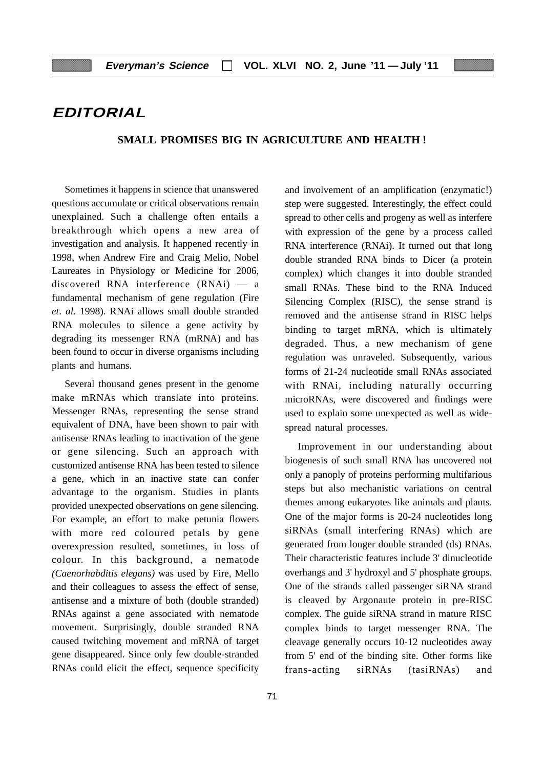# EDITORIAL

## SMALL PROMISES BIG IN AGRICULTURE AND HEALTH !

Sometimes it happens in science that unanswered questions accumulate or critical observations remain unexplained. Such a challenge often entails a breakthrough which opens a new area of investigation and analysis. It happened recently in 1998, when Andrew Fire and Craig Melio, Nobel Laureates in Physiology or Medicine for 2006, discovered RNA interference (RNAi) — a fundamental mechanism of gene regulation (Fire *et. al*. 1998). RNAi allows small double stranded RNA molecules to silence a gene activity by degrading its messenger RNA (mRNA) and has been found to occur in diverse organisms including plants and humans.

Several thousand genes present in the genome make mRNAs which translate into proteins. Messenger RNAs, representing the sense strand equivalent of DNA, have been shown to pair with antisense RNAs leading to inactivation of the gene or gene silencing. Such an approach with customized antisense RNA has been tested to silence a gene, which in an inactive state can confer advantage to the organism. Studies in plants provided unexpected observations on gene silencing. For example, an effort to make petunia flowers with more red coloured petals by gene overexpression resulted, sometimes, in loss of colour. In this background, a nematode *(Caenorhabditis elegans)* was used by Fire, Mello and their colleagues to assess the effect of sense, antisense and a mixture of both (double stranded) RNAs against a gene associated with nematode movement. Surprisingly, double stranded RNA caused twitching movement and mRNA of target gene disappeared. Since only few double-stranded RNAs could elicit the effect, sequence specificity and involvement of an amplification (enzymatic!) step were suggested. Interestingly, the effect could spread to other cells and progeny as well as interfere with expression of the gene by a process called RNA interference (RNAi). It turned out that long double stranded RNA binds to Dicer (a protein complex) which changes it into double stranded small RNAs. These bind to the RNA Induced Silencing Complex (RISC), the sense strand is removed and the antisense strand in RISC helps binding to target mRNA, which is ultimately degraded. Thus, a new mechanism of gene regulation was unraveled. Subsequently, various forms of 21-24 nucleotide small RNAs associated with RNAi, including naturally occurring microRNAs, were discovered and findings were used to explain some unexpected as well as wide-spread natural processes.

Improvement in our understanding about biogenesis of such small RNA has uncovered not only a panoply of proteins performing multifarious steps but also mechanistic variations on central themes among eukaryotes like animals and plants. One of the major forms is 20-24 nucleotides long siRNAs (small interfering RNAs) which are generated from longer double stranded (ds) RNAs. Their characteristic features include 3' dinucleotide overhangs and 3' hydroxyl and 5' phosphate groups. One of the strands called passenger siRNA strand is cleaved by Argonaute protein in pre-RISC complex. The guide siRNA strand in mature RISC complex binds to target messenger RNA. The cleavage generally occurs 10-12 nucleotides away from 5' end of the binding site. Other forms like frans-acting siRNAs (tasiRNAs) and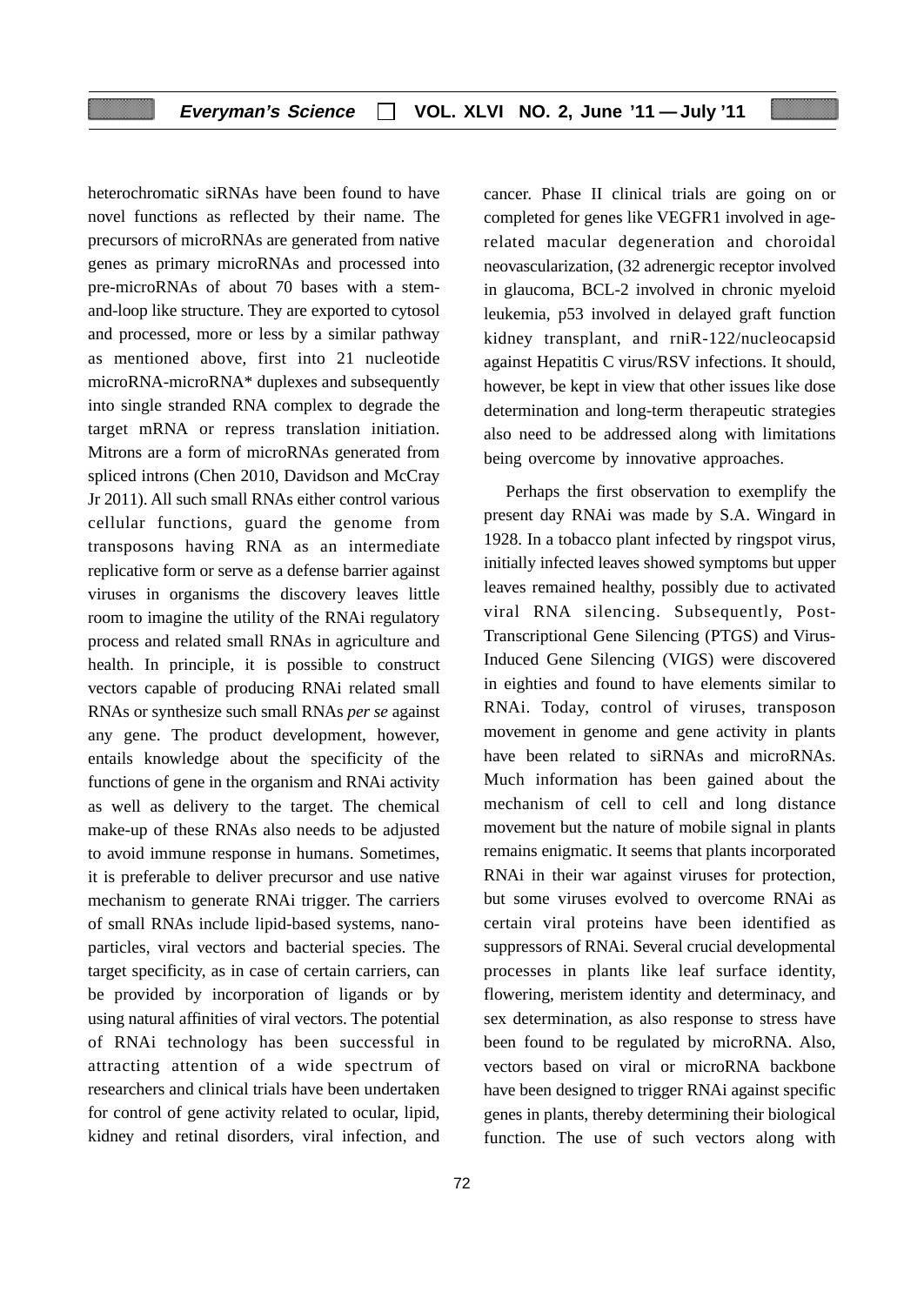heterochromatic siRNAs have been found to have novel functions as reflected by their name. The precursors of microRNAs are generated from native genes as primary microRNAs and processed into pre-microRNAs of about 70 bases with a stem-and-loop like structure. They are exported to cytosol and processed, more or less by a similar pathway as mentioned above, first into 21 nucleotide microRNA-microRNA* duplexes and subsequently into single stranded RNA complex to degrade the target mRNA or repress translation initiation. Mitrons are a form of microRNAs generated from spliced introns (Chen 2010, Davidson and McCray Jr 2011). All such small RNAs either control various cellular functions, guard the genome from transposons having RNA as an intermediate replicative form or serve as a defense barrier against viruses in organisms the discovery leaves little room to imagine the utility of the RNAi regulatory process and related small RNAs in agriculture and health. In principle, it is possible to construct vectors capable of producing RNAi related small RNAs or synthesize such small RNAs *per se* against any gene. The product development, however, entails knowledge about the specificity of the functions of gene in the organism and RNAi activity as well as delivery to the target. The chemical make-up of these RNAs also needs to be adjusted to avoid immune response in humans. Sometimes, it is preferable to deliver precursor and use native mechanism to generate RNAi trigger. The carriers of small RNAs include lipid-based systems, nano-particles, viral vectors and bacterial species. The target specificity, as in case of certain carriers, can be provided by incorporation of ligands or by using natural affinities of viral vectors. The potential of RNAi technology has been successful in attracting attention of a wide spectrum of researchers and clinical trials have been undertaken for control of gene activity related to ocular, lipid, kidney and retinal disorders, viral infection, and cancer. Phase II clinical trials are going on or completed for genes like VEGFR1 involved in age-related macular degeneration and choroidal neovascularization, (32 adrenergic receptor involved in glaucoma, BCL-2 involved in chronic myeloid leukemia, p53 involved in delayed graft function kidney transplant, and rniR-122/nucleocapsid against Hepatitis C virus/RSV infections. It should, however, be kept in view that other issues like dose determination and long-term therapeutic strategies also need to be addressed along with limitations being overcome by innovative approaches.

Perhaps the first observation to exemplify the present day RNAi was made by S.A. Wingard in 1928. In a tobacco plant infected by ringspot virus, initially infected leaves showed symptoms but upper leaves remained healthy, possibly due to activated viral RNA silencing. Subsequently, Post-Transcriptional Gene Silencing (PTGS) and Virus-Induced Gene Silencing (VIGS) were discovered in eighties and found to have elements similar to RNAi. Today, control of viruses, transposon movement in genome and gene activity in plants have been related to siRNAs and microRNAs. Much information has been gained about the mechanism of cell to cell and long distance movement but the nature of mobile signal in plants remains enigmatic. It seems that plants incorporated RNAi in their war against viruses for protection, but some viruses evolved to overcome RNAi as certain viral proteins have been identified as suppressors of RNAi. Several crucial developmental processes in plants like leaf surface identity, flowering, meristem identity and determinacy, and sex determination, as also response to stress have been found to be regulated by microRNA. Also, vectors based on viral or microRNA backbone have been designed to trigger RNAi against specific genes in plants, thereby determining their biological function. The use of such vectors along with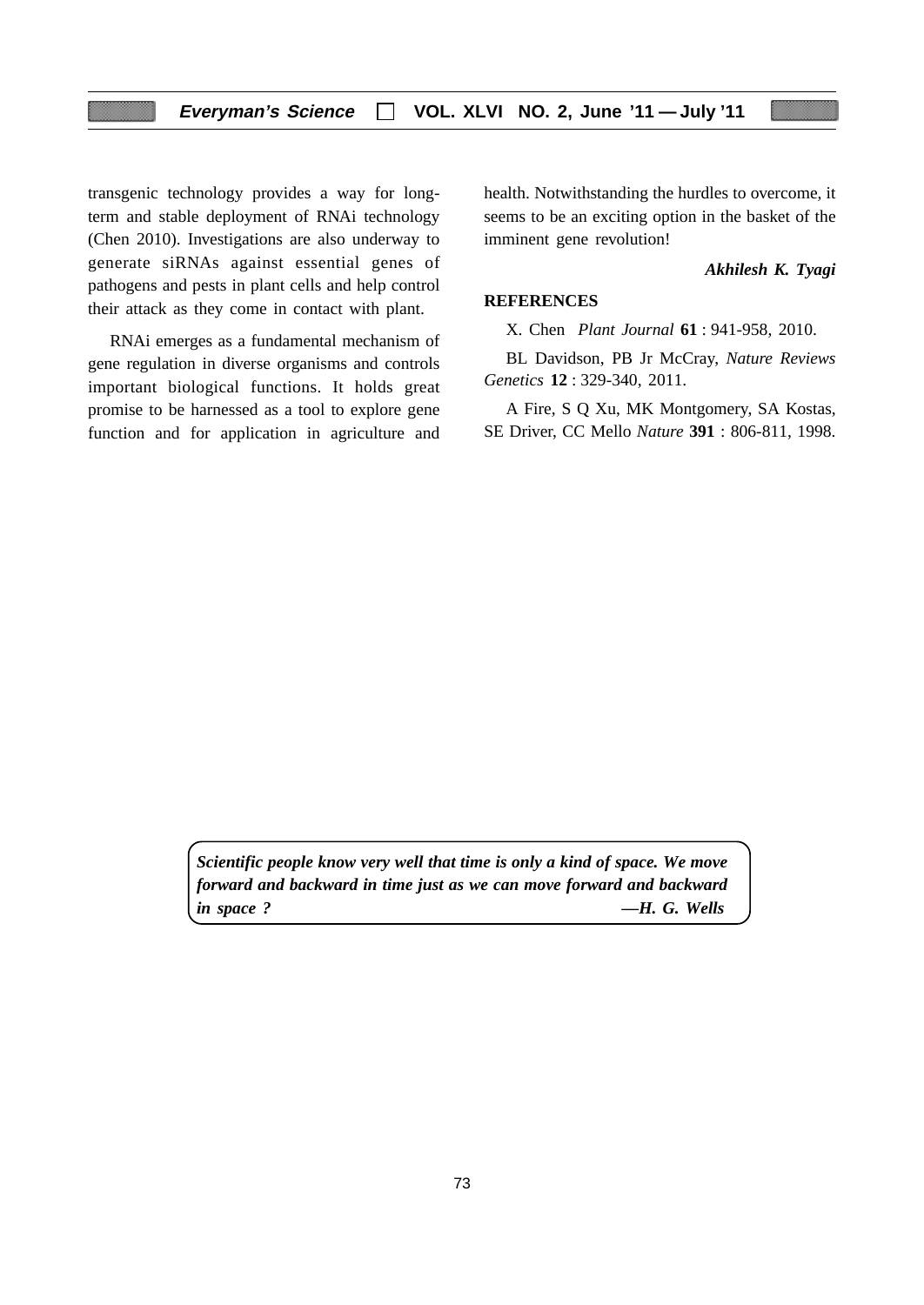transgenic technology provides a way for long-term and stable deployment of RNAi technology (Chen 2010). Investigations are also underway to generate siRNAs against essential genes of pathogens and pests in plant cells and help control their attack as they come in contact with plant.

RNAi emerges as a fundamental mechanism of gene regulation in diverse organisms and controls important biological functions. It holds great promise to be harnessed as a tool to explore gene function and for application in agriculture and health. Notwithstanding the hurdles to overcome, it seems to be an exciting option in the basket of the imminent gene revolution!

***Akhilesh K. Tyagi***

**REFERENCES**

X. Chen *Plant Journal* **61** : 941-958, 2010.

BL Davidson, PB Jr McCray, *Nature Reviews Genetics* **12** : 329-340, 2011.

A Fire, S Q Xu, MK Montgomery, SA Kostas, SE Driver, CC Mello *Nature* **391** : 806-811, 1998.

***Scientific people know very well that time is only a kind of space. We move forward and backward in time just as we can move forward and backward in space ?*** ***—H. G. Wells***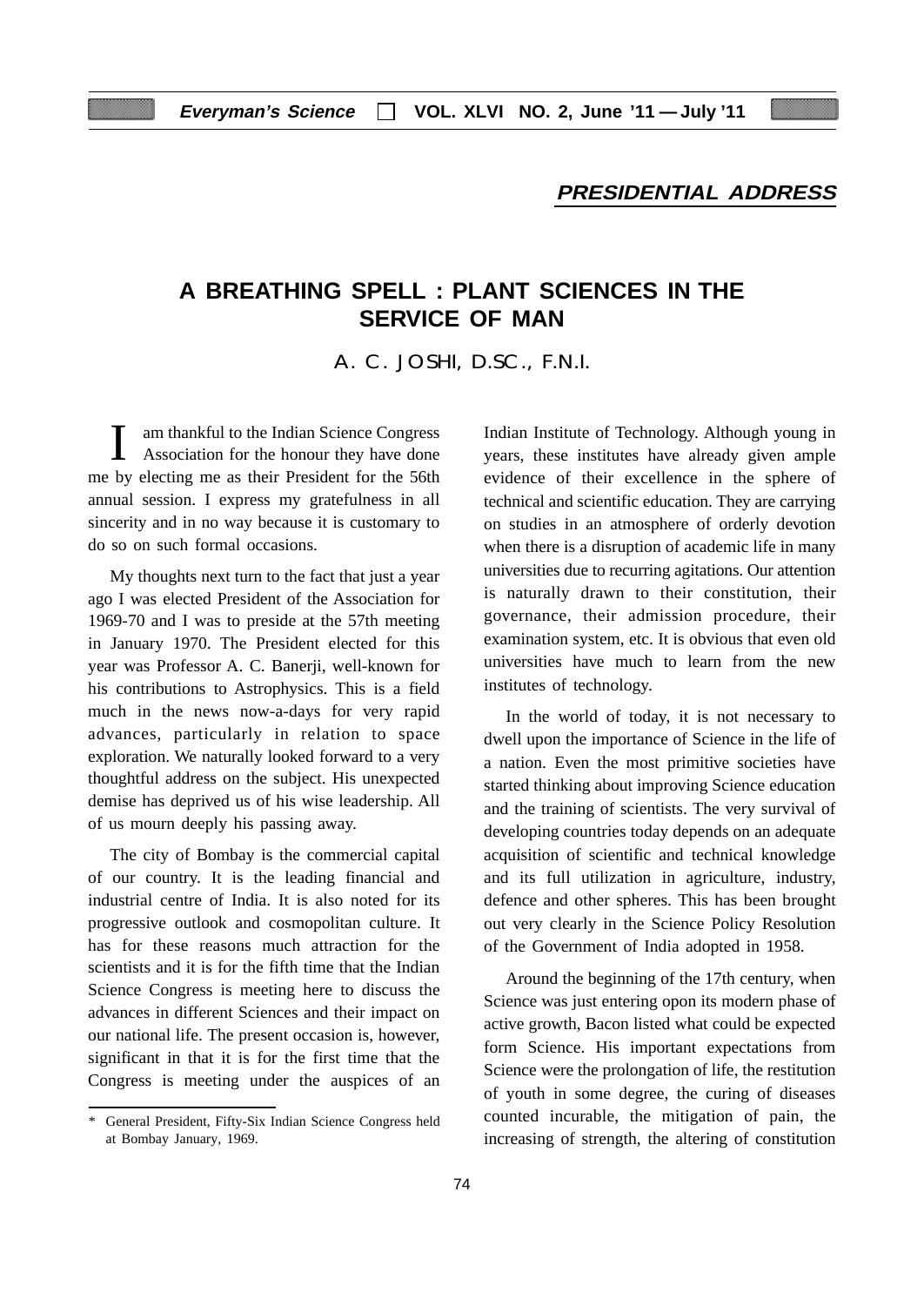**PRESIDENTIAL ADDRESS**

# A BREATHING SPELL : PLANT SCIENCES IN THE SERVICE OF MAN

A. C. JOSHI, D.SC., F.N.I.

I am thankful to the Indian Science Congress Association for the honour they have done me by electing me as their President for the 56th annual session. I express my gratefulness in all sincerity and in no way because it is customary to do so on such formal occasions.

My thoughts next turn to the fact that just a year ago I was elected President of the Association for 1969-70 and I was to preside at the 57th meeting in January 1970. The President elected for this year was Professor A. C. Banerji, well-known for his contributions to Astrophysics. This is a field much in the news now-a-days for very rapid advances, particularly in relation to space exploration. We naturally looked forward to a very thoughtful address on the subject. His unexpected demise has deprived us of his wise leadership. All of us mourn deeply his passing away.

The city of Bombay is the commercial capital of our country. It is the leading financial and industrial centre of India. It is also noted for its progressive outlook and cosmopolitan culture. It has for these reasons much attraction for the scientists and it is for the fifth time that the Indian Science Congress is meeting here to discuss the advances in different Sciences and their impact on our national life. The present occasion is, however, significant in that it is for the first time that the Congress is meeting under the auspices of an Indian Institute of Technology. Although young in years, these institutes have already given ample evidence of their excellence in the sphere of technical and scientific education. They are carrying on studies in an atmosphere of orderly devotion when there is a disruption of academic life in many universities due to recurring agitations. Our attention is naturally drawn to their constitution, their governance, their admission procedure, their examination system, etc. It is obvious that even old universities have much to learn from the new institutes of technology.

In the world of today, it is not necessary to dwell upon the importance of Science in the life of a nation. Even the most primitive societies have started thinking about improving Science education and the training of scientists. The very survival of developing countries today depends on an adequate acquisition of scientific and technical knowledge and its full utilization in agriculture, industry, defence and other spheres. This has been brought out very clearly in the Science Policy Resolution of the Government of India adopted in 1958.

Around the beginning of the 17th century, when Science was just entering opon its modern phase of active growth, Bacon listed what could be expected form Science. His important expectations from Science were the prolongation of life, the restitution of youth in some degree, the curing of diseases counted incurable, the mitigation of pain, the increasing of strength, the altering of constitution

\* General President, Fifty-Six Indian Science Congress held at Bombay January, 1969.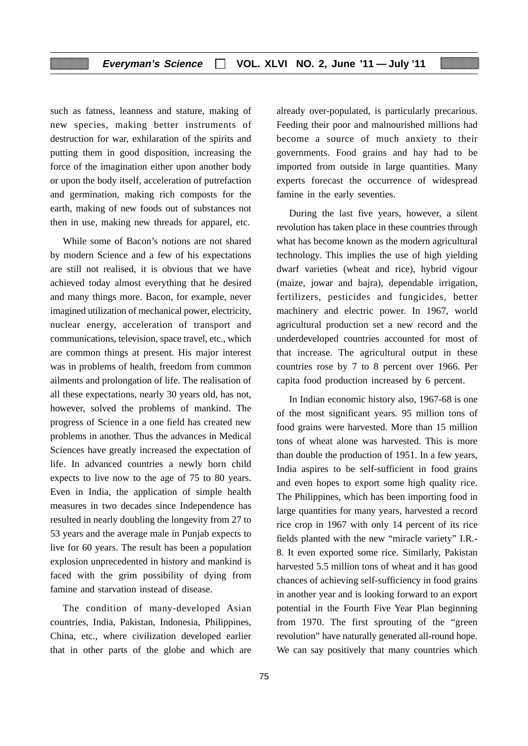such as fatness, leanness and stature, making of new species, making better instruments of destruction for war, exhilaration of the spirits and putting them in good disposition, increasing the force of the imagination either upon another body or upon the body itself, acceleration of putrefaction and germination, making rich composts for the earth, making of new foods out of substances not then in use, making new threads for apparel, etc.

While some of Bacon's notions are not shared by modern Science and a few of his expectations are still not realised, it is obvious that we have achieved today almost everything that he desired and many things more. Bacon, for example, never imagined utilization of mechanical power, electricity, nuclear energy, acceleration of transport and communications, television, space travel, etc., which are common things at present. His major interest was in problems of health, freedom from common ailments and prolongation of life. The realisation of all these expectations, nearly 30 years old, has not, however, solved the problems of mankind. The progress of Science in a one field has created new problems in another. Thus the advances in Medical Sciences have greatly increased the expectation of life. In advanced countries a newly born child expects to live now to the age of 75 to 80 years. Even in India, the application of simple health measures in two decades since Independence has resulted in nearly doubling the longevity from 27 to 53 years and the average male in Punjab expects to live for 60 years. The result has been a population explosion unprecedented in history and mankind is faced with the grim possibility of dying from famine and starvation instead of disease.

The condition of many-developed Asian countries, India, Pakistan, Indonesia, Philippines, China, etc., where civilization developed earlier that in other parts of the globe and which are already over-populated, is particularly precarious. Feeding their poor and malnourished millions had become a source of much anxiety to their governments. Food grains and hay had to be imported from outside in large quantities. Many experts forecast the occurrence of widespread famine in the early seventies.

During the last five years, however, a silent revolution has taken place in these countries through what has become known as the modern agricultural technology. This implies the use of high yielding dwarf varieties (wheat and rice), hybrid vigour (maize, jowar and bajra), dependable irrigation, fertilizers, pesticides and fungicides, better machinery and electric power. In 1967, world agricultural production set a new record and the underdeveloped countries accounted for most of that increase. The agricultural output in these countries rose by 7 to 8 percent over 1966. Per capita food production increased by 6 percent.

In Indian economic history also, 1967-68 is one of the most significant years. 95 million tons of food grains were harvested. More than 15 million tons of wheat alone was harvested. This is more than double the production of 1951. In a few years, India aspires to be self-sufficient in food grains and even hopes to export some high quality rice. The Philippines, which has been importing food in large quantities for many years, harvested a record rice crop in 1967 with only 14 percent of its rice fields planted with the new "miracle variety" I.R.-8. It even exported some rice. Similarly, Pakistan harvested 5.5 million tons of wheat and it has good chances of achieving self-sufficiency in food grains in another year and is looking forward to an export potential in the Fourth Five Year Plan beginning from 1970. The first sprouting of the "green revolution" have naturally generated all-round hope. We can say positively that many countries which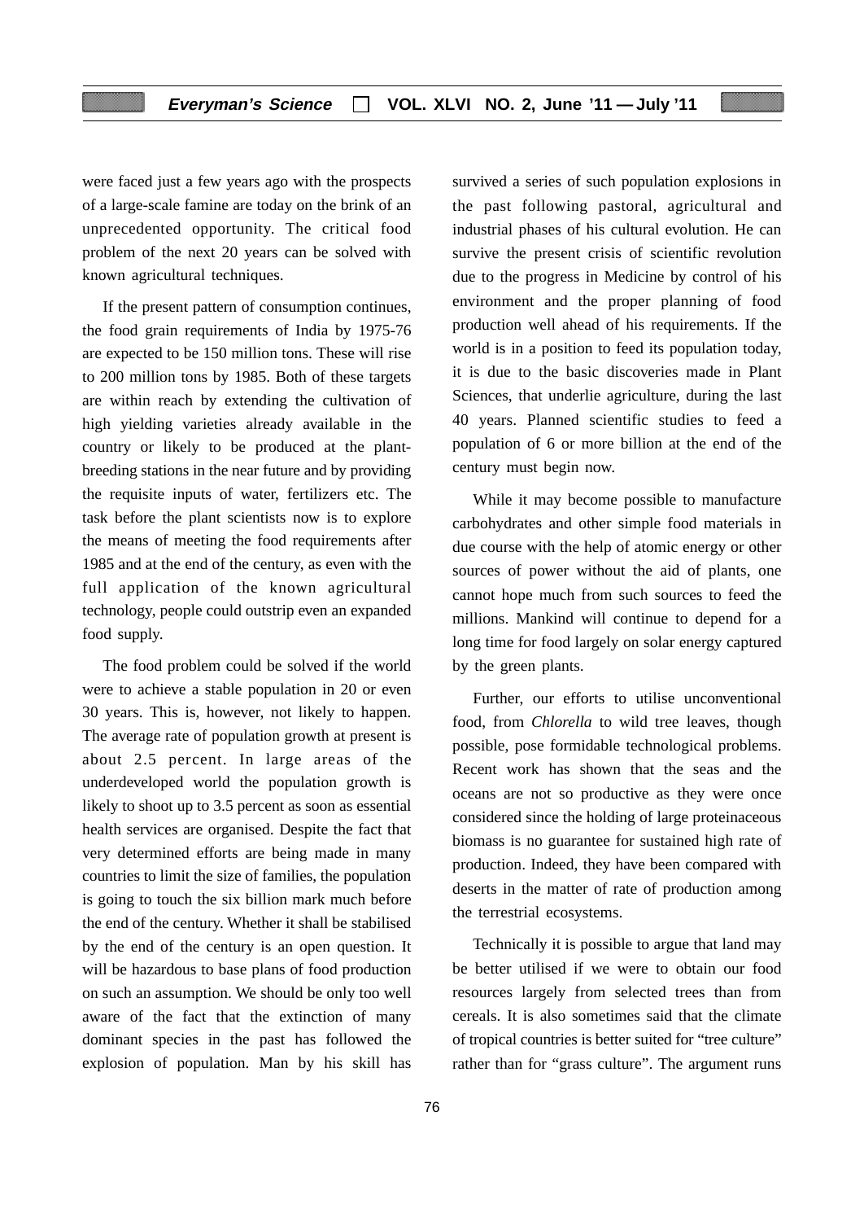were faced just a few years ago with the prospects of a large-scale famine are today on the brink of an unprecedented opportunity. The critical food problem of the next 20 years can be solved with known agricultural techniques.

If the present pattern of consumption continues, the food grain requirements of India by 1975-76 are expected to be 150 million tons. These will rise to 200 million tons by 1985. Both of these targets are within reach by extending the cultivation of high yielding varieties already available in the country or likely to be produced at the plant-breeding stations in the near future and by providing the requisite inputs of water, fertilizers etc. The task before the plant scientists now is to explore the means of meeting the food requirements after 1985 and at the end of the century, as even with the full application of the known agricultural technology, people could outstrip even an expanded food supply.

The food problem could be solved if the world were to achieve a stable population in 20 or even 30 years. This is, however, not likely to happen. The average rate of population growth at present is about 2.5 percent. In large areas of the underdeveloped world the population growth is likely to shoot up to 3.5 percent as soon as essential health services are organised. Despite the fact that very determined efforts are being made in many countries to limit the size of families, the population is going to touch the six billion mark much before the end of the century. Whether it shall be stabilised by the end of the century is an open question. It will be hazardous to base plans of food production on such an assumption. We should be only too well aware of the fact that the extinction of many dominant species in the past has followed the explosion of population. Man by his skill has survived a series of such population explosions in the past following pastoral, agricultural and industrial phases of his cultural evolution. He can survive the present crisis of scientific revolution due to the progress in Medicine by control of his environment and the proper planning of food production well ahead of his requirements. If the world is in a position to feed its population today, it is due to the basic discoveries made in Plant Sciences, that underlie agriculture, during the last 40 years. Planned scientific studies to feed a population of 6 or more billion at the end of the century must begin now.

While it may become possible to manufacture carbohydrates and other simple food materials in due course with the help of atomic energy or other sources of power without the aid of plants, one cannot hope much from such sources to feed the millions. Mankind will continue to depend for a long time for food largely on solar energy captured by the green plants.

Further, our efforts to utilise unconventional food, from *Chlorella* to wild tree leaves, though possible, pose formidable technological problems. Recent work has shown that the seas and the oceans are not so productive as they were once considered since the holding of large proteinaceous biomass is no guarantee for sustained high rate of production. Indeed, they have been compared with deserts in the matter of rate of production among the terrestrial ecosystems.

Technically it is possible to argue that land may be better utilised if we were to obtain our food resources largely from selected trees than from cereals. It is also sometimes said that the climate of tropical countries is better suited for "tree culture" rather than for "grass culture". The argument runs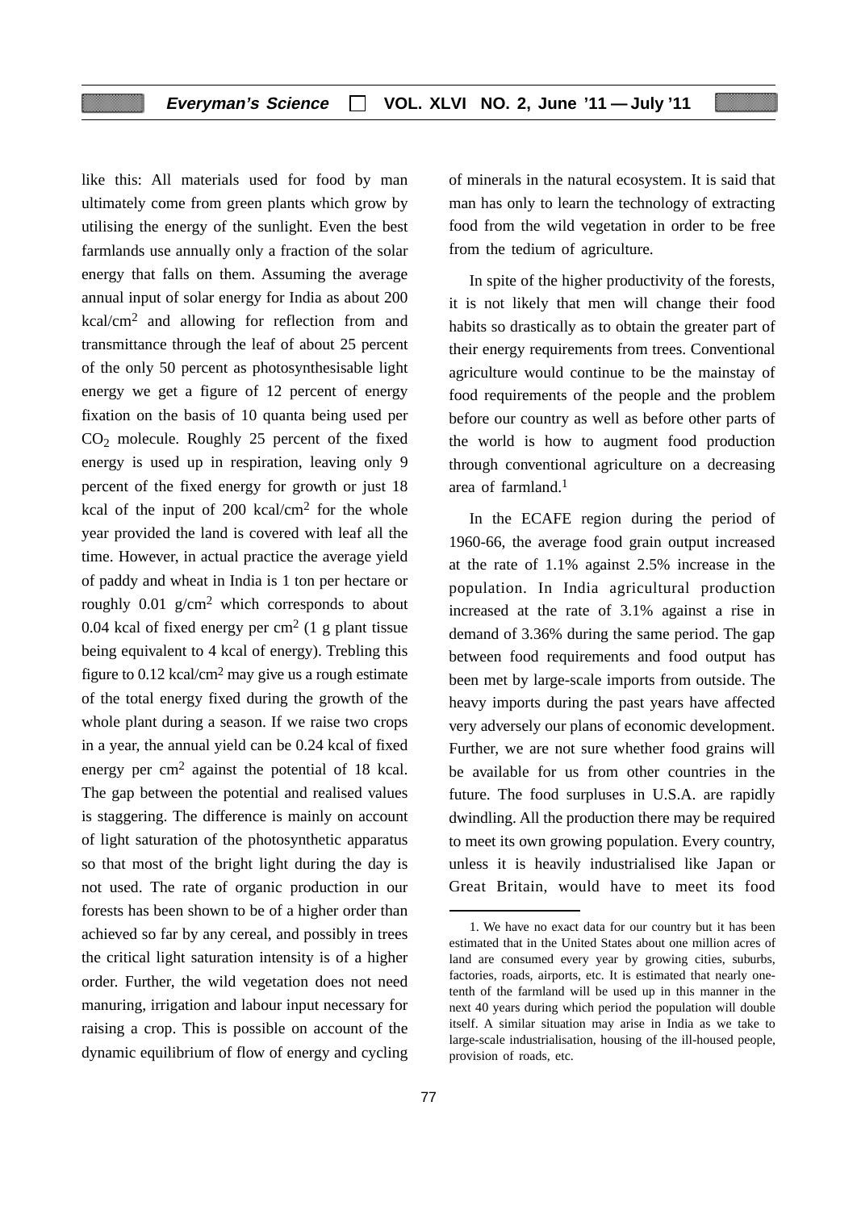like this: All materials used for food by man ultimately come from green plants which grow by utilising the energy of the sunlight. Even the best farmlands use annually only a fraction of the solar energy that falls on them. Assuming the average annual input of solar energy for India as about 200 kcal/cm$^2$ and allowing for reflection from and transmittance through the leaf of about 25 percent of the only 50 percent as photosynthesisable light energy we get a figure of 12 percent of energy fixation on the basis of 10 quanta being used per $CO_2$ molecule. Roughly 25 percent of the fixed energy is used up in respiration, leaving only 9 percent of the fixed energy for growth or just 18 kcal of the input of 200 kcal/cm$^2$ for the whole year provided the land is covered with leaf all the time. However, in actual practice the average yield of paddy and wheat in India is 1 ton per hectare or roughly 0.01 g/cm$^2$ which corresponds to about 0.04 kcal of fixed energy per cm$^2$ (1 g plant tissue being equivalent to 4 kcal of energy). Trebling this figure to 0.12 kcal/cm$^2$ may give us a rough estimate of the total energy fixed during the growth of the whole plant during a season. If we raise two crops in a year, the annual yield can be 0.24 kcal of fixed energy per cm$^2$ against the potential of 18 kcal. The gap between the potential and realised values is staggering. The difference is mainly on account of light saturation of the photosynthetic apparatus so that most of the bright light during the day is not used. The rate of organic production in our forests has been shown to be of a higher order than achieved so far by any cereal, and possibly in trees the critical light saturation intensity is of a higher order. Further, the wild vegetation does not need manuring, irrigation and labour input necessary for raising a crop. This is possible on account of the dynamic equilibrium of flow of energy and cycling of minerals in the natural ecosystem. It is said that man has only to learn the technology of extracting food from the wild vegetation in order to be free from the tedium of agriculture.

In spite of the higher productivity of the forests, it is not likely that men will change their food habits so drastically as to obtain the greater part of their energy requirements from trees. Conventional agriculture would continue to be the mainstay of food requirements of the people and the problem before our country as well as before other parts of the world is how to augment food production through conventional agriculture on a decreasing area of farmland.[1]

In the ECAFE region during the period of 1960-66, the average food grain output increased at the rate of 1.1% against 2.5% increase in the population. In India agricultural production increased at the rate of 3.1% against a rise in demand of 3.36% during the same period. The gap between food requirements and food output has been met by large-scale imports from outside. The heavy imports during the past years have affected very adversely our plans of economic development. Further, we are not sure whether food grains will be available for us from other countries in the future. The food surpluses in U.S.A. are rapidly dwindling. All the production there may be required to meet its own growing population. Every country, unless it is heavily industrialised like Japan or Great Britain, would have to meet its food

1. We have no exact data for our country but it has been estimated that in the United States about one million acres of land are consumed every year by growing cities, suburbs, factories, roads, airports, etc. It is estimated that nearly one-tenth of the farmland will be used up in this manner in the next 40 years during which period the population will double itself. A similar situation may arise in India as we take to large-scale industrialisation, housing of the ill-housed people, provision of roads, etc.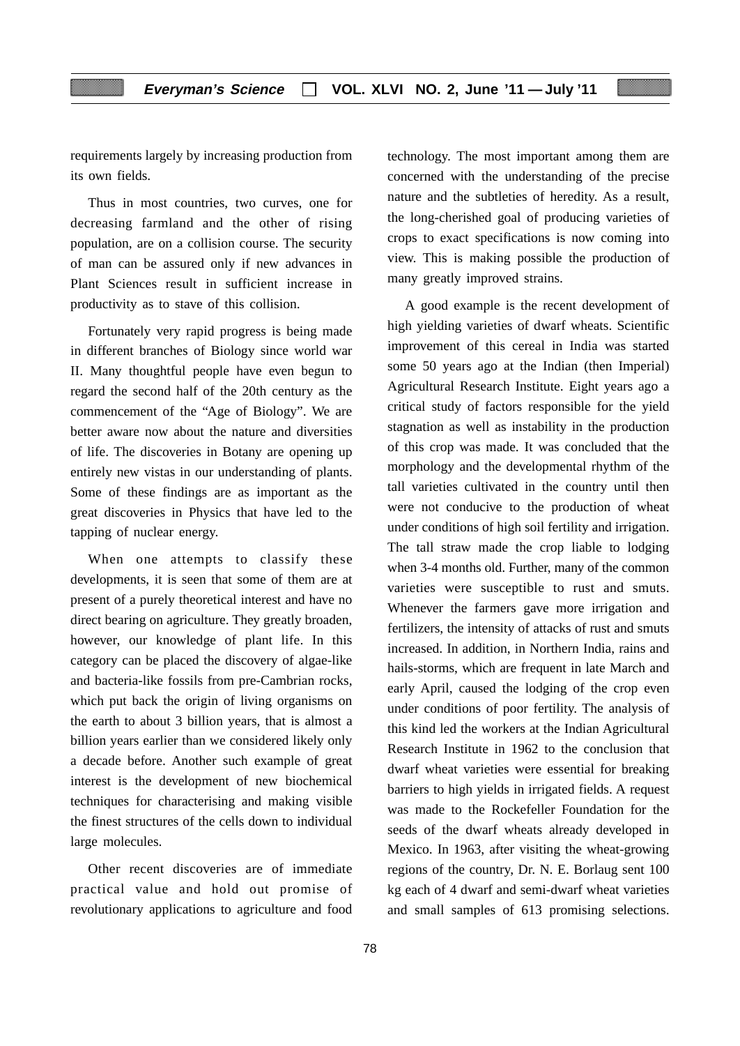requirements largely by increasing production from its own fields.

Thus in most countries, two curves, one for decreasing farmland and the other of rising population, are on a collision course. The security of man can be assured only if new advances in Plant Sciences result in sufficient increase in productivity as to stave of this collision.

Fortunately very rapid progress is being made in different branches of Biology since world war II. Many thoughtful people have even begun to regard the second half of the 20th century as the commencement of the "Age of Biology". We are better aware now about the nature and diversities of life. The discoveries in Botany are opening up entirely new vistas in our understanding of plants. Some of these findings are as important as the great discoveries in Physics that have led to the tapping of nuclear energy.

When one attempts to classify these developments, it is seen that some of them are at present of a purely theoretical interest and have no direct bearing on agriculture. They greatly broaden, however, our knowledge of plant life. In this category can be placed the discovery of algae-like and bacteria-like fossils from pre-Cambrian rocks, which put back the origin of living organisms on the earth to about 3 billion years, that is almost a billion years earlier than we considered likely only a decade before. Another such example of great interest is the development of new biochemical techniques for characterising and making visible the finest structures of the cells down to individual large molecules.

Other recent discoveries are of immediate practical value and hold out promise of revolutionary applications to agriculture and food technology. The most important among them are concerned with the understanding of the precise nature and the subtleties of heredity. As a result, the long-cherished goal of producing varieties of crops to exact specifications is now coming into view. This is making possible the production of many greatly improved strains.

A good example is the recent development of high yielding varieties of dwarf wheats. Scientific improvement of this cereal in India was started some 50 years ago at the Indian (then Imperial) Agricultural Research Institute. Eight years ago a critical study of factors responsible for the yield stagnation as well as instability in the production of this crop was made. It was concluded that the morphology and the developmental rhythm of the tall varieties cultivated in the country until then were not conducive to the production of wheat under conditions of high soil fertility and irrigation. The tall straw made the crop liable to lodging when 3-4 months old. Further, many of the common varieties were susceptible to rust and smuts. Whenever the farmers gave more irrigation and fertilizers, the intensity of attacks of rust and smuts increased. In addition, in Northern India, rains and hails-storms, which are frequent in late March and early April, caused the lodging of the crop even under conditions of poor fertility. The analysis of this kind led the workers at the Indian Agricultural Research Institute in 1962 to the conclusion that dwarf wheat varieties were essential for breaking barriers to high yields in irrigated fields. A request was made to the Rockefeller Foundation for the seeds of the dwarf wheats already developed in Mexico. In 1963, after visiting the wheat-growing regions of the country, Dr. N. E. Borlaug sent 100 kg each of 4 dwarf and semi-dwarf wheat varieties and small samples of 613 promising selections.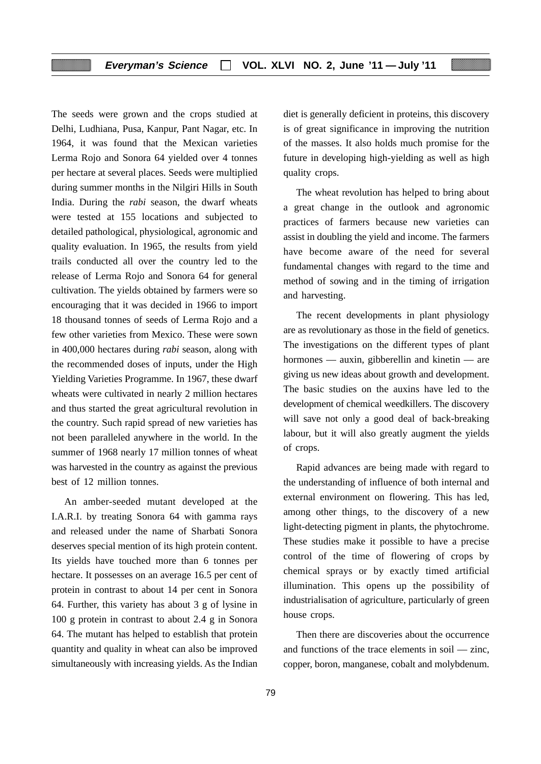The seeds were grown and the crops studied at Delhi, Ludhiana, Pusa, Kanpur, Pant Nagar, etc. In 1964, it was found that the Mexican varieties Lerma Rojo and Sonora 64 yielded over 4 tonnes per hectare at several places. Seeds were multiplied during summer months in the Nilgiri Hills in South India. During the *rabi* season, the dwarf wheats were tested at 155 locations and subjected to detailed pathological, physiological, agronomic and quality evaluation. In 1965, the results from yield trails conducted all over the country led to the release of Lerma Rojo and Sonora 64 for general cultivation. The yields obtained by farmers were so encouraging that it was decided in 1966 to import 18 thousand tonnes of seeds of Lerma Rojo and a few other varieties from Mexico. These were sown in 400,000 hectares during *rabi* season, along with the recommended doses of inputs, under the High Yielding Varieties Programme. In 1967, these dwarf wheats were cultivated in nearly 2 million hectares and thus started the great agricultural revolution in the country. Such rapid spread of new varieties has not been paralleled anywhere in the world. In the summer of 1968 nearly 17 million tonnes of wheat was harvested in the country as against the previous best of 12 million tonnes.

An amber-seeded mutant developed at the I.A.R.I. by treating Sonora 64 with gamma rays and released under the name of Sharbati Sonora deserves special mention of its high protein content. Its yields have touched more than 6 tonnes per hectare. It possesses on an average 16.5 per cent of protein in contrast to about 14 per cent in Sonora 64. Further, this variety has about 3 g of lysine in 100 g protein in contrast to about 2.4 g in Sonora 64. The mutant has helped to establish that protein quantity and quality in wheat can also be improved simultaneously with increasing yields. As the Indian diet is generally deficient in proteins, this discovery is of great significance in improving the nutrition of the masses. It also holds much promise for the future in developing high-yielding as well as high quality crops.

The wheat revolution has helped to bring about a great change in the outlook and agronomic practices of farmers because new varieties can assist in doubling the yield and income. The farmers have become aware of the need for several fundamental changes with regard to the time and method of sowing and in the timing of irrigation and harvesting.

The recent developments in plant physiology are as revolutionary as those in the field of genetics. The investigations on the different types of plant hormones — auxin, gibberellin and kinetin — are giving us new ideas about growth and development. The basic studies on the auxins have led to the development of chemical weedkillers. The discovery will save not only a good deal of back-breaking labour, but it will also greatly augment the yields of crops.

Rapid advances are being made with regard to the understanding of influence of both internal and external environment on flowering. This has led, among other things, to the discovery of a new light-detecting pigment in plants, the phytochrome. These studies make it possible to have a precise control of the time of flowering of crops by chemical sprays or by exactly timed artificial illumination. This opens up the possibility of industrialisation of agriculture, particularly of green house crops.

Then there are discoveries about the occurrence and functions of the trace elements in soil — zinc, copper, boron, manganese, cobalt and molybdenum.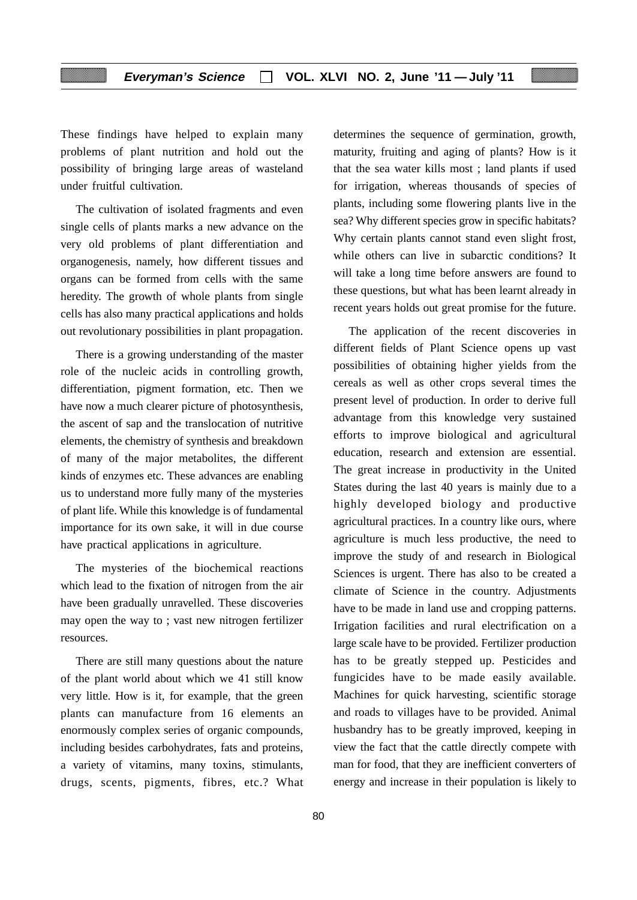These findings have helped to explain many problems of plant nutrition and hold out the possibility of bringing large areas of wasteland under fruitful cultivation.

The cultivation of isolated fragments and even single cells of plants marks a new advance on the very old problems of plant differentiation and organogenesis, namely, how different tissues and organs can be formed from cells with the same heredity. The growth of whole plants from single cells has also many practical applications and holds out revolutionary possibilities in plant propagation.

There is a growing understanding of the master role of the nucleic acids in controlling growth, differentiation, pigment formation, etc. Then we have now a much clearer picture of photosynthesis, the ascent of sap and the translocation of nutritive elements, the chemistry of synthesis and breakdown of many of the major metabolites, the different kinds of enzymes etc. These advances are enabling us to understand more fully many of the mysteries of plant life. While this knowledge is of fundamental importance for its own sake, it will in due course have practical applications in agriculture.

The mysteries of the biochemical reactions which lead to the fixation of nitrogen from the air have been gradually unravelled. These discoveries may open the way to ; vast new nitrogen fertilizer resources.

There are still many questions about the nature of the plant world about which we 41 still know very little. How is it, for example, that the green plants can manufacture from 16 elements an enormously complex series of organic compounds, including besides carbohydrates, fats and proteins, a variety of vitamins, many toxins, stimulants, drugs, scents, pigments, fibres, etc.? What determines the sequence of germination, growth, maturity, fruiting and aging of plants? How is it that the sea water kills most ; land plants if used for irrigation, whereas thousands of species of plants, including some flowering plants live in the sea? Why different species grow in specific habitats? Why certain plants cannot stand even slight frost, while others can live in subarctic conditions? It will take a long time before answers are found to these questions, but what has been learnt already in recent years holds out great promise for the future.

The application of the recent discoveries in different fields of Plant Science opens up vast possibilities of obtaining higher yields from the cereals as well as other crops several times the present level of production. In order to derive full advantage from this knowledge very sustained efforts to improve biological and agricultural education, research and extension are essential. The great increase in productivity in the United States during the last 40 years is mainly due to a highly developed biology and productive agricultural practices. In a country like ours, where agriculture is much less productive, the need to improve the study of and research in Biological Sciences is urgent. There has also to be created a climate of Science in the country. Adjustments have to be made in land use and cropping patterns. Irrigation facilities and rural electrification on a large scale have to be provided. Fertilizer production has to be greatly stepped up. Pesticides and fungicides have to be made easily available. Machines for quick harvesting, scientific storage and roads to villages have to be provided. Animal husbandry has to be greatly improved, keeping in view the fact that the cattle directly compete with man for food, that they are inefficient converters of energy and increase in their population is likely to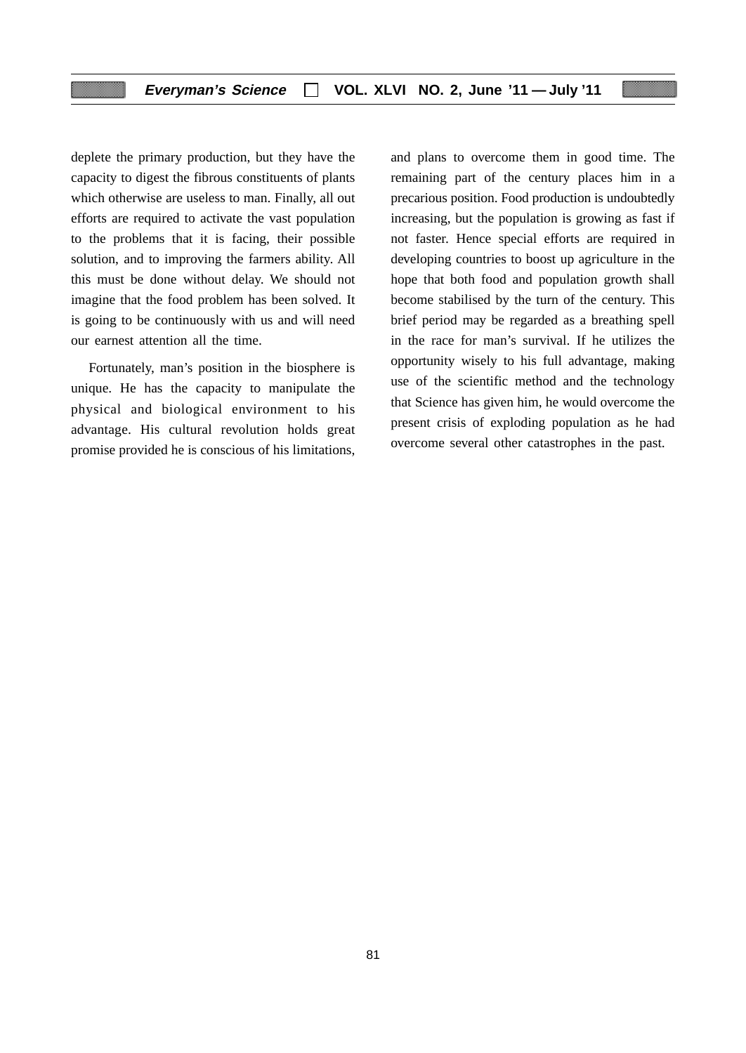deplete the primary production, but they have the capacity to digest the fibrous constituents of plants which otherwise are useless to man. Finally, all out efforts are required to activate the vast population to the problems that it is facing, their possible solution, and to improving the farmers ability. All this must be done without delay. We should not imagine that the food problem has been solved. It is going to be continuously with us and will need our earnest attention all the time.

Fortunately, man's position in the biosphere is unique. He has the capacity to manipulate the physical and biological environment to his advantage. His cultural revolution holds great promise provided he is conscious of his limitations, and plans to overcome them in good time. The remaining part of the century places him in a precarious position. Food production is undoubtedly increasing, but the population is growing as fast if not faster. Hence special efforts are required in developing countries to boost up agriculture in the hope that both food and population growth shall become stabilised by the turn of the century. This brief period may be regarded as a breathing spell in the race for man's survival. If he utilizes the opportunity wisely to his full advantage, making use of the scientific method and the technology that Science has given him, he would overcome the present crisis of exploding population as he had overcome several other catastrophes in the past.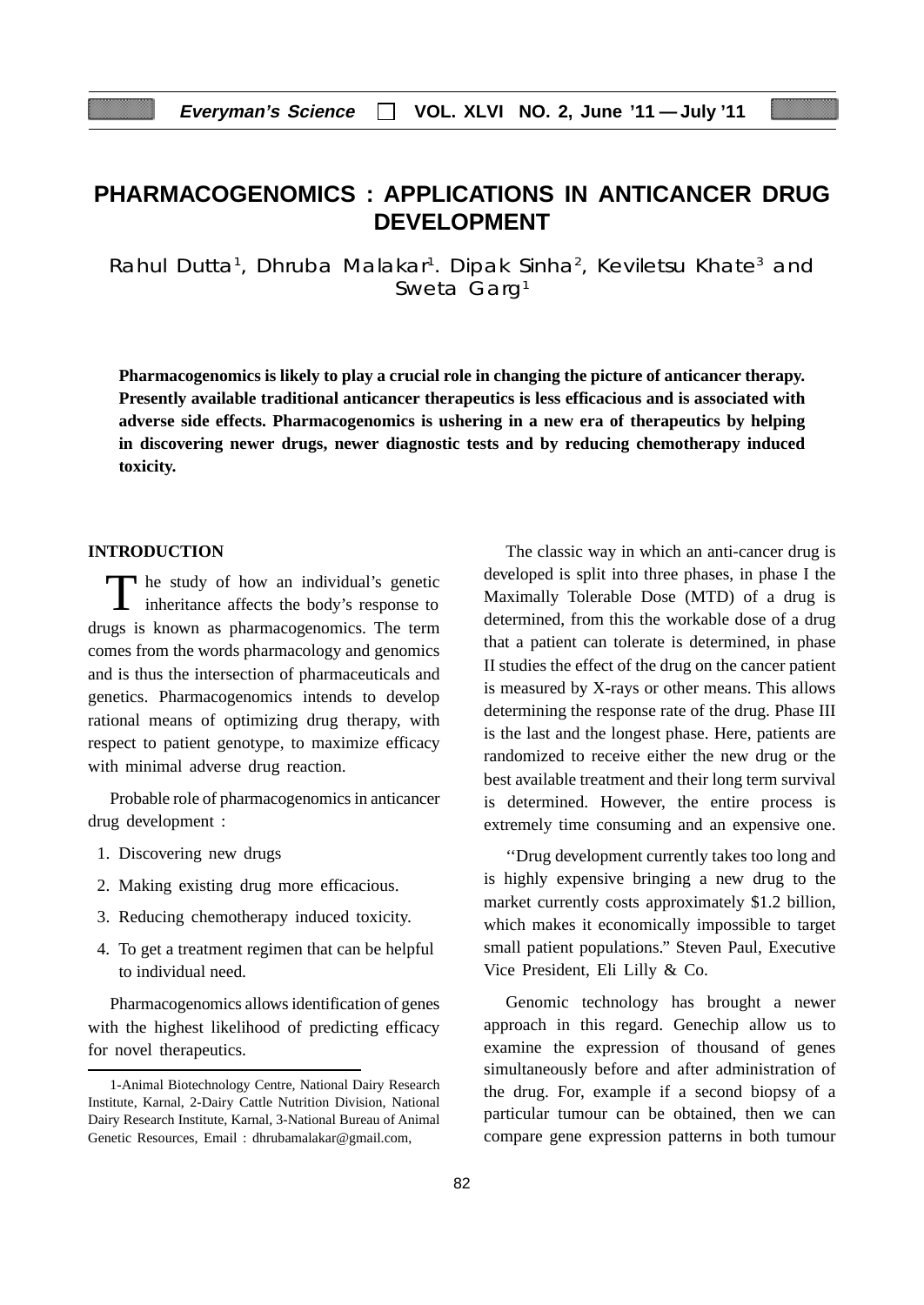# PHARMACOGENOMICS : APPLICATIONS IN ANTICANCER DRUG DEVELOPMENT

Rahul Dutta[1], Dhruba Malakar[1]. Dipak Sinha[2], Keviletsu Khate[3] and Sweta Garg[1]

**Pharmacogenomics is likely to play a crucial role in changing the picture of anticancer therapy. Presently available traditional anticancer therapeutics is less efficacious and is associated with adverse side effects. Pharmacogenomics is ushering in a new era of therapeutics by helping in discovering newer drugs, newer diagnostic tests and by reducing chemotherapy induced toxicity.**

## INTRODUCTION

The study of how an individual's genetic inheritance affects the body's response to drugs is known as pharmacogenomics. The term comes from the words pharmacology and genomics and is thus the intersection of pharmaceuticals and genetics. Pharmacogenomics intends to develop rational means of optimizing drug therapy, with respect to patient genotype, to maximize efficacy with minimal adverse drug reaction.

Probable role of pharmacogenomics in anticancer drug development :

1. Discovering new drugs
2. Making existing drug more efficacious.
3. Reducing chemotherapy induced toxicity.
4. To get a treatment regimen that can be helpful to individual need.

Pharmacogenomics allows identification of genes with the highest likelihood of predicting efficacy for novel therapeutics.

The classic way in which an anti-cancer drug is developed is split into three phases, in phase I the Maximally Tolerable Dose (MTD) of a drug is determined, from this the workable dose of a drug that a patient can tolerate is determined, in phase II studies the effect of the drug on the cancer patient is measured by X-rays or other means. This allows determining the response rate of the drug. Phase III is the last and the longest phase. Here, patients are randomized to receive either the new drug or the best available treatment and their long term survival is determined. However, the entire process is extremely time consuming and an expensive one.

''Drug development currently takes too long and is highly expensive bringing a new drug to the market currently costs approximately $1.2 billion, which makes it economically impossible to target small patient populations." Steven Paul, Executive Vice President, Eli Lilly & Co.

Genomic technology has brought a newer approach in this regard. Genechip allow us to examine the expression of thousand of genes simultaneously before and after administration of the drug. For, example if a second biopsy of a particular tumour can be obtained, then we can compare gene expression patterns in both tumour

---

1-Animal Biotechnology Centre, National Dairy Research Institute, Karnal, 2-Dairy Cattle Nutrition Division, National Dairy Research Institute, Karnal, 3-National Bureau of Animal Genetic Resources, Email : dhrubamalakar@gmail.com,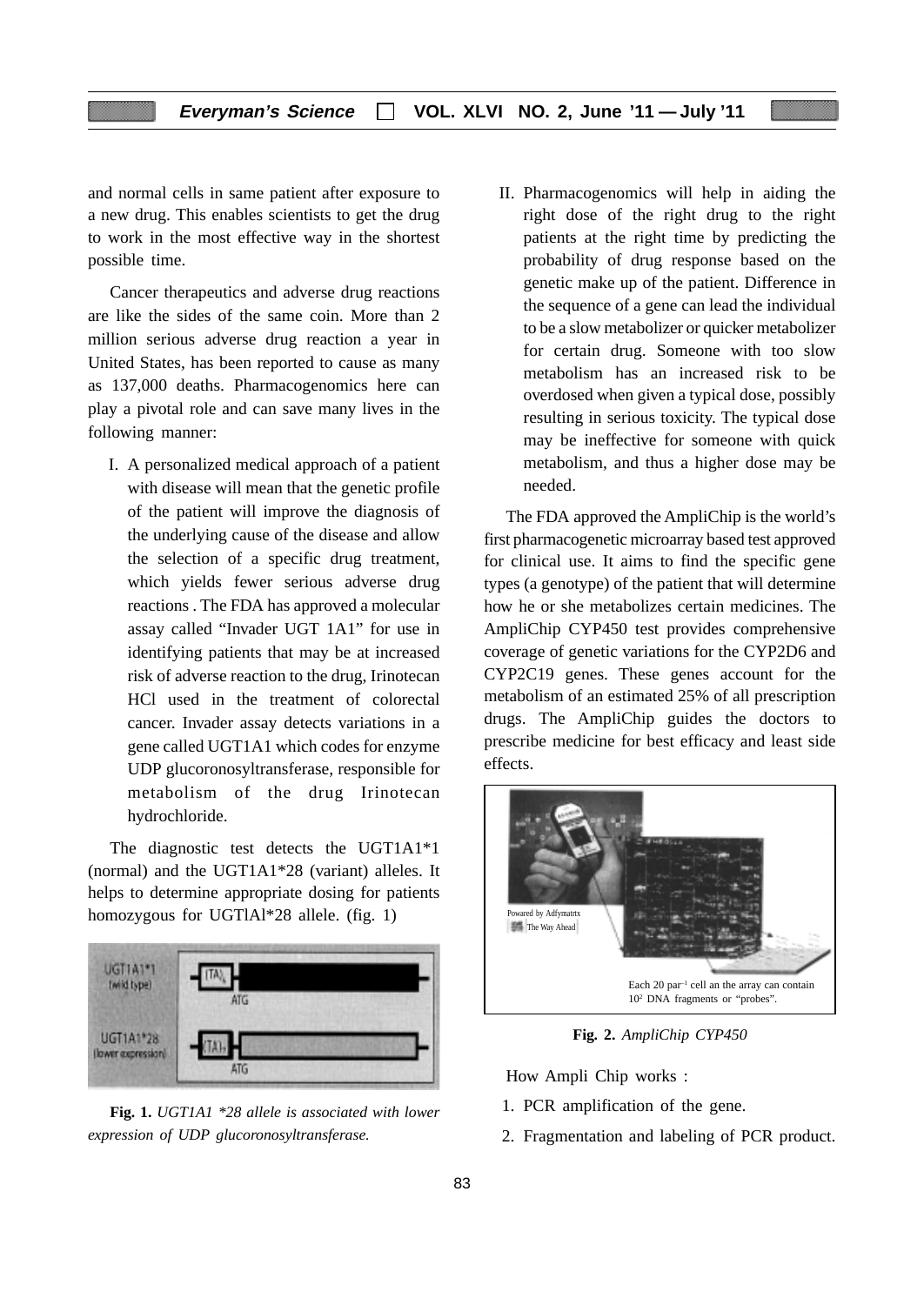and normal cells in same patient after exposure to a new drug. This enables scientists to get the drug to work in the most effective way in the shortest possible time.

Cancer therapeutics and adverse drug reactions are like the sides of the same coin. More than 2 million serious adverse drug reaction a year in United States, has been reported to cause as many as 137,000 deaths. Pharmacogenomics here can play a pivotal role and can save many lives in the following manner:

I. A personalized medical approach of a patient with disease will mean that the genetic profile of the patient will improve the diagnosis of the underlying cause of the disease and allow the selection of a specific drug treatment, which yields fewer serious adverse drug reactions . The FDA has approved a molecular assay called "Invader UGT 1A1" for use in identifying patients that may be at increased risk of adverse reaction to the drug, Irinotecan HCl used in the treatment of colorectal cancer. Invader assay detects variations in a gene called UGT1A1 which codes for enzyme UDP glucoronosyltransferase, responsible for metabolism of the drug Irinotecan hydrochloride.

The diagnostic test detects the UGT1A1*1 (normal) and the UGT1A1*28 (variant) alleles. It helps to determine appropriate dosing for patients homozygous for UGTlAl*28 allele. (fig. 1)

**Fig. 1.** *UGT1A1 *28 allele is associated with lower expression of UDP glucoronosyltransferase.*

II. Pharmacogenomics will help in aiding the right dose of the right drug to the right patients at the right time by predicting the probability of drug response based on the genetic make up of the patient. Difference in the sequence of a gene can lead the individual to be a slow metabolizer or quicker metabolizer for certain drug. Someone with too slow metabolism has an increased risk to be overdosed when given a typical dose, possibly resulting in serious toxicity. The typical dose may be ineffective for someone with quick metabolism, and thus a higher dose may be needed.

The FDA approved the AmpliChip is the world's first pharmacogenetic microarray based test approved for clinical use. It aims to find the specific gene types (a genotype) of the patient that will determine how he or she metabolizes certain medicines. The AmpliChip CYP450 test provides comprehensive coverage of genetic variations for the CYP2D6 and CYP2C19 genes. These genes account for the metabolism of an estimated 25% of all prescription drugs. The AmpliChip guides the doctors to prescribe medicine for best efficacy and least side effects.

**Fig. 2.** *AmpliChip CYP450*

How Ampli Chip works :

1. PCR amplification of the gene.
2. Fragmentation and labeling of PCR product.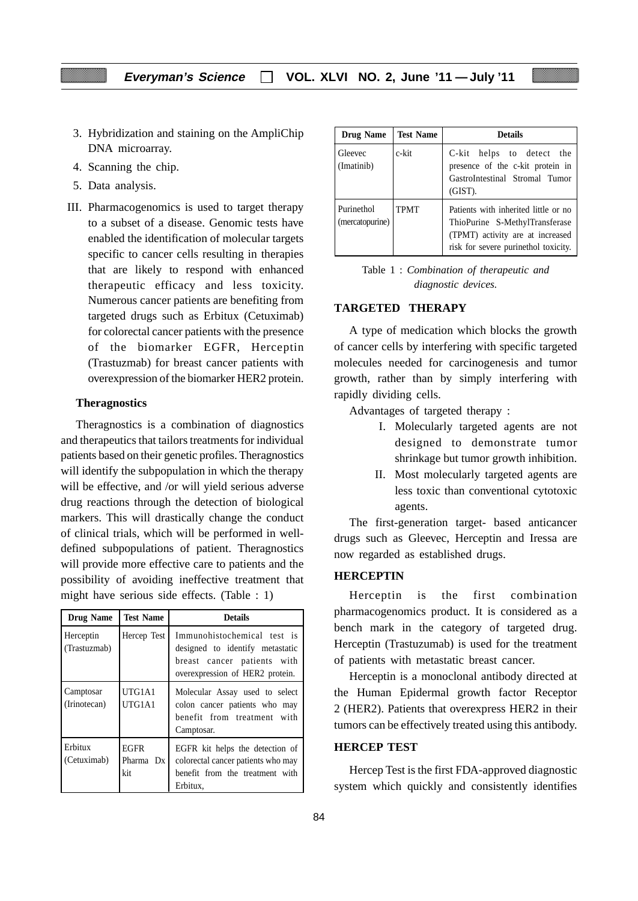3. Hybridization and staining on the AmpliChip DNA microarray.
4. Scanning the chip.
5. Data analysis.

III. Pharmacogenomics is used to target therapy to a subset of a disease. Genomic tests have enabled the identification of molecular targets specific to cancer cells resulting in therapies that are likely to respond with enhanced therapeutic efficacy and less toxicity. Numerous cancer patients are benefiting from targeted drugs such as Erbitux (Cetuximab) for colorectal cancer patients with the presence of the biomarker EGFR, Herceptin (Trastuzmab) for breast cancer patients with overexpression of the biomarker HER2 protein.

### Theragnostics

Theragnostics is a combination of diagnostics and therapeutics that tailors treatments for individual patients based on their genetic profiles. Theragnostics will identify the subpopulation in which the therapy will be effective, and /or will yield serious adverse drug reactions through the detection of biological markers. This will drastically change the conduct of clinical trials, which will be performed in well-defined subpopulations of patient. Theragnostics will provide more effective care to patients and the possibility of avoiding ineffective treatment that might have serious side effects. (Table : 1)

| Drug Name | Test Name | Details |
|---|---|---|
| Herceptin (Trastuzmab) | Hercep Test | Immunohistochemical test is designed to identify metastatic breast cancer patients with overexpression of HER2 protein. |
| Camptosar (Irinotecan) | UTG1A1 UTG1A1 | Molecular Assay used to select colon cancer patients who may benefit from treatment with Camptosar. |
| Erbitux (Cetuximab) | EGFR Pharma Dx kit | EGFR kit helps the detection of colorectal cancer patients who may benefit from the treatment with Erbitux, |
| Gleevec (Imatinib) | c-kit | C-kit helps to detect the presence of the c-kit protein in GastroIntestinal Stromal Tumor (GIST). |
| Purinethol (mercatopurine) | TPMT | Patients with inherited little or no ThioPurine S-MethylTransferase (TPMT) activity are at increased risk for severe purinethol toxicity. |

Table 1 : *Combination of therapeutic and diagnostic devices.*

### TARGETED THERAPY

A type of medication which blocks the growth of cancer cells by interfering with specific targeted molecules needed for carcinogenesis and tumor growth, rather than by simply interfering with rapidly dividing cells.

Advantages of targeted therapy :

I. Molecularly targeted agents are not designed to demonstrate tumor shrinkage but tumor growth inhibition.

II. Most molecularly targeted agents are less toxic than conventional cytotoxic agents.

The first-generation target- based anticancer drugs such as Gleevec, Herceptin and Iressa are now regarded as established drugs.

### HERCEPTIN

Herceptin is the first combination pharmacogenomics product. It is considered as a bench mark in the category of targeted drug. Herceptin (Trastuzumab) is used for the treatment of patients with metastatic breast cancer.

Herceptin is a monoclonal antibody directed at the Human Epidermal growth factor Receptor 2 (HER2). Patients that overexpress HER2 in their tumors can be effectively treated using this antibody.

### HERCEP TEST

Hercep Test is the first FDA-approved diagnostic system which quickly and consistently identifies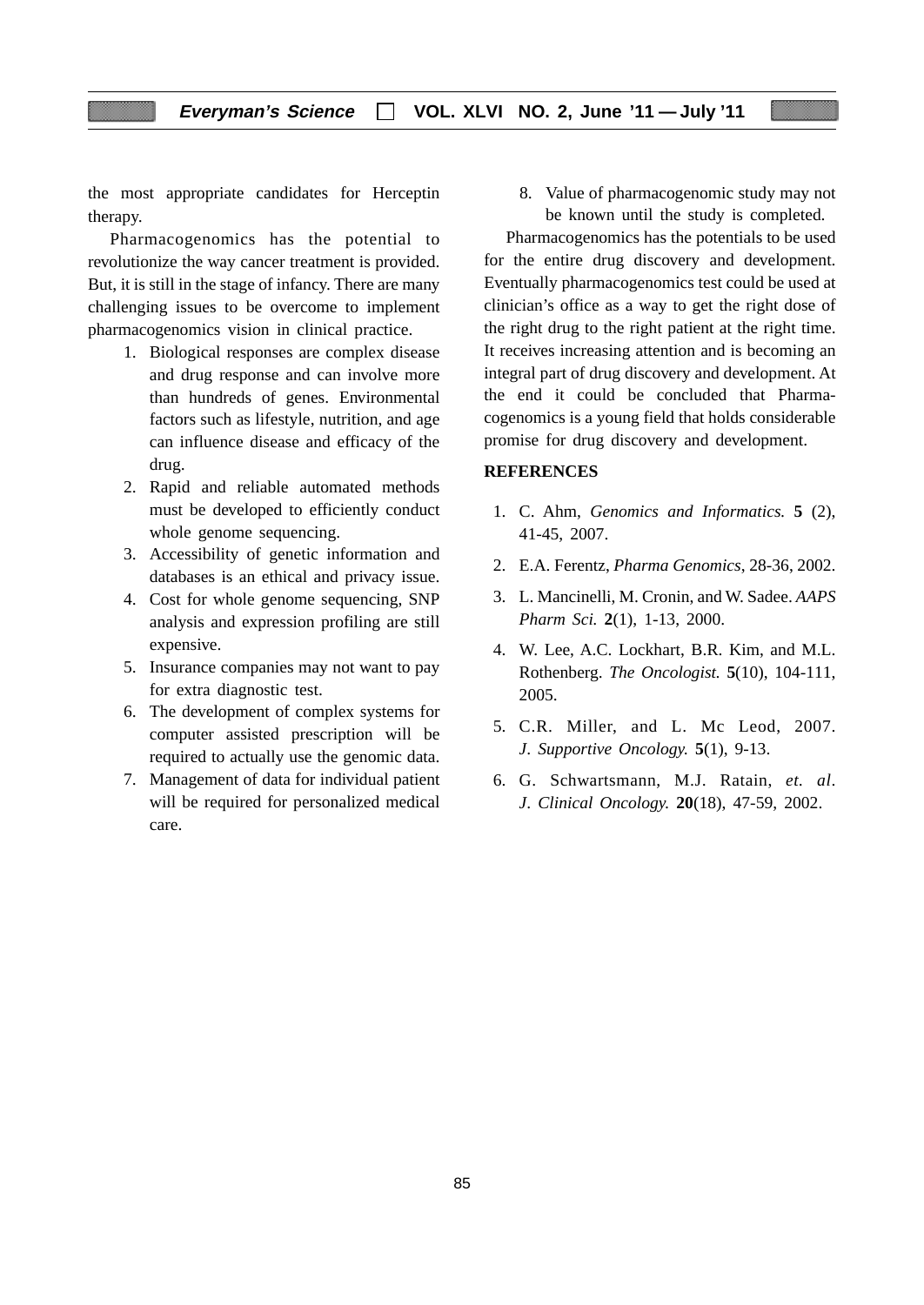the most appropriate candidates for Herceptin therapy.

Pharmacogenomics has the potential to revolutionize the way cancer treatment is provided. But, it is still in the stage of infancy. There are many challenging issues to be overcome to implement pharmacogenomics vision in clinical practice.

1. Biological responses are complex disease and drug response and can involve more than hundreds of genes. Environmental factors such as lifestyle, nutrition, and age can influence disease and efficacy of the drug.
2. Rapid and reliable automated methods must be developed to efficiently conduct whole genome sequencing.
3. Accessibility of genetic information and databases is an ethical and privacy issue.
4. Cost for whole genome sequencing, SNP analysis and expression profiling are still expensive.
5. Insurance companies may not want to pay for extra diagnostic test.
6. The development of complex systems for computer assisted prescription will be required to actually use the genomic data.
7. Management of data for individual patient will be required for personalized medical care.
8. Value of pharmacogenomic study may not be known until the study is completed.

Pharmacogenomics has the potentials to be used for the entire drug discovery and development. Eventually pharmacogenomics test could be used at clinician's office as a way to get the right dose of the right drug to the right patient at the right time. It receives increasing attention and is becoming an integral part of drug discovery and development. At the end it could be concluded that Pharmacogenomics is a young field that holds considerable promise for drug discovery and development.

## REFERENCES

1. C. Ahm, *Genomics and Informatics.* **5** (2), 41-45, 2007.
2. E.A. Ferentz, *Pharma Genomics*, 28-36, 2002.
3. L. Mancinelli, M. Cronin, and W. Sadee. *AAPS Pharm Sci.* **2**(1), 1-13, 2000.
4. W. Lee, A.C. Lockhart, B.R. Kim, and M.L. Rothenberg. *The Oncologist.* **5**(10), 104-111, 2005.
5. C.R. Miller, and L. Mc Leod, 2007. *J. Supportive Oncology.* **5**(1), 9-13.
6. G. Schwartsmann, M.J. Ratain, *et. al*. *J. Clinical Oncology.* **20**(18), 47-59, 2002.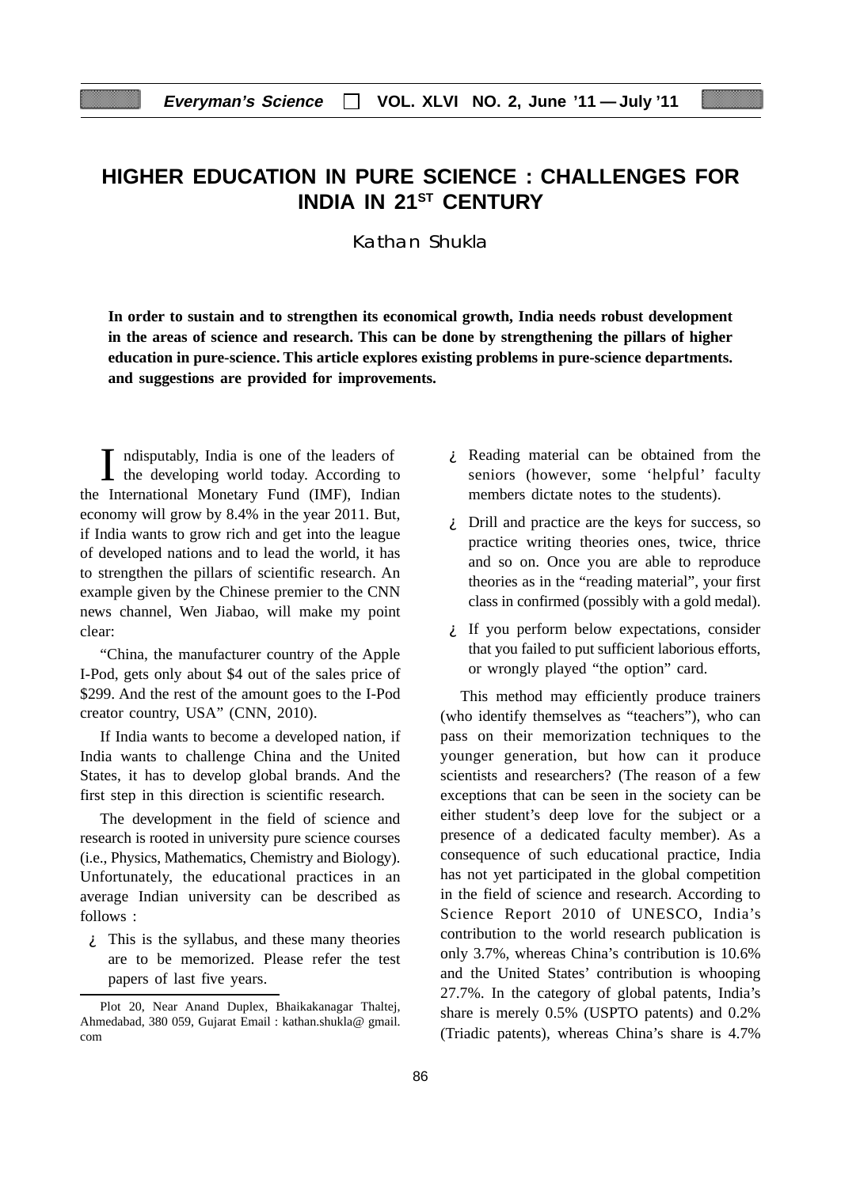# HIGHER EDUCATION IN PURE SCIENCE : CHALLENGES FOR INDIA IN 21ST CENTURY

Kathan Shukla

**In order to sustain and to strengthen its economical growth, India needs robust development in the areas of science and research. This can be done by strengthening the pillars of higher education in pure-science. This article explores existing problems in pure-science departments. and suggestions are provided for improvements.**

Indisputably, India is one of the leaders of the developing world today. According to the International Monetary Fund (IMF), Indian economy will grow by 8.4% in the year 2011. But, if India wants to grow rich and get into the league of developed nations and to lead the world, it has to strengthen the pillars of scientific research. An example given by the Chinese premier to the CNN news channel, Wen Jiabao, will make my point clear:

"China, the manufacturer country of the Apple I-Pod, gets only about $4 out of the sales price of $299. And the rest of the amount goes to the I-Pod creator country, USA" (CNN, 2010).

If India wants to become a developed nation, if India wants to challenge China and the United States, it has to develop global brands. And the first step in this direction is scientific research.

The development in the field of science and research is rooted in university pure science courses (i.e., Physics, Mathematics, Chemistry and Biology). Unfortunately, the educational practices in an average Indian university can be described as follows :

- This is the syllabus, and these many theories are to be memorized. Please refer the test papers of last five years.
- Reading material can be obtained from the seniors (however, some 'helpful' faculty members dictate notes to the students).
- Drill and practice are the keys for success, so practice writing theories ones, twice, thrice and so on. Once you are able to reproduce theories as in the "reading material", your first class in confirmed (possibly with a gold medal).
- If you perform below expectations, consider that you failed to put sufficient laborious efforts, or wrongly played "the option" card.

This method may efficiently produce trainers (who identify themselves as "teachers"), who can pass on their memorization techniques to the younger generation, but how can it produce scientists and researchers? (The reason of a few exceptions that can be seen in the society can be either student's deep love for the subject or a presence of a dedicated faculty member). As a consequence of such educational practice, India has not yet participated in the global competition in the field of science and research. According to Science Report 2010 of UNESCO, India's contribution to the world research publication is only 3.7%, whereas China's contribution is 10.6% and the United States' contribution is whooping 27.7%. In the category of global patents, India's share is merely 0.5% (USPTO patents) and 0.2% (Triadic patents), whereas China's share is 4.7%

---

Plot 20, Near Anand Duplex, Bhaikakanagar Thaltej, Ahmedabad, 380 059, Gujarat Email : kathan.shukla@ gmail. com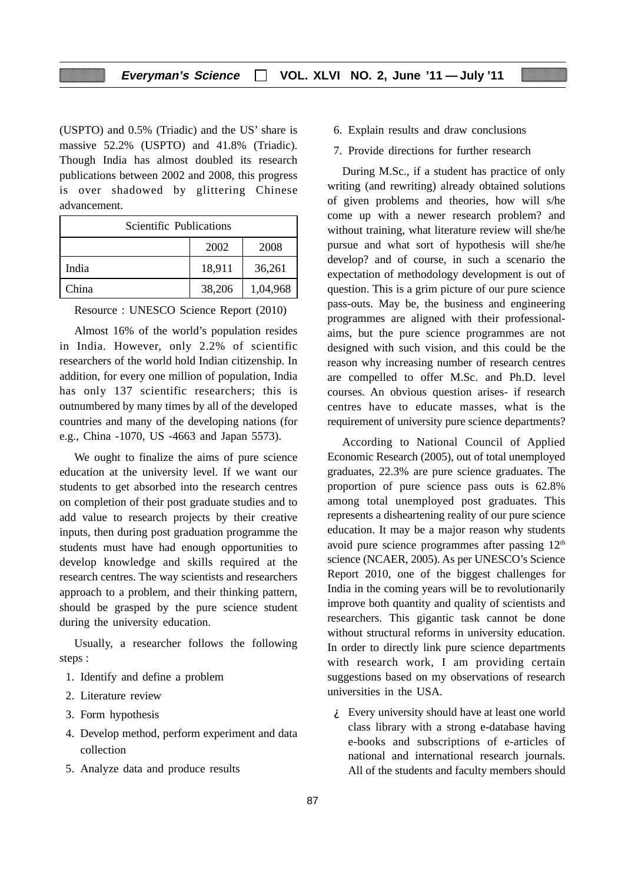(USPTO) and 0.5% (Triadic) and the US' share is massive 52.2% (USPTO) and 41.8% (Triadic). Though India has almost doubled its research publications between 2002 and 2008, this progress is over shadowed by glittering Chinese advancement.

| Scientific Publications | | |
|---|---|---|
| | 2002 | 2008 |
| India | 18,911 | 36,261 |
| China | 38,206 | 1,04,968 |

Resource : UNESCO Science Report (2010)

Almost 16% of the world's population resides in India. However, only 2.2% of scientific researchers of the world hold Indian citizenship. In addition, for every one million of population, India has only 137 scientific researchers; this is outnumbered by many times by all of the developed countries and many of the developing nations (for e.g., China -1070, US -4663 and Japan 5573).

We ought to finalize the aims of pure science education at the university level. If we want our students to get absorbed into the research centres on completion of their post graduate studies and to add value to research projects by their creative inputs, then during post graduation programme the students must have had enough opportunities to develop knowledge and skills required at the research centres. The way scientists and researchers approach to a problem, and their thinking pattern, should be grasped by the pure science student during the university education.

Usually, a researcher follows the following steps :

1. Identify and define a problem
2. Literature review
3. Form hypothesis
4. Develop method, perform experiment and data collection
5. Analyze data and produce results
6. Explain results and draw conclusions
7. Provide directions for further research

During M.Sc., if a student has practice of only writing (and rewriting) already obtained solutions of given problems and theories, how will s/he come up with a newer research problem? and without training, what literature review will she/he pursue and what sort of hypothesis will she/he develop? and of course, in such a scenario the expectation of methodology development is out of question. This is a grim picture of our pure science pass-outs. May be, the business and engineering programmes are aligned with their professional-aims, but the pure science programmes are not designed with such vision, and this could be the reason why increasing number of research centres are compelled to offer M.Sc. and Ph.D. level courses. An obvious question arises- if research centres have to educate masses, what is the requirement of university pure science departments?

According to National Council of Applied Economic Research (2005), out of total unemployed graduates, 22.3% are pure science graduates. The proportion of pure science pass outs is 62.8% among total unemployed post graduates. This represents a disheartening reality of our pure science education. It may be a major reason why students avoid pure science programmes after passing 12th science (NCAER, 2005). As per UNESCO's Science Report 2010, one of the biggest challenges for India in the coming years will be to revolutionarily improve both quantity and quality of scientists and researchers. This gigantic task cannot be done without structural reforms in university education. In order to directly link pure science departments with research work, I am providing certain suggestions based on my observations of research universities in the USA.

¿ Every university should have at least one world class library with a strong e-database having e-books and subscriptions of e-articles of national and international research journals. All of the students and faculty members should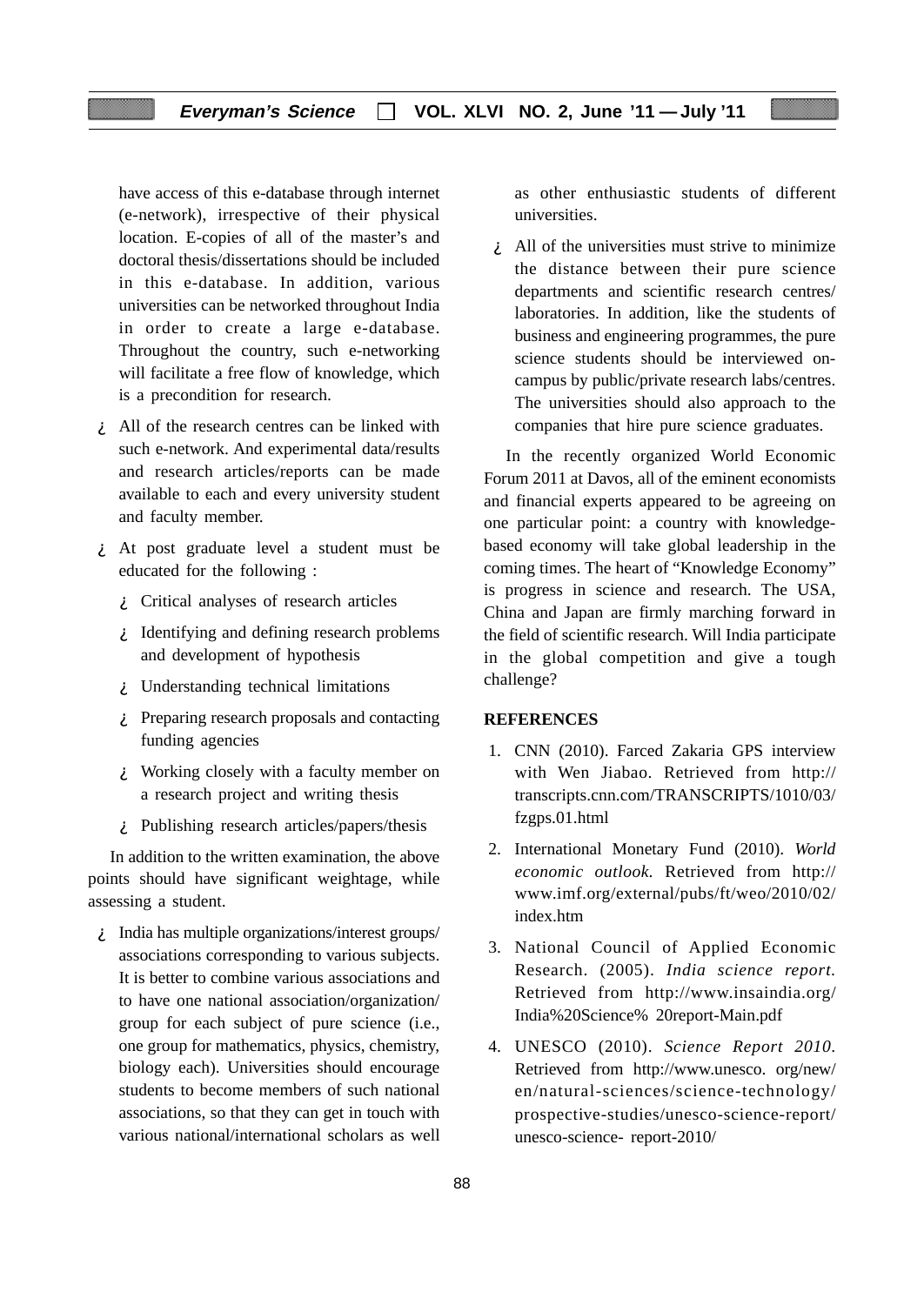have access of this e-database through internet (e-network), irrespective of their physical location. E-copies of all of the master's and doctoral thesis/dissertations should be included in this e-database. In addition, various universities can be networked throughout India in order to create a large e-database. Throughout the country, such e-networking will facilitate a free flow of knowledge, which is a precondition for research.

- All of the research centres can be linked with such e-network. And experimental data/results and research articles/reports can be made available to each and every university student and faculty member.
- At post graduate level a student must be educated for the following :
  - Critical analyses of research articles
  - Identifying and defining research problems and development of hypothesis
  - Understanding technical limitations
  - Preparing research proposals and contacting funding agencies
  - Working closely with a faculty member on a research project and writing thesis
  - Publishing research articles/papers/thesis

In addition to the written examination, the above points should have significant weightage, while assessing a student.

- India has multiple organizations/interest groups/ associations corresponding to various subjects. It is better to combine various associations and to have one national association/organization/ group for each subject of pure science (i.e., one group for mathematics, physics, chemistry, biology each). Universities should encourage students to become members of such national associations, so that they can get in touch with various national/international scholars as well as other enthusiastic students of different universities.
- All of the universities must strive to minimize the distance between their pure science departments and scientific research centres/ laboratories. In addition, like the students of business and engineering programmes, the pure science students should be interviewed on-campus by public/private research labs/centres. The universities should also approach to the companies that hire pure science graduates.

In the recently organized World Economic Forum 2011 at Davos, all of the eminent economists and financial experts appeared to be agreeing on one particular point: a country with knowledge-based economy will take global leadership in the coming times. The heart of "Knowledge Economy" is progress in science and research. The USA, China and Japan are firmly marching forward in the field of scientific research. Will India participate in the global competition and give a tough challenge?

## REFERENCES

1. CNN (2010). Farced Zakaria GPS interview with Wen Jiabao. Retrieved from http://transcripts.cnn.com/TRANSCRIPTS/1010/03/fzgps.01.html
2. International Monetary Fund (2010). *World economic outlook*. Retrieved from http://www.imf.org/external/pubs/ft/weo/2010/02/index.htm
3. National Council of Applied Economic Research. (2005). *India science report*. Retrieved from http://www.insaindia.org/India%20Science% 20report-Main.pdf
4. UNESCO (2010). *Science Report 2010*. Retrieved from http://www.unesco. org/new/en/natural-sciences/science-technology/prospective-studies/unesco-science-report/unesco-science- report-2010/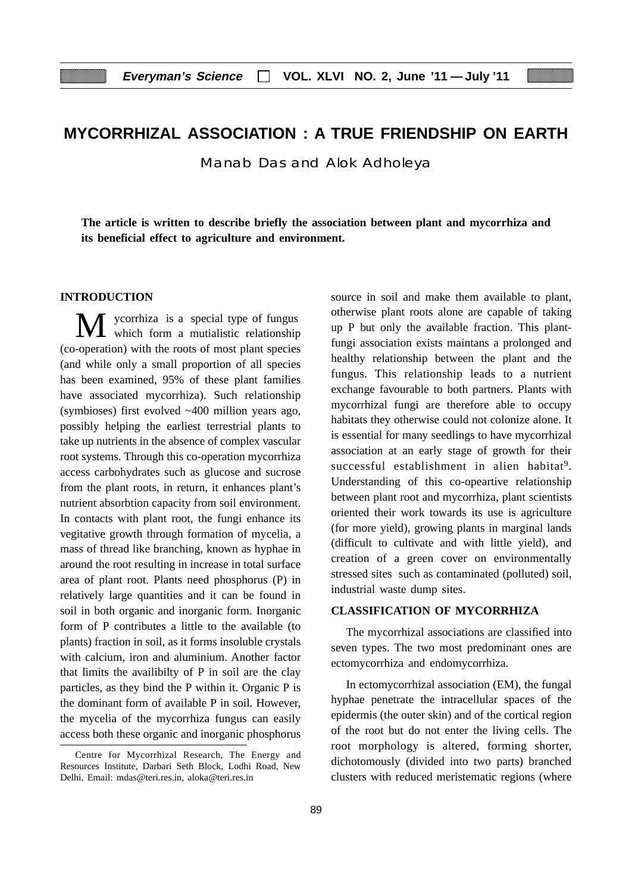# MYCORRHIZAL ASSOCIATION : A TRUE FRIENDSHIP ON EARTH

Manab Das and Alok Adholeya

**The article is written to describe briefly the association between plant and mycorrhiza and its beneficial effect to agriculture and environment.**

## INTRODUCTION

Mycorrhiza is a special type of fungus which form a mutialistic relationship (co-operation) with the roots of most plant species (and while only a small proportion of all species has been examined, 95% of these plant families have associated mycorrhiza). Such relationship (symbioses) first evolved ~400 million years ago, possibly helping the earliest terrestrial plants to take up nutrients in the absence of complex vascular root systems. Through this co-operation mycorrhiza access carbohydrates such as glucose and sucrose from the plant roots, in return, it enhances plant's nutrient absorbtion capacity from soil environment. In contacts with plant root, the fungi enhance its vegitative growth through formation of mycelia, a mass of thread like branching, known as hyphae in around the root resulting in increase in total surface area of plant root. Plants need phosphorus (P) in relatively large quantities and it can be found in soil in both organic and inorganic form. Inorganic form of P contributes a little to the available (to plants) fraction in soil, as it forms insoluble crystals with calcium, iron and aluminium. Another factor that limits the availibilty of P in soil are the clay particles, as they bind the P within it. Organic P is the dominant form of available P in soil. However, the mycelia of the mycorrhiza fungus can easily access both these organic and inorganic phosphorus source in soil and make them available to plant, otherwise plant roots alone are capable of taking up P but only the available fraction. This plant-fungi association exists maintans a prolonged and healthy relationship between the plant and the fungus. This relationship leads to a nutrient exchange favourable to both partners. Plants with mycorrhizal fungi are therefore able to occupy habitats they otherwise could not colonize alone. It is essential for many seedlings to have mycorrhizal association at an early stage of growth for their successful establishment in alien habitat[9]. Understanding of this co-opeartive relationship between plant root and mycorrhiza, plant scientists oriented their work towards its use is agriculture (for more yield), growing plants in marginal lands (difficult to cultivate and with little yield), and creation of a green cover on environmentally stressed sites such as contaminated (polluted) soil, industrial waste dump sites.

## CLASSIFICATION OF MYCORRHIZA

The mycorrhizal associations are classified into seven types. The two most predominant ones are ectomycorrhiza and endomycorrhiza.

In ectomycorrhizal association (EM), the fungal hyphae penetrate the intracellular spaces of the epidermis (the outer skin) and of the cortical region of the root but do not enter the living cells. The root morphology is altered, forming shorter, dichotomously (divided into two parts) branched clusters with reduced meristematic regions (where

Centre for Mycorrhizal Research, The Energy and Resources Institute, Darbari Seth Block, Lodhi Road, New Delhi. Email: mdas@teri.res.in, aloka@teri.res.in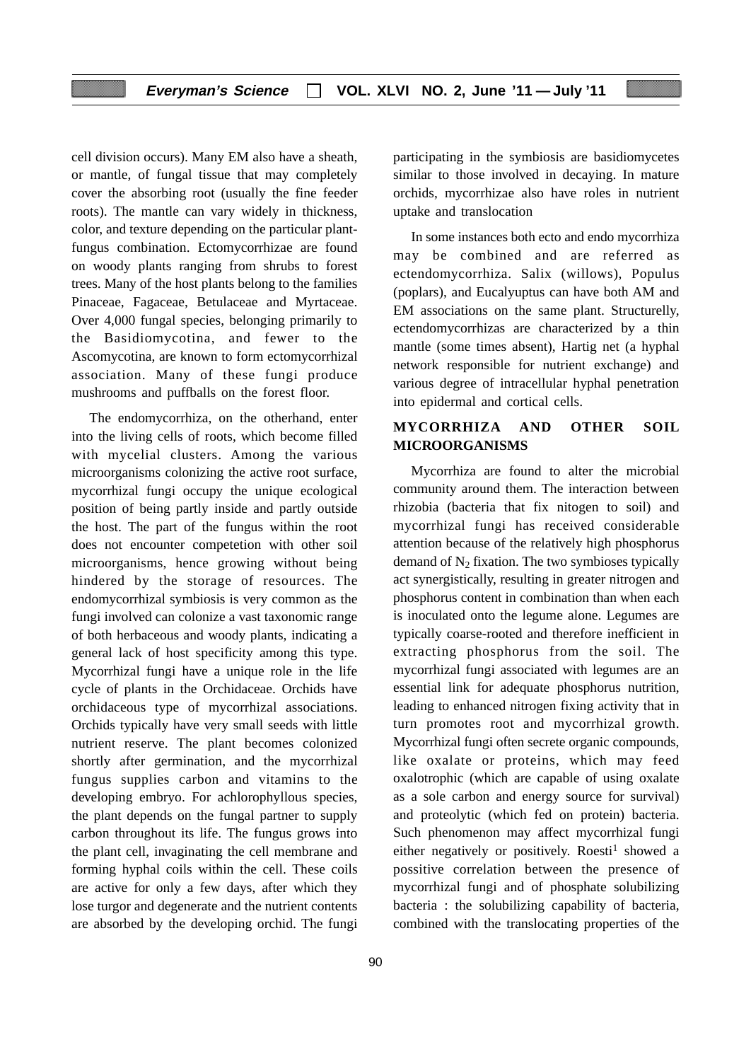cell division occurs). Many EM also have a sheath, or mantle, of fungal tissue that may completely cover the absorbing root (usually the fine feeder roots). The mantle can vary widely in thickness, color, and texture depending on the particular plant-fungus combination. Ectomycorrhizae are found on woody plants ranging from shrubs to forest trees. Many of the host plants belong to the families Pinaceae, Fagaceae, Betulaceae and Myrtaceae. Over 4,000 fungal species, belonging primarily to the Basidiomycotina, and fewer to the Ascomycotina, are known to form ectomycorrhizal association. Many of these fungi produce mushrooms and puffballs on the forest floor.

The endomycorrhiza, on the otherhand, enter into the living cells of roots, which become filled with mycelial clusters. Among the various microorganisms colonizing the active root surface, mycorrhizal fungi occupy the unique ecological position of being partly inside and partly outside the host. The part of the fungus within the root does not encounter competetion with other soil microorganisms, hence growing without being hindered by the storage of resources. The endomycorrhizal symbiosis is very common as the fungi involved can colonize a vast taxonomic range of both herbaceous and woody plants, indicating a general lack of host specificity among this type. Mycorrhizal fungi have a unique role in the life cycle of plants in the Orchidaceae. Orchids have orchidaceous type of mycorrhizal associations. Orchids typically have very small seeds with little nutrient reserve. The plant becomes colonized shortly after germination, and the mycorrhizal fungus supplies carbon and vitamins to the developing embryo. For achlorophyllous species, the plant depends on the fungal partner to supply carbon throughout its life. The fungus grows into the plant cell, invaginating the cell membrane and forming hyphal coils within the cell. These coils are active for only a few days, after which they lose turgor and degenerate and the nutrient contents are absorbed by the developing orchid. The fungi participating in the symbiosis are basidiomycetes similar to those involved in decaying. In mature orchids, mycorrhizae also have roles in nutrient uptake and translocation

In some instances both ecto and endo mycorrhiza may be combined and are referred as ectendomycorrhiza. Salix (willows), Populus (poplars), and Eucalyuptus can have both AM and EM associations on the same plant. Structurelly, ectendomycorrhizas are characterized by a thin mantle (some times absent), Hartig net (a hyphal network responsible for nutrient exchange) and various degree of intracellular hyphal penetration into epidermal and cortical cells.

## MYCORRHIZA AND OTHER SOIL MICROORGANISMS

Mycorrhiza are found to alter the microbial community around them. The interaction between rhizobia (bacteria that fix nitogen to soil) and mycorrhizal fungi has received considerable attention because of the relatively high phosphorus demand of $N_2$ fixation. The two symbioses typically act synergistically, resulting in greater nitrogen and phosphorus content in combination than when each is inoculated onto the legume alone. Legumes are typically coarse-rooted and therefore inefficient in extracting phosphorus from the soil. The mycorrhizal fungi associated with legumes are an essential link for adequate phosphorus nutrition, leading to enhanced nitrogen fixing activity that in turn promotes root and mycorrhizal growth. Mycorrhizal fungi often secrete organic compounds, like oxalate or proteins, which may feed oxalotrophic (which are capable of using oxalate as a sole carbon and energy source for survival) and proteolytic (which fed on protein) bacteria. Such phenomenon may affect mycorrhizal fungi either negatively or positively. Roesti[1] showed a possitive correlation between the presence of mycorrhizal fungi and of phosphate solubilizing bacteria : the solubilizing capability of bacteria, combined with the translocating properties of the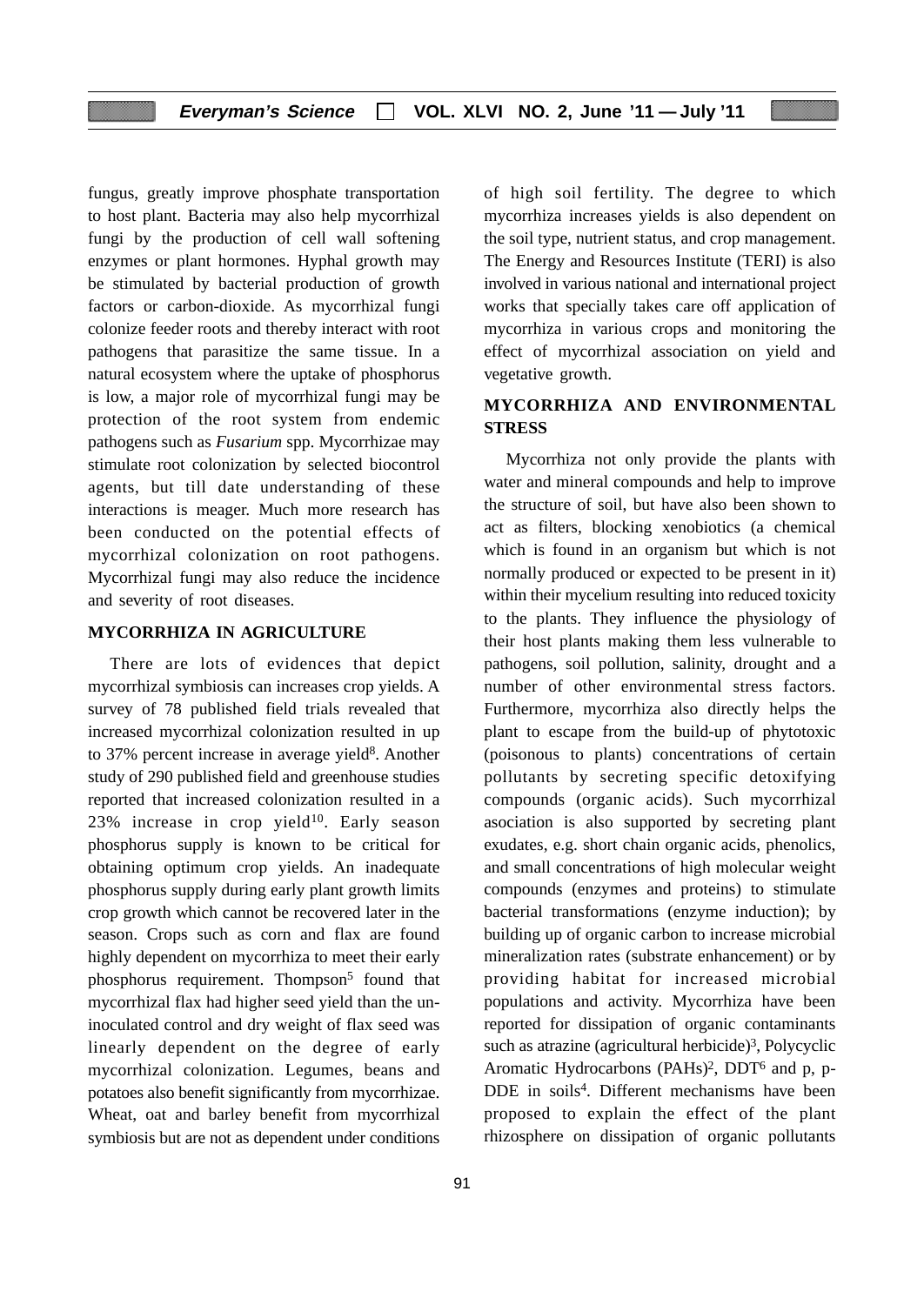fungus, greatly improve phosphate transportation to host plant. Bacteria may also help mycorrhizal fungi by the production of cell wall softening enzymes or plant hormones. Hyphal growth may be stimulated by bacterial production of growth factors or carbon-dioxide. As mycorrhizal fungi colonize feeder roots and thereby interact with root pathogens that parasitize the same tissue. In a natural ecosystem where the uptake of phosphorus is low, a major role of mycorrhizal fungi may be protection of the root system from endemic pathogens such as *Fusarium* spp. Mycorrhizae may stimulate root colonization by selected biocontrol agents, but till date understanding of these interactions is meager. Much more research has been conducted on the potential effects of mycorrhizal colonization on root pathogens. Mycorrhizal fungi may also reduce the incidence and severity of root diseases.

## MYCORRHIZA IN AGRICULTURE

There are lots of evidences that depict mycorrhizal symbiosis can increases crop yields. A survey of 78 published field trials revealed that increased mycorrhizal colonization resulted in up to 37% percent increase in average yield[8]. Another study of 290 published field and greenhouse studies reported that increased colonization resulted in a 23% increase in crop yield[10]. Early season phosphorus supply is known to be critical for obtaining optimum crop yields. An inadequate phosphorus supply during early plant growth limits crop growth which cannot be recovered later in the season. Crops such as corn and flax are found highly dependent on mycorrhiza to meet their early phosphorus requirement. Thompson[5] found that mycorrhizal flax had higher seed yield than the un-inoculated control and dry weight of flax seed was linearly dependent on the degree of early mycorrhizal colonization. Legumes, beans and potatoes also benefit significantly from mycorrhizae. Wheat, oat and barley benefit from mycorrhizal symbiosis but are not as dependent under conditions of high soil fertility. The degree to which mycorrhiza increases yields is also dependent on the soil type, nutrient status, and crop management. The Energy and Resources Institute (TERI) is also involved in various national and international project works that specially takes care off application of mycorrhiza in various crops and monitoring the effect of mycorrhizal association on yield and vegetative growth.

## MYCORRHIZA AND ENVIRONMENTAL STRESS

Mycorrhiza not only provide the plants with water and mineral compounds and help to improve the structure of soil, but have also been shown to act as filters, blocking xenobiotics (a chemical which is found in an organism but which is not normally produced or expected to be present in it) within their mycelium resulting into reduced toxicity to the plants. They influence the physiology of their host plants making them less vulnerable to pathogens, soil pollution, salinity, drought and a number of other environmental stress factors. Furthermore, mycorrhiza also directly helps the plant to escape from the build-up of phytotoxic (poisonous to plants) concentrations of certain pollutants by secreting specific detoxifying compounds (organic acids). Such mycorrhizal asociation is also supported by secreting plant exudates, e.g. short chain organic acids, phenolics, and small concentrations of high molecular weight compounds (enzymes and proteins) to stimulate bacterial transformations (enzyme induction); by building up of organic carbon to increase microbial mineralization rates (substrate enhancement) or by providing habitat for increased microbial populations and activity. Mycorrhiza have been reported for dissipation of organic contaminants such as atrazine (agricultural herbicide)[3], Polycyclic Aromatic Hydrocarbons (PAHs)[2], DDT[6] and p, p-DDE in soils[4]. Different mechanisms have been proposed to explain the effect of the plant rhizosphere on dissipation of organic pollutants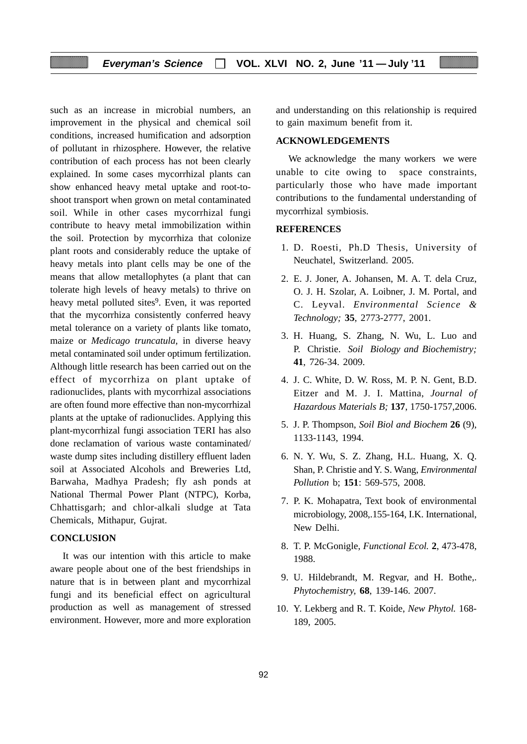such as an increase in microbial numbers, an improvement in the physical and chemical soil conditions, increased humification and adsorption of pollutant in rhizosphere. However, the relative contribution of each process has not been clearly explained. In some cases mycorrhizal plants can show enhanced heavy metal uptake and root-to-shoot transport when grown on metal contaminated soil. While in other cases mycorrhizal fungi contribute to heavy metal immobilization within the soil. Protection by mycorrhiza that colonize plant roots and considerably reduce the uptake of heavy metals into plant cells may be one of the means that allow metallophytes (a plant that can tolerate high levels of heavy metals) to thrive on heavy metal polluted sites[9]. Even, it was reported that the mycorrhiza consistently conferred heavy metal tolerance on a variety of plants like tomato, maize or *Medicago truncatula,* in diverse heavy metal contaminated soil under optimum fertilization. Although little research has been carried out on the effect of mycorrhiza on plant uptake of radionuclides, plants with mycorrhizal associations are often found more effective than non-mycorrhizal plants at the uptake of radionuclides. Applying this plant-mycorrhizal fungi association TERI has also done reclamation of various waste contaminated/ waste dump sites including distillery effluent laden soil at Associated Alcohols and Breweries Ltd, Barwaha, Madhya Pradesh; fly ash ponds at National Thermal Power Plant (NTPC), Korba, Chhattisgarh; and chlor-alkali sludge at Tata Chemicals, Mithapur, Gujrat.

## CONCLUSION

It was our intention with this article to make aware people about one of the best friendships in nature that is in between plant and mycorrhizal fungi and its beneficial effect on agricultural production as well as management of stressed environment. However, more and more exploration and understanding on this relationship is required to gain maximum benefit from it.

## ACKNOWLEDGEMENTS

We acknowledge the many workers we were unable to cite owing to space constraints, particularly those who have made important contributions to the fundamental understanding of mycorrhizal symbiosis.

## REFERENCES

1. D. Roesti, Ph.D Thesis, University of Neuchatel, Switzerland. 2005.
2. E. J. Joner, A. Johansen, M. A. T. dela Cruz, O. J. H. Szolar, A. Loibner, J. M. Portal, and C. Leyval. *Environmental Science & Technology;* **35**, 2773-2777, 2001.
3. H. Huang, S. Zhang, N. Wu, L. Luo and P. Christie. *Soil Biology and Biochemistry;* **41**, 726-34. 2009.
4. J. C. White, D. W. Ross, M. P. N. Gent, B.D. Eitzer and M. J. I. Mattina, *Journal of Hazardous Materials B;* **137**, 1750-1757,2006.
5. J. P. Thompson, *Soil Biol and Biochem* **26** (9), 1133-1143, 1994.
6. N. Y. Wu, S. Z. Zhang, H.L. Huang, X. Q. Shan, P. Christie and Y. S. Wang, *Environmental Pollution* b; **151**: 569-575, 2008.
7. P. K. Mohapatra, Text book of environmental microbiology, 2008,.155-164, I.K. International, New Delhi.
8. T. P. McGonigle, *Functional Ecol.* **2**, 473-478, 1988.
9. U. Hildebrandt, M. Regvar, and H. Bothe,. *Phytochemistry,* **68**, 139-146. 2007.
10. Y. Lekberg and R. T. Koide, *New Phytol.* 168-189, 2005.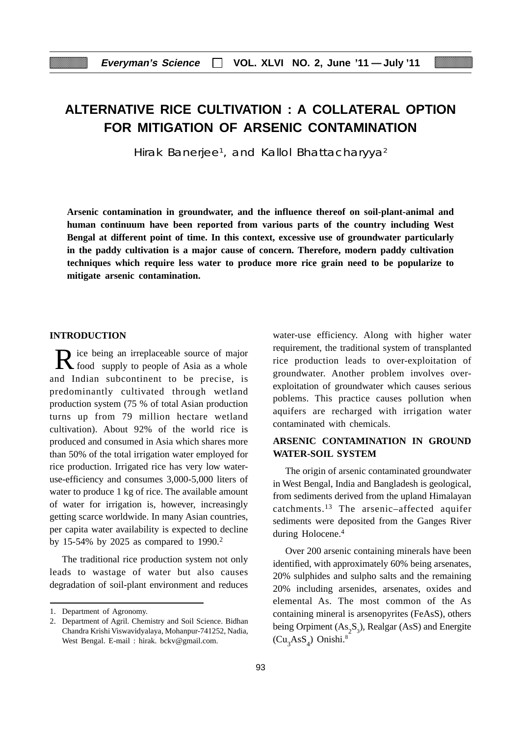# ALTERNATIVE RICE CULTIVATION : A COLLATERAL OPTION FOR MITIGATION OF ARSENIC CONTAMINATION

Hirak Banerjee[1], and Kallol Bhattacharyya[2]

**Arsenic contamination in groundwater, and the influence thereof on soil-plant-animal and human continuum have been reported from various parts of the country including West Bengal at different point of time. In this context, excessive use of groundwater particularly in the paddy cultivation is a major cause of concern. Therefore, modern paddy cultivation techniques which require less water to produce more rice grain need to be popularize to mitigate arsenic contamination.**

## INTRODUCTION

Rice being an irreplaceable source of major food supply to people of Asia as a whole and Indian subcontinent to be precise, is predominantly cultivated through wetland production system (75 % of total Asian production turns up from 79 million hectare wetland cultivation). About 92% of the world rice is produced and consumed in Asia which shares more than 50% of the total irrigation water employed for rice production. Irrigated rice has very low water-use-efficiency and consumes 3,000-5,000 liters of water to produce 1 kg of rice. The available amount of water for irrigation is, however, increasingly getting scarce worldwide. In many Asian countries, per capita water availability is expected to decline by 15-54% by 2025 as compared to 1990.[2]

The traditional rice production system not only leads to wastage of water but also causes degradation of soil-plant environment and reduces water-use efficiency. Along with higher water requirement, the traditional system of transplanted rice production leads to over-exploitation of groundwater. Another problem involves over-exploitation of groundwater which causes serious poblems. This practice causes pollution when aquifers are recharged with irrigation water contaminated with chemicals.

## ARSENIC CONTAMINATION IN GROUND WATER-SOIL SYSTEM

The origin of arsenic contaminated groundwater in West Bengal, India and Bangladesh is geological, from sediments derived from the upland Himalayan catchments.[13] The arsenic–affected aquifer sediments were deposited from the Ganges River during Holocene.[4]

Over 200 arsenic containing minerals have been identified, with approximately 60% being arsenates, 20% sulphides and sulpho salts and the remaining 20% including arsenides, arsenates, oxides and elemental As. The most common of the As containing mineral is arsenopyrites (FeAsS), others being Orpiment ($As_2S_3$), Realgar (AsS) and Energite ($Cu_3AsS_4$) Onishi.[8]

---

1. Department of Agronomy.
2. Department of Agril. Chemistry and Soil Science. Bidhan Chandra Krishi Viswavidyalaya, Mohanpur-741252, Nadia, West Bengal. E-mail : hirak. bckv@gmail.com.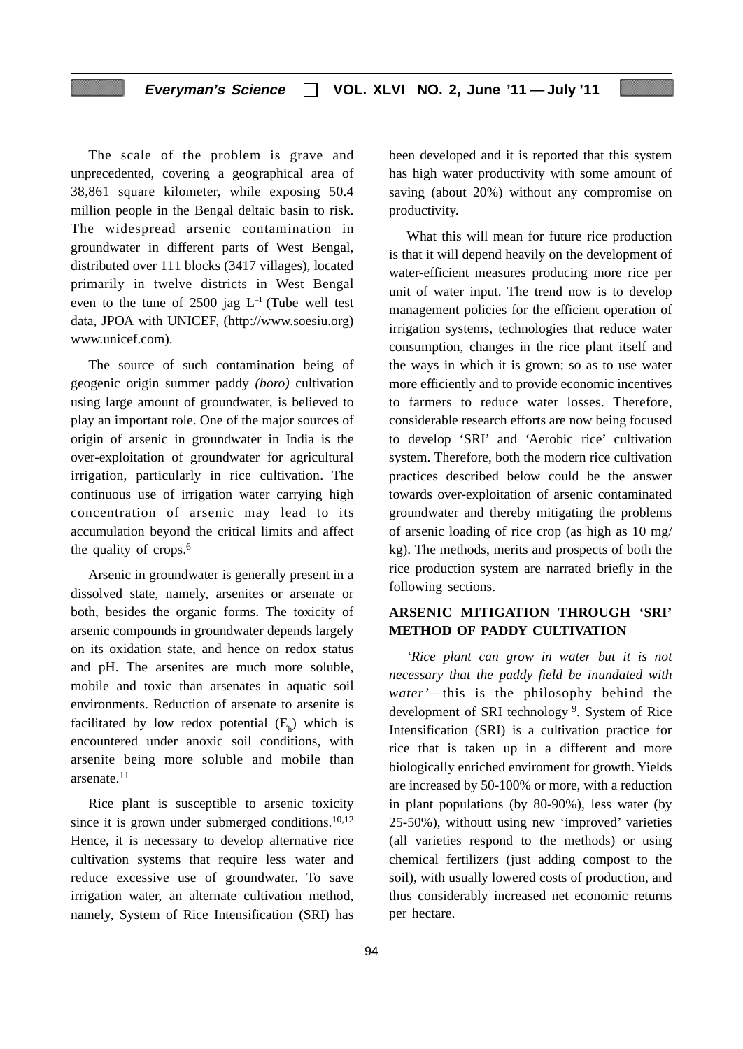The scale of the problem is grave and unprecedented, covering a geographical area of 38,861 square kilometer, while exposing 50.4 million people in the Bengal deltaic basin to risk. The widespread arsenic contamination in groundwater in different parts of West Bengal, distributed over 111 blocks (3417 villages), located primarily in twelve districts in West Bengal even to the tune of 2500 jag $L^{-1}$ (Tube well test data, JPOA with UNICEF, (http://www.soesiu.org) www.unicef.com).

The source of such contamination being of geogenic origin summer paddy *(boro)* cultivation using large amount of groundwater, is believed to play an important role. One of the major sources of origin of arsenic in groundwater in India is the over-exploitation of groundwater for agricultural irrigation, particularly in rice cultivation. The continuous use of irrigation water carrying high concentration of arsenic may lead to its accumulation beyond the critical limits and affect the quality of crops.[6]

Arsenic in groundwater is generally present in a dissolved state, namely, arsenites or arsenate or both, besides the organic forms. The toxicity of arsenic compounds in groundwater depends largely on its oxidation state, and hence on redox status and pH. The arsenites are much more soluble, mobile and toxic than arsenates in aquatic soil environments. Reduction of arsenate to arsenite is facilitated by low redox potential ($E_h$) which is encountered under anoxic soil conditions, with arsenite being more soluble and mobile than arsenate.[11]

Rice plant is susceptible to arsenic toxicity since it is grown under submerged conditions.[10,12] Hence, it is necessary to develop alternative rice cultivation systems that require less water and reduce excessive use of groundwater. To save irrigation water, an alternate cultivation method, namely, System of Rice Intensification (SRI) has been developed and it is reported that this system has high water productivity with some amount of saving (about 20%) without any compromise on productivity.

What this will mean for future rice production is that it will depend heavily on the development of water-efficient measures producing more rice per unit of water input. The trend now is to develop management policies for the efficient operation of irrigation systems, technologies that reduce water consumption, changes in the rice plant itself and the ways in which it is grown; so as to use water more efficiently and to provide economic incentives to farmers to reduce water losses. Therefore, considerable research efforts are now being focused to develop 'SRI' and 'Aerobic rice' cultivation system. Therefore, both the modern rice cultivation practices described below could be the answer towards over-exploitation of arsenic contaminated groundwater and thereby mitigating the problems of arsenic loading of rice crop (as high as 10 mg/kg). The methods, merits and prospects of both the rice production system are narrated briefly in the following sections.

## ARSENIC MITIGATION THROUGH 'SRI' METHOD OF PADDY CULTIVATION

*'Rice plant can grow in water but it is not necessary that the paddy field be inundated with water'*—this is the philosophy behind the development of SRI technology [9]. System of Rice Intensification (SRI) is a cultivation practice for rice that is taken up in a different and more biologically enriched enviroment for growth. Yields are increased by 50-100% or more, with a reduction in plant populations (by 80-90%), less water (by 25-50%), withoutt using new 'improved' varieties (all varieties respond to the methods) or using chemical fertilizers (just adding compost to the soil), with usually lowered costs of production, and thus considerably increased net economic returns per hectare.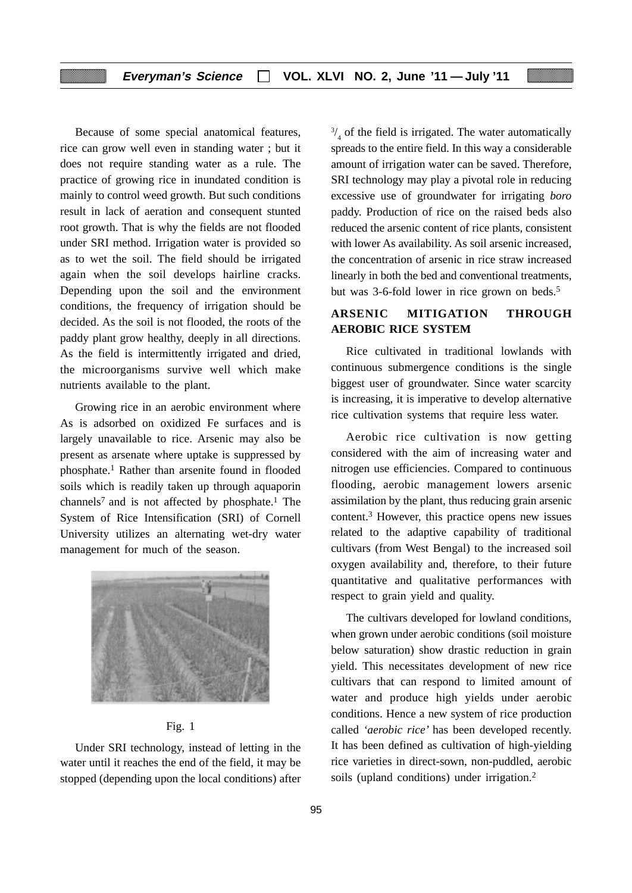Because of some special anatomical features, rice can grow well even in standing water ; but it does not require standing water as a rule. The practice of growing rice in inundated condition is mainly to control weed growth. But such conditions result in lack of aeration and consequent stunted root growth. That is why the fields are not flooded under SRI method. Irrigation water is provided so as to wet the soil. The field should be irrigated again when the soil develops hairline cracks. Depending upon the soil and the environment conditions, the frequency of irrigation should be decided. As the soil is not flooded, the roots of the paddy plant grow healthy, deeply in all directions. As the field is intermittently irrigated and dried, the microorganisms survive well which make nutrients available to the plant.

Growing rice in an aerobic environment where As is adsorbed on oxidized Fe surfaces and is largely unavailable to rice. Arsenic may also be present as arsenate where uptake is suppressed by phosphate.[1] Rather than arsenite found in flooded soils which is readily taken up through aquaporin channels[7] and is not affected by phosphate.[1] The System of Rice Intensification (SRI) of Cornell University utilizes an alternating wet-dry water management for much of the season.

Fig. 1

Under SRI technology, instead of letting in the water until it reaches the end of the field, it may be stopped (depending upon the local conditions) after $^{3}/_{4}$ of the field is irrigated. The water automatically spreads to the entire field. In this way a considerable amount of irrigation water can be saved. Therefore, SRI technology may play a pivotal role in reducing excessive use of groundwater for irrigating *boro* paddy. Production of rice on the raised beds also reduced the arsenic content of rice plants, consistent with lower As availability. As soil arsenic increased, the concentration of arsenic in rice straw increased linearly in both the bed and conventional treatments, but was 3-6-fold lower in rice grown on beds.[5]

## ARSENIC MITIGATION THROUGH AEROBIC RICE SYSTEM

Rice cultivated in traditional lowlands with continuous submergence conditions is the single biggest user of groundwater. Since water scarcity is increasing, it is imperative to develop alternative rice cultivation systems that require less water.

Aerobic rice cultivation is now getting considered with the aim of increasing water and nitrogen use efficiencies. Compared to continuous flooding, aerobic management lowers arsenic assimilation by the plant, thus reducing grain arsenic content.[3] However, this practice opens new issues related to the adaptive capability of traditional cultivars (from West Bengal) to the increased soil oxygen availability and, therefore, to their future quantitative and qualitative performances with respect to grain yield and quality.

The cultivars developed for lowland conditions, when grown under aerobic conditions (soil moisture below saturation) show drastic reduction in grain yield. This necessitates development of new rice cultivars that can respond to limited amount of water and produce high yields under aerobic conditions. Hence a new system of rice production called *'aerobic rice'* has been developed recently. It has been defined as cultivation of high-yielding rice varieties in direct-sown, non-puddled, aerobic soils (upland conditions) under irrigation.[2]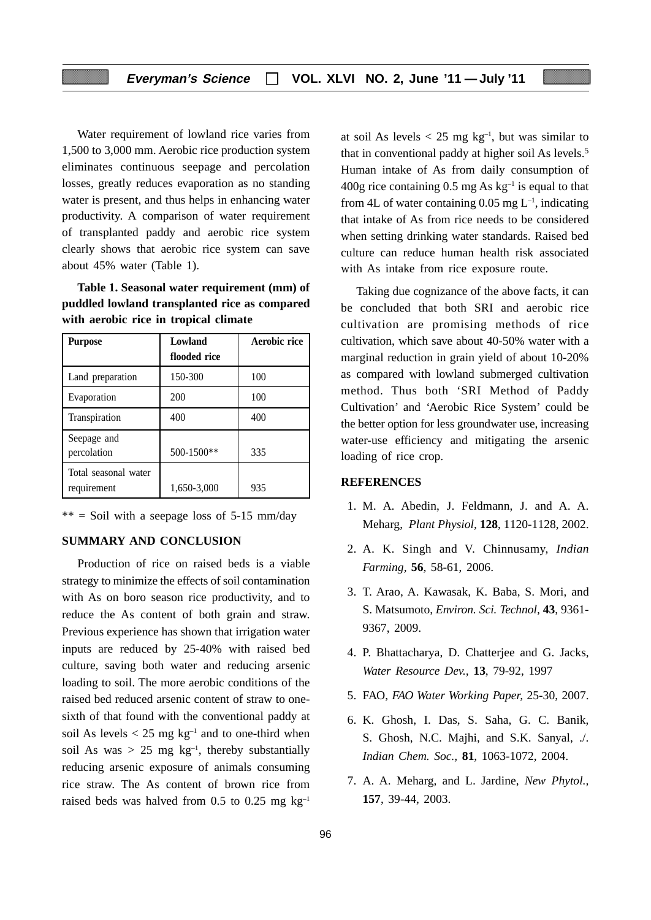Water requirement of lowland rice varies from 1,500 to 3,000 mm. Aerobic rice production system eliminates continuous seepage and percolation losses, greatly reduces evaporation as no standing water is present, and thus helps in enhancing water productivity. A comparison of water requirement of transplanted paddy and aerobic rice system clearly shows that aerobic rice system can save about 45% water (Table 1).

**Table 1. Seasonal water requirement (mm) of puddled lowland transplanted rice as compared with aerobic rice in tropical climate**

| Purpose | Lowland flooded rice | Aerobic rice |
|---|---|---|
| Land preparation | 150-300 | 100 |
| Evaporation | 200 | 100 |
| Transpiration | 400 | 400 |
| Seepage and percolation | 500-1500** | 335 |
| Total seasonal water requirement | 1,650-3,000 | 935 |

** = Soil with a seepage loss of 5-15 mm/day

## SUMMARY AND CONCLUSION

Production of rice on raised beds is a viable strategy to minimize the effects of soil contamination with As on boro season rice productivity, and to reduce the As content of both grain and straw. Previous experience has shown that irrigation water inputs are reduced by 25-40% with raised bed culture, saving both water and reducing arsenic loading to soil. The more aerobic conditions of the raised bed reduced arsenic content of straw to one-sixth of that found with the conventional paddy at soil As levels < 25 mg $kg^{-1}$ and to one-third when soil As was > 25 mg $kg^{-1}$, thereby substantially reducing arsenic exposure of animals consuming rice straw. The As content of brown rice from raised beds was halved from 0.5 to 0.25 mg $kg^{-1}$ at soil As levels < 25 mg $kg^{-1}$, but was similar to that in conventional paddy at higher soil As levels.[5] Human intake of As from daily consumption of 400g rice containing 0.5 mg As $kg^{-1}$ is equal to that from 4L of water containing 0.05 mg $L^{-1}$, indicating that intake of As from rice needs to be considered when setting drinking water standards. Raised bed culture can reduce human health risk associated with As intake from rice exposure route.

Taking due cognizance of the above facts, it can be concluded that both SRI and aerobic rice cultivation are promising methods of rice cultivation, which save about 40-50% water with a marginal reduction in grain yield of about 10-20% as compared with lowland submerged cultivation method. Thus both 'SRI Method of Paddy Cultivation' and 'Aerobic Rice System' could be the better option for less groundwater use, increasing water-use efficiency and mitigating the arsenic loading of rice crop.

## REFERENCES

1. M. A. Abedin, J. Feldmann, J. and A. A. Meharg, *Plant Physiol*, **128**, 1120-1128, 2002.
2. A. K. Singh and V. Chinnusamy, *Indian Farming*, **56**, 58-61, 2006.
3. T. Arao, A. Kawasak, K. Baba, S. Mori, and S. Matsumoto, *Environ. Sci. Technol*, **43**, 9361-9367, 2009.
4. P. Bhattacharya, D. Chatterjee and G. Jacks, *Water Resource Dev.*, **13**, 79-92, 1997
5. FAO, *FAO Water Working Paper*, 25-30, 2007.
6. K. Ghosh, I. Das, S. Saha, G. C. Banik, S. Ghosh, N.C. Majhi, and S.K. Sanyal, *./. Indian Chem. Soc.*, **81**, 1063-1072, 2004.
7. A. A. Meharg, and L. Jardine, *New Phytol.*, **157**, 39-44, 2003.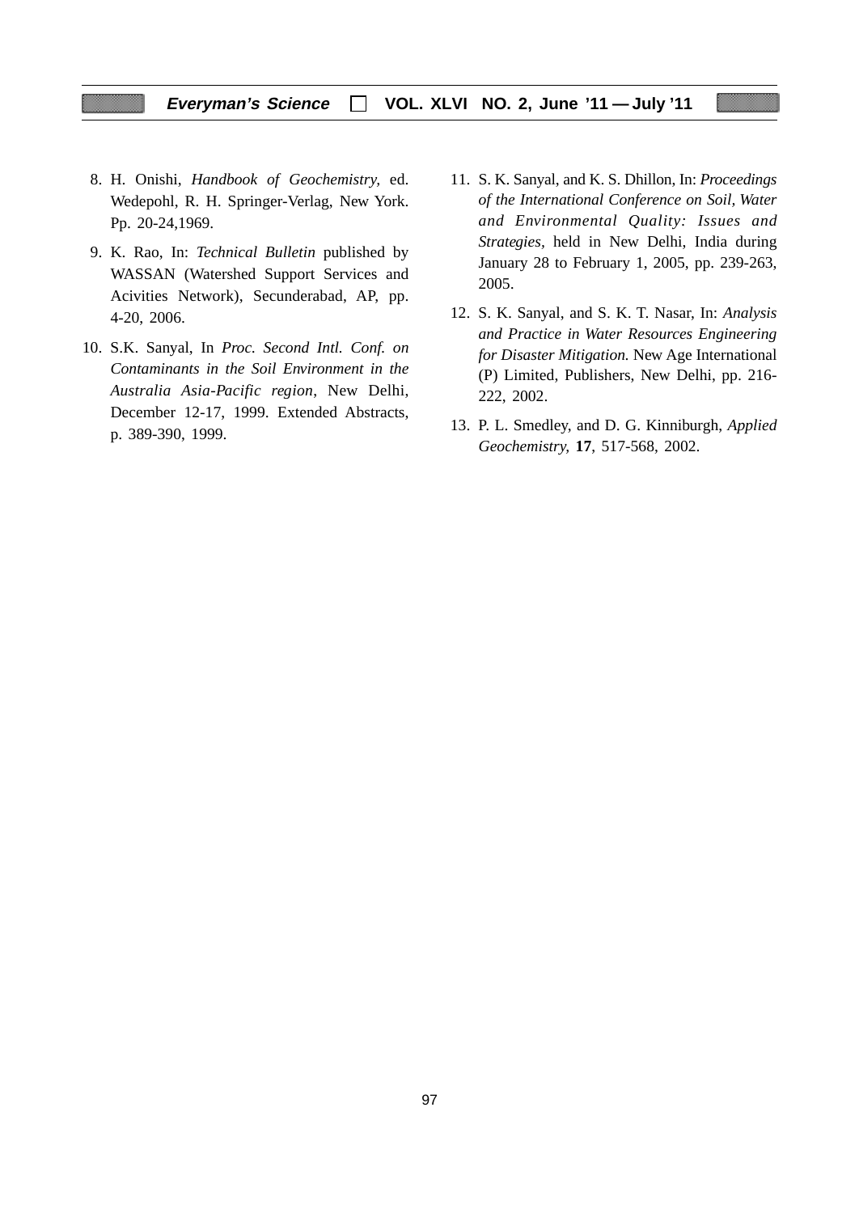8. H. Onishi, *Handbook of Geochemistry,* ed. Wedepohl, R. H. Springer-Verlag, New York. Pp. 20-24,1969.

9. K. Rao, In: *Technical Bulletin* published by WASSAN (Watershed Support Services and Acivities Network), Secunderabad, AP, pp. 4-20, 2006.

10. S.K. Sanyal, In *Proc. Second Intl. Conf. on Contaminants in the Soil Environment in the Australia Asia-Pacific region*, New Delhi, December 12-17, 1999. Extended Abstracts, p. 389-390, 1999.

11. S. K. Sanyal, and K. S. Dhillon, In: *Proceedings of the International Conference on Soil, Water and Environmental Quality: Issues and Strategies,* held in New Delhi, India during January 28 to February 1, 2005, pp. 239-263, 2005.

12. S. K. Sanyal, and S. K. T. Nasar, In: *Analysis and Practice in Water Resources Engineering for Disaster Mitigation.* New Age International (P) Limited, Publishers, New Delhi, pp. 216-222, 2002.

13. P. L. Smedley, and D. G. Kinniburgh, *Applied Geochemistry,* **17**, 517-568, 2002.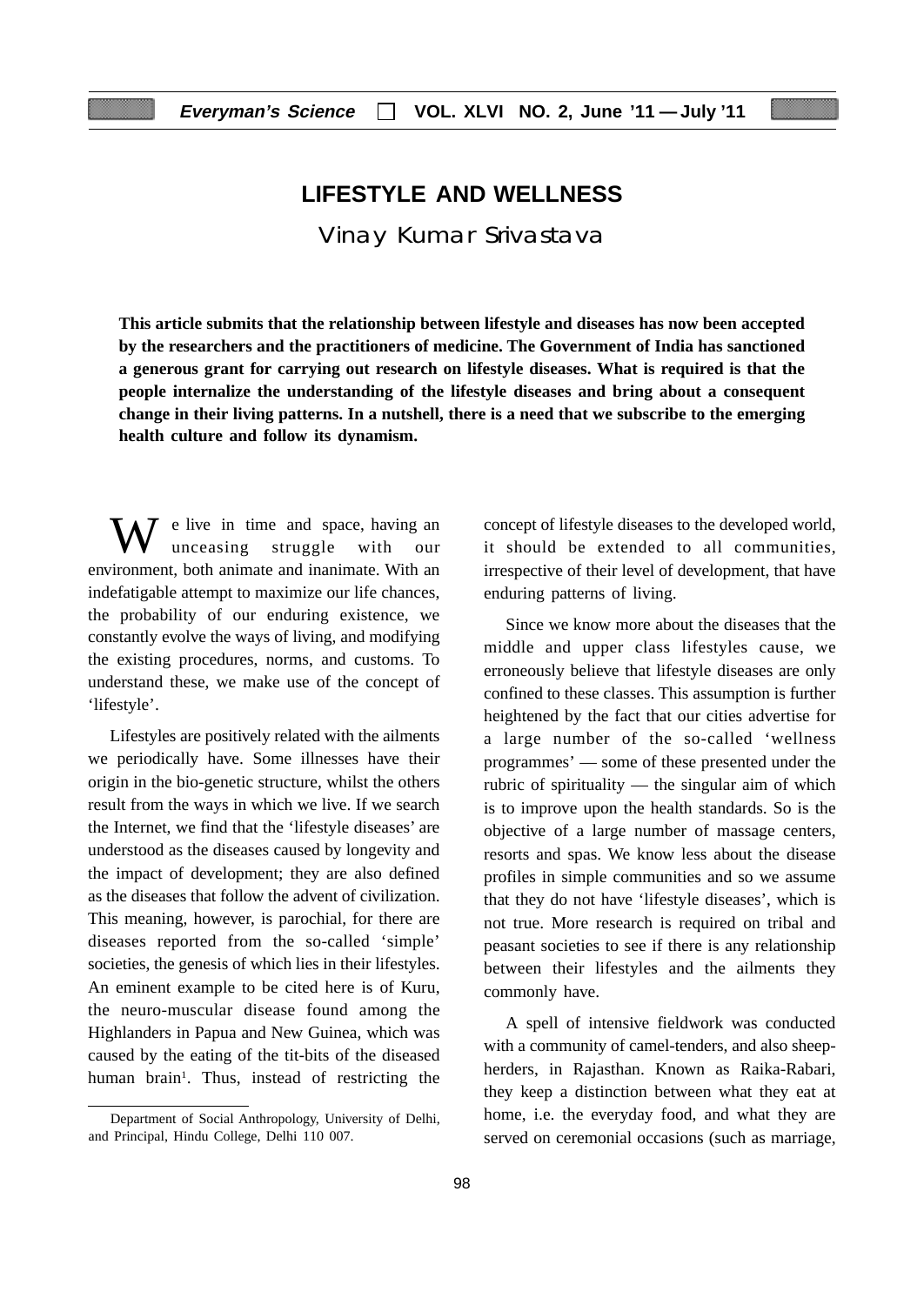# LIFESTYLE AND WELLNESS

Vinay Kumar Srivastava

**This article submits that the relationship between lifestyle and diseases has now been accepted by the researchers and the practitioners of medicine. The Government of India has sanctioned a generous grant for carrying out research on lifestyle diseases. What is required is that the people internalize the understanding of the lifestyle diseases and bring about a consequent change in their living patterns. In a nutshell, there is a need that we subscribe to the emerging health culture and follow its dynamism.**

We live in time and space, having an unceasing struggle with our environment, both animate and inanimate. With an indefatigable attempt to maximize our life chances, the probability of our enduring existence, we constantly evolve the ways of living, and modifying the existing procedures, norms, and customs. To understand these, we make use of the concept of 'lifestyle'.

Lifestyles are positively related with the ailments we periodically have. Some illnesses have their origin in the bio-genetic structure, whilst the others result from the ways in which we live. If we search the Internet, we find that the 'lifestyle diseases' are understood as the diseases caused by longevity and the impact of development; they are also defined as the diseases that follow the advent of civilization. This meaning, however, is parochial, for there are diseases reported from the so-called 'simple' societies, the genesis of which lies in their lifestyles. An eminent example to be cited here is of Kuru, the neuro-muscular disease found among the Highlanders in Papua and New Guinea, which was caused by the eating of the tit-bits of the diseased human brain[1]. Thus, instead of restricting the concept of lifestyle diseases to the developed world, it should be extended to all communities, irrespective of their level of development, that have enduring patterns of living.

Since we know more about the diseases that the middle and upper class lifestyles cause, we erroneously believe that lifestyle diseases are only confined to these classes. This assumption is further heightened by the fact that our cities advertise for a large number of the so-called 'wellness programmes' — some of these presented under the rubric of spirituality — the singular aim of which is to improve upon the health standards. So is the objective of a large number of massage centers, resorts and spas. We know less about the disease profiles in simple communities and so we assume that they do not have 'lifestyle diseases', which is not true. More research is required on tribal and peasant societies to see if there is any relationship between their lifestyles and the ailments they commonly have.

A spell of intensive fieldwork was conducted with a community of camel-tenders, and also sheep-herders, in Rajasthan. Known as Raika-Rabari, they keep a distinction between what they eat at home, i.e. the everyday food, and what they are served on ceremonial occasions (such as marriage,

---

Department of Social Anthropology, University of Delhi, and Principal, Hindu College, Delhi 110 007.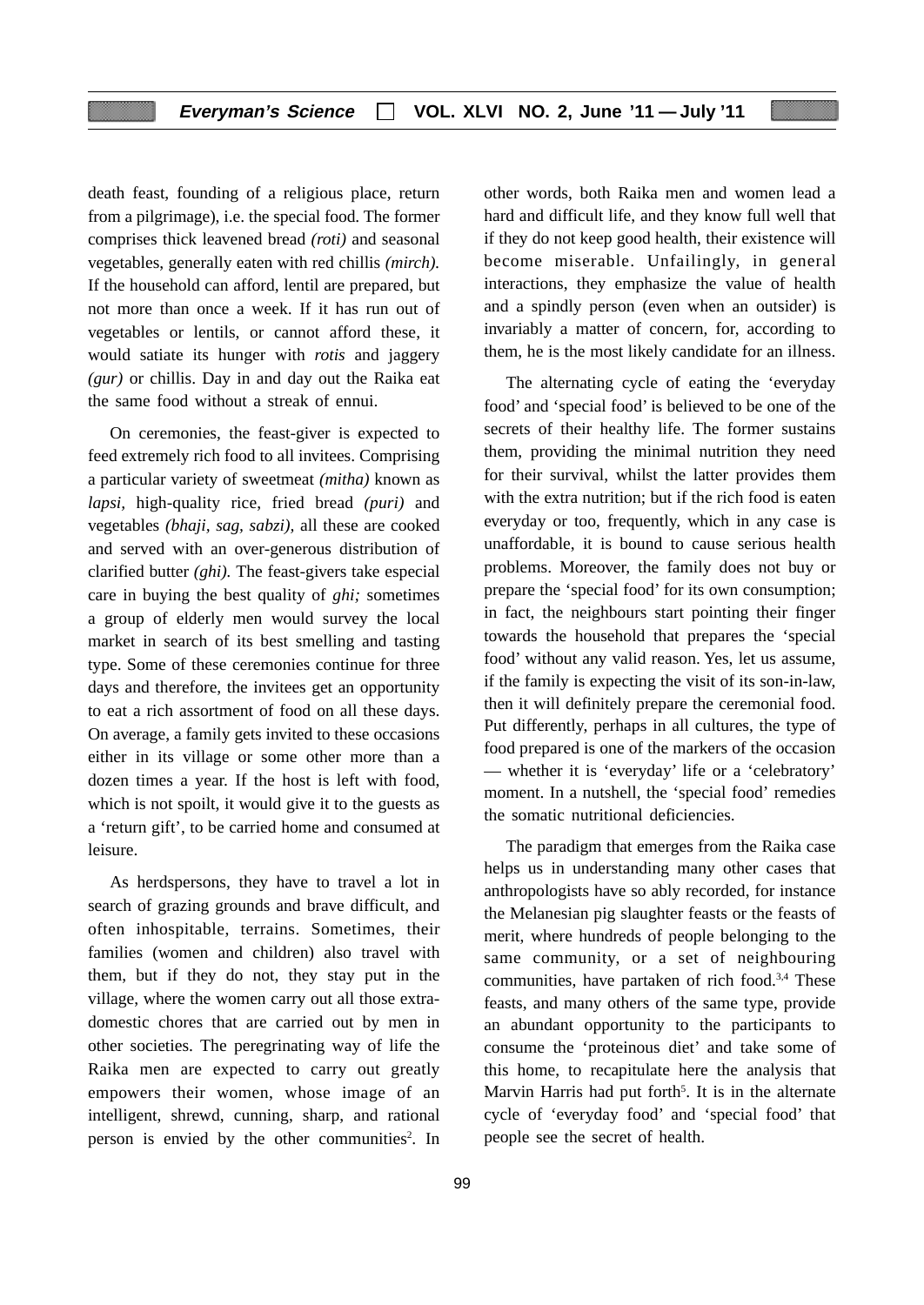death feast, founding of a religious place, return from a pilgrimage), i.e. the special food. The former comprises thick leavened bread *(roti)* and seasonal vegetables, generally eaten with red chillis *(mirch).* If the household can afford, lentil are prepared, but not more than once a week. If it has run out of vegetables or lentils, or cannot afford these, it would satiate its hunger with *rotis* and jaggery *(gur)* or chillis. Day in and day out the Raika eat the same food without a streak of ennui.

On ceremonies, the feast-giver is expected to feed extremely rich food to all invitees. Comprising a particular variety of sweetmeat *(mitha)* known as *lapsi,* high-quality rice, fried bread *(puri)* and vegetables *(bhaji, sag, sabzi),* all these are cooked and served with an over-generous distribution of clarified butter *(ghi).* The feast-givers take especial care in buying the best quality of *ghi;* sometimes a group of elderly men would survey the local market in search of its best smelling and tasting type. Some of these ceremonies continue for three days and therefore, the invitees get an opportunity to eat a rich assortment of food on all these days. On average, a family gets invited to these occasions either in its village or some other more than a dozen times a year. If the host is left with food, which is not spoilt, it would give it to the guests as a 'return gift', to be carried home and consumed at leisure.

As herdspersons, they have to travel a lot in search of grazing grounds and brave difficult, and often inhospitable, terrains. Sometimes, their families (women and children) also travel with them, but if they do not, they stay put in the village, where the women carry out all those extra-domestic chores that are carried out by men in other societies. The peregrinating way of life the Raika men are expected to carry out greatly empowers their women, whose image of an intelligent, shrewd, cunning, sharp, and rational person is envied by the other communities[2]. In other words, both Raika men and women lead a hard and difficult life, and they know full well that if they do not keep good health, their existence will become miserable. Unfailingly, in general interactions, they emphasize the value of health and a spindly person (even when an outsider) is invariably a matter of concern, for, according to them, he is the most likely candidate for an illness.

The alternating cycle of eating the 'everyday food' and 'special food' is believed to be one of the secrets of their healthy life. The former sustains them, providing the minimal nutrition they need for their survival, whilst the latter provides them with the extra nutrition; but if the rich food is eaten everyday or too, frequently, which in any case is unaffordable, it is bound to cause serious health problems. Moreover, the family does not buy or prepare the 'special food' for its own consumption; in fact, the neighbours start pointing their finger towards the household that prepares the 'special food' without any valid reason. Yes, let us assume, if the family is expecting the visit of its son-in-law, then it will definitely prepare the ceremonial food. Put differently, perhaps in all cultures, the type of food prepared is one of the markers of the occasion — whether it is 'everyday' life or a 'celebratory' moment. In a nutshell, the 'special food' remedies the somatic nutritional deficiencies.

The paradigm that emerges from the Raika case helps us in understanding many other cases that anthropologists have so ably recorded, for instance the Melanesian pig slaughter feasts or the feasts of merit, where hundreds of people belonging to the same community, or a set of neighbouring communities, have partaken of rich food.[3,4] These feasts, and many others of the same type, provide an abundant opportunity to the participants to consume the 'proteinous diet' and take some of this home, to recapitulate here the analysis that Marvin Harris had put forth[5]. It is in the alternate cycle of 'everyday food' and 'special food' that people see the secret of health.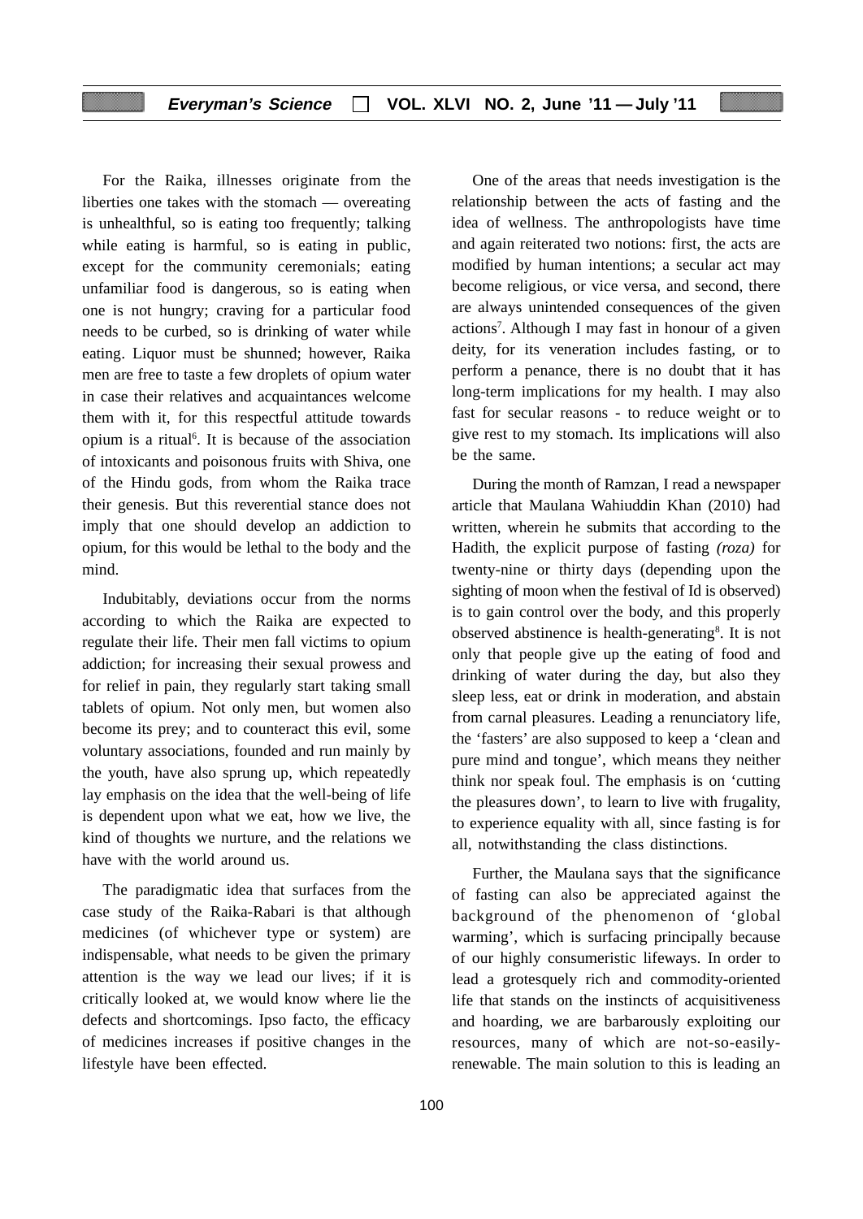For the Raika, illnesses originate from the liberties one takes with the stomach — overeating is unhealthful, so is eating too frequently; talking while eating is harmful, so is eating in public, except for the community ceremonials; eating unfamiliar food is dangerous, so is eating when one is not hungry; craving for a particular food needs to be curbed, so is drinking of water while eating. Liquor must be shunned; however, Raika men are free to taste a few droplets of opium water in case their relatives and acquaintances welcome them with it, for this respectful attitude towards opium is a ritual[6]. It is because of the association of intoxicants and poisonous fruits with Shiva, one of the Hindu gods, from whom the Raika trace their genesis. But this reverential stance does not imply that one should develop an addiction to opium, for this would be lethal to the body and the mind.

Indubitably, deviations occur from the norms according to which the Raika are expected to regulate their life. Their men fall victims to opium addiction; for increasing their sexual prowess and for relief in pain, they regularly start taking small tablets of opium. Not only men, but women also become its prey; and to counteract this evil, some voluntary associations, founded and run mainly by the youth, have also sprung up, which repeatedly lay emphasis on the idea that the well-being of life is dependent upon what we eat, how we live, the kind of thoughts we nurture, and the relations we have with the world around us.

The paradigmatic idea that surfaces from the case study of the Raika-Rabari is that although medicines (of whichever type or system) are indispensable, what needs to be given the primary attention is the way we lead our lives; if it is critically looked at, we would know where lie the defects and shortcomings. Ipso facto, the efficacy of medicines increases if positive changes in the lifestyle have been effected.

One of the areas that needs investigation is the relationship between the acts of fasting and the idea of wellness. The anthropologists have time and again reiterated two notions: first, the acts are modified by human intentions; a secular act may become religious, or vice versa, and second, there are always unintended consequences of the given actions[7]. Although I may fast in honour of a given deity, for its veneration includes fasting, or to perform a penance, there is no doubt that it has long-term implications for my health. I may also fast for secular reasons - to reduce weight or to give rest to my stomach. Its implications will also be the same.

During the month of Ramzan, I read a newspaper article that Maulana Wahiuddin Khan (2010) had written, wherein he submits that according to the Hadith, the explicit purpose of fasting *(roza)* for twenty-nine or thirty days (depending upon the sighting of moon when the festival of Id is observed) is to gain control over the body, and this properly observed abstinence is health-generating[8]. It is not only that people give up the eating of food and drinking of water during the day, but also they sleep less, eat or drink in moderation, and abstain from carnal pleasures. Leading a renunciatory life, the 'fasters' are also supposed to keep a 'clean and pure mind and tongue', which means they neither think nor speak foul. The emphasis is on 'cutting the pleasures down', to learn to live with frugality, to experience equality with all, since fasting is for all, notwithstanding the class distinctions.

Further, the Maulana says that the significance of fasting can also be appreciated against the background of the phenomenon of 'global warming', which is surfacing principally because of our highly consumeristic lifeways. In order to lead a grotesquely rich and commodity-oriented life that stands on the instincts of acquisitiveness and hoarding, we are barbarously exploiting our resources, many of which are not-so-easily-renewable. The main solution to this is leading an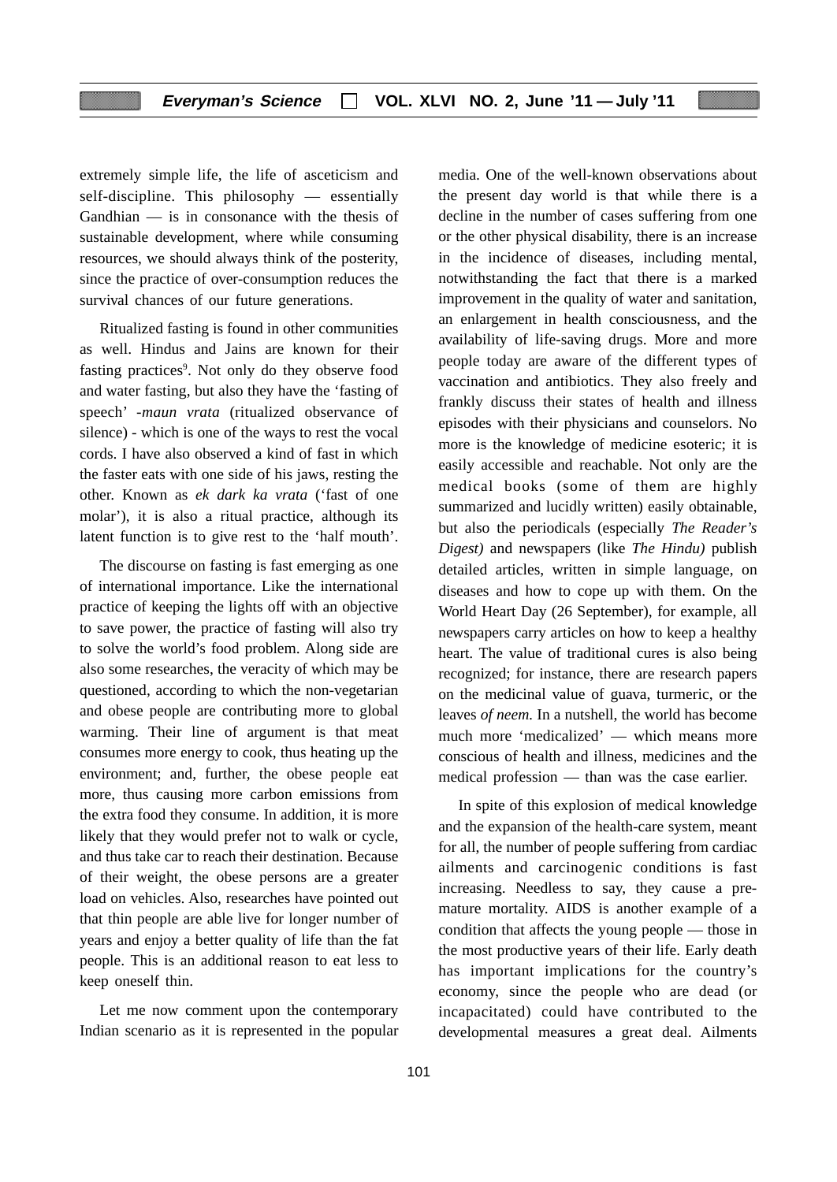extremely simple life, the life of asceticism and self-discipline. This philosophy — essentially Gandhian — is in consonance with the thesis of sustainable development, where while consuming resources, we should always think of the posterity, since the practice of over-consumption reduces the survival chances of our future generations.

Ritualized fasting is found in other communities as well. Hindus and Jains are known for their fasting practices[9]. Not only do they observe food and water fasting, but also they have the 'fasting of speech' -*maun vrata* (ritualized observance of silence) - which is one of the ways to rest the vocal cords. I have also observed a kind of fast in which the faster eats with one side of his jaws, resting the other. Known as *ek dark ka vrata* ('fast of one molar'), it is also a ritual practice, although its latent function is to give rest to the 'half mouth'.

The discourse on fasting is fast emerging as one of international importance. Like the international practice of keeping the lights off with an objective to save power, the practice of fasting will also try to solve the world's food problem. Along side are also some researches, the veracity of which may be questioned, according to which the non-vegetarian and obese people are contributing more to global warming. Their line of argument is that meat consumes more energy to cook, thus heating up the environment; and, further, the obese people eat more, thus causing more carbon emissions from the extra food they consume. In addition, it is more likely that they would prefer not to walk or cycle, and thus take car to reach their destination. Because of their weight, the obese persons are a greater load on vehicles. Also, researches have pointed out that thin people are able live for longer number of years and enjoy a better quality of life than the fat people. This is an additional reason to eat less to keep oneself thin.

Let me now comment upon the contemporary Indian scenario as it is represented in the popular media. One of the well-known observations about the present day world is that while there is a decline in the number of cases suffering from one or the other physical disability, there is an increase in the incidence of diseases, including mental, notwithstanding the fact that there is a marked improvement in the quality of water and sanitation, an enlargement in health consciousness, and the availability of life-saving drugs. More and more people today are aware of the different types of vaccination and antibiotics. They also freely and frankly discuss their states of health and illness episodes with their physicians and counselors. No more is the knowledge of medicine esoteric; it is easily accessible and reachable. Not only are the medical books (some of them are highly summarized and lucidly written) easily obtainable, but also the periodicals (especially *The Reader's Digest)* and newspapers (like *The Hindu)* publish detailed articles, written in simple language, on diseases and how to cope up with them. On the World Heart Day (26 September), for example, all newspapers carry articles on how to keep a healthy heart. The value of traditional cures is also being recognized; for instance, there are research papers on the medicinal value of guava, turmeric, or the leaves *of neem.* In a nutshell, the world has become much more 'medicalized' — which means more conscious of health and illness, medicines and the medical profession — than was the case earlier.

In spite of this explosion of medical knowledge and the expansion of the health-care system, meant for all, the number of people suffering from cardiac ailments and carcinogenic conditions is fast increasing. Needless to say, they cause a pre-mature mortality. AIDS is another example of a condition that affects the young people — those in the most productive years of their life. Early death has important implications for the country's economy, since the people who are dead (or incapacitated) could have contributed to the developmental measures a great deal. Ailments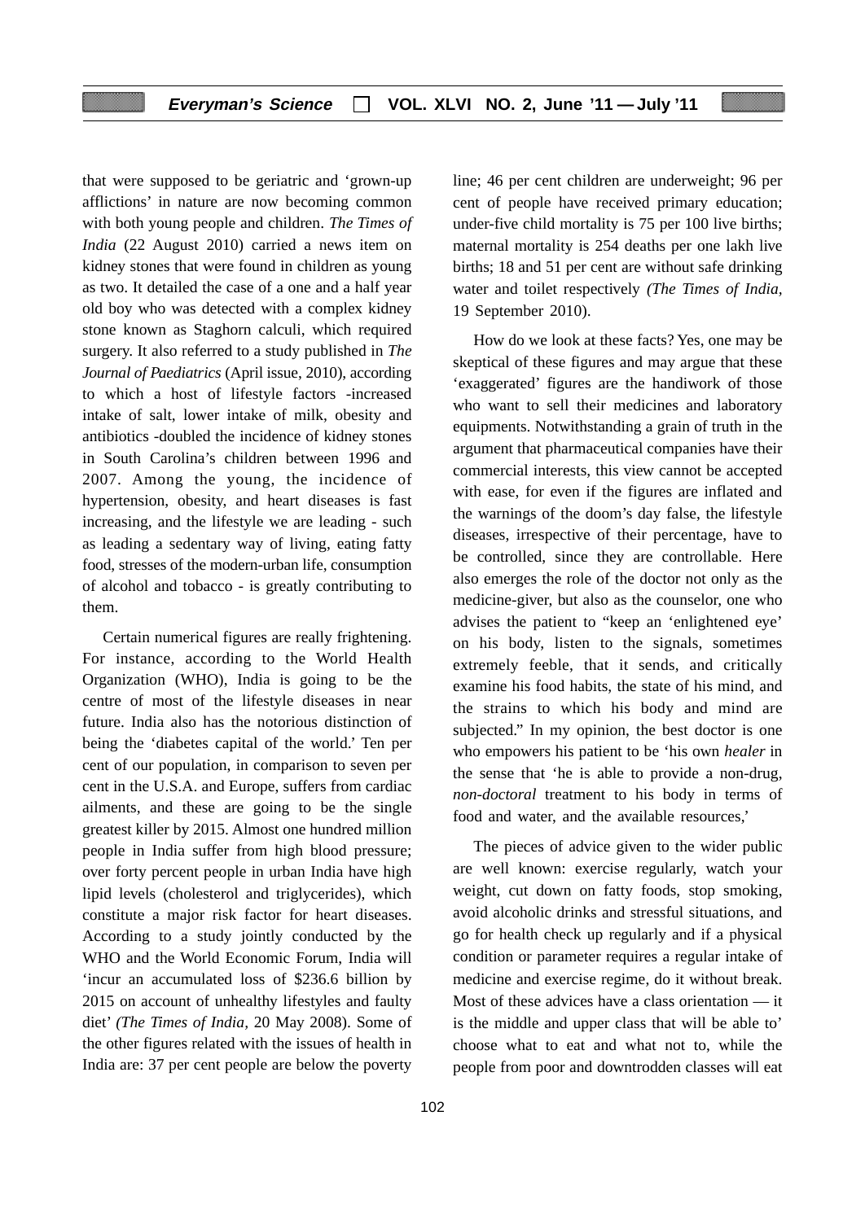that were supposed to be geriatric and 'grown-up afflictions' in nature are now becoming common with both young people and children. *The Times of India* (22 August 2010) carried a news item on kidney stones that were found in children as young as two. It detailed the case of a one and a half year old boy who was detected with a complex kidney stone known as Staghorn calculi, which required surgery. It also referred to a study published in *The Journal of Paediatrics* (April issue, 2010), according to which a host of lifestyle factors -increased intake of salt, lower intake of milk, obesity and antibiotics -doubled the incidence of kidney stones in South Carolina's children between 1996 and 2007. Among the young, the incidence of hypertension, obesity, and heart diseases is fast increasing, and the lifestyle we are leading - such as leading a sedentary way of living, eating fatty food, stresses of the modern-urban life, consumption of alcohol and tobacco - is greatly contributing to them.

Certain numerical figures are really frightening. For instance, according to the World Health Organization (WHO), India is going to be the centre of most of the lifestyle diseases in near future. India also has the notorious distinction of being the 'diabetes capital of the world.' Ten per cent of our population, in comparison to seven per cent in the U.S.A. and Europe, suffers from cardiac ailments, and these are going to be the single greatest killer by 2015. Almost one hundred million people in India suffer from high blood pressure; over forty percent people in urban India have high lipid levels (cholesterol and triglycerides), which constitute a major risk factor for heart diseases. According to a study jointly conducted by the WHO and the World Economic Forum, India will 'incur an accumulated loss of $236.6 billion by 2015 on account of unhealthy lifestyles and faulty diet' *(The Times of India,* 20 May 2008). Some of the other figures related with the issues of health in India are: 37 per cent people are below the poverty line; 46 per cent children are underweight; 96 per cent of people have received primary education; under-five child mortality is 75 per 100 live births; maternal mortality is 254 deaths per one lakh live births; 18 and 51 per cent are without safe drinking water and toilet respectively *(The Times of India,* 19 September 2010).

How do we look at these facts? Yes, one may be skeptical of these figures and may argue that these 'exaggerated' figures are the handiwork of those who want to sell their medicines and laboratory equipments. Notwithstanding a grain of truth in the argument that pharmaceutical companies have their commercial interests, this view cannot be accepted with ease, for even if the figures are inflated and the warnings of the doom's day false, the lifestyle diseases, irrespective of their percentage, have to be controlled, since they are controllable. Here also emerges the role of the doctor not only as the medicine-giver, but also as the counselor, one who advises the patient to "keep an 'enlightened eye' on his body, listen to the signals, sometimes extremely feeble, that it sends, and critically examine his food habits, the state of his mind, and the strains to which his body and mind are subjected." In my opinion, the best doctor is one who empowers his patient to be 'his own *healer* in the sense that 'he is able to provide a non-drug, *non-doctoral* treatment to his body in terms of food and water, and the available resources,'

The pieces of advice given to the wider public are well known: exercise regularly, watch your weight, cut down on fatty foods, stop smoking, avoid alcoholic drinks and stressful situations, and go for health check up regularly and if a physical condition or parameter requires a regular intake of medicine and exercise regime, do it without break. Most of these advices have a class orientation — it is the middle and upper class that will be able to' choose what to eat and what not to, while the people from poor and downtrodden classes will eat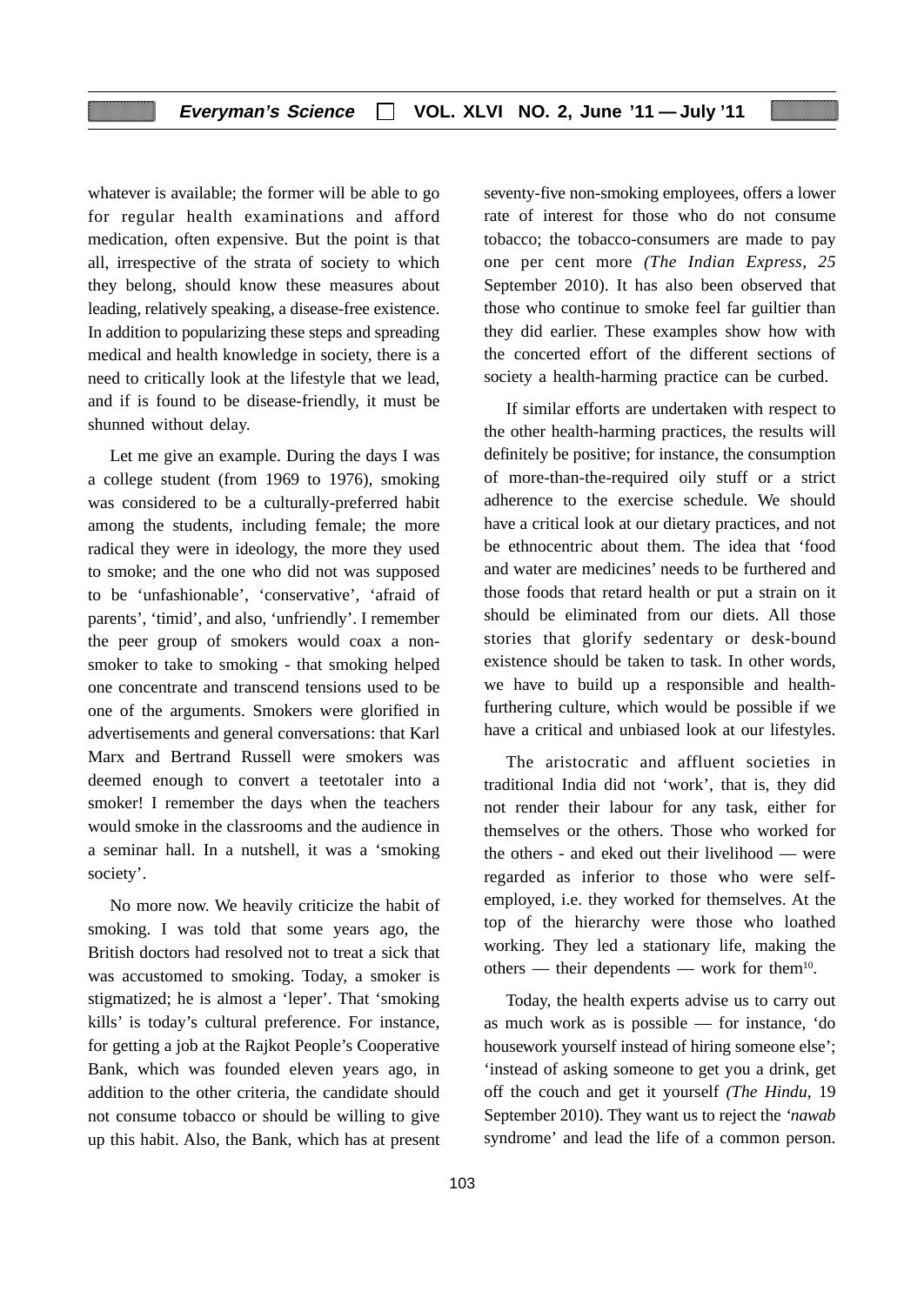whatever is available; the former will be able to go for regular health examinations and afford medication, often expensive. But the point is that all, irrespective of the strata of society to which they belong, should know these measures about leading, relatively speaking, a disease-free existence. In addition to popularizing these steps and spreading medical and health knowledge in society, there is a need to critically look at the lifestyle that we lead, and if is found to be disease-friendly, it must be shunned without delay.

Let me give an example. During the days I was a college student (from 1969 to 1976), smoking was considered to be a culturally-preferred habit among the students, including female; the more radical they were in ideology, the more they used to smoke; and the one who did not was supposed to be 'unfashionable', 'conservative', 'afraid of parents', 'timid', and also, 'unfriendly'. I remember the peer group of smokers would coax a non-smoker to take to smoking - that smoking helped one concentrate and transcend tensions used to be one of the arguments. Smokers were glorified in advertisements and general conversations: that Karl Marx and Bertrand Russell were smokers was deemed enough to convert a teetotaler into a smoker! I remember the days when the teachers would smoke in the classrooms and the audience in a seminar hall. In a nutshell, it was a 'smoking society'.

No more now. We heavily criticize the habit of smoking. I was told that some years ago, the British doctors had resolved not to treat a sick that was accustomed to smoking. Today, a smoker is stigmatized; he is almost a 'leper'. That 'smoking kills' is today's cultural preference. For instance, for getting a job at the Rajkot People's Cooperative Bank, which was founded eleven years ago, in addition to the other criteria, the candidate should not consume tobacco or should be willing to give up this habit. Also, the Bank, which has at present seventy-five non-smoking employees, offers a lower rate of interest for those who do not consume tobacco; the tobacco-consumers are made to pay one per cent more *(The Indian Express, 25* September 2010). It has also been observed that those who continue to smoke feel far guiltier than they did earlier. These examples show how with the concerted effort of the different sections of society a health-harming practice can be curbed.

If similar efforts are undertaken with respect to the other health-harming practices, the results will definitely be positive; for instance, the consumption of more-than-the-required oily stuff or a strict adherence to the exercise schedule. We should have a critical look at our dietary practices, and not be ethnocentric about them. The idea that 'food and water are medicines' needs to be furthered and those foods that retard health or put a strain on it should be eliminated from our diets. All those stories that glorify sedentary or desk-bound existence should be taken to task. In other words, we have to build up a responsible and health-furthering culture, which would be possible if we have a critical and unbiased look at our lifestyles.

The aristocratic and affluent societies in traditional India did not 'work', that is, they did not render their labour for any task, either for themselves or the others. Those who worked for the others - and eked out their livelihood — were regarded as inferior to those who were self-employed, i.e. they worked for themselves. At the top of the hierarchy were those who loathed working. They led a stationary life, making the others — their dependents — work for them[10].

Today, the health experts advise us to carry out as much work as is possible — for instance, 'do housework yourself instead of hiring someone else'; 'instead of asking someone to get you a drink, get off the couch and get it yourself *(The Hindu,* 19 September 2010). They want us to reject the '*nawab* syndrome' and lead the life of a common person.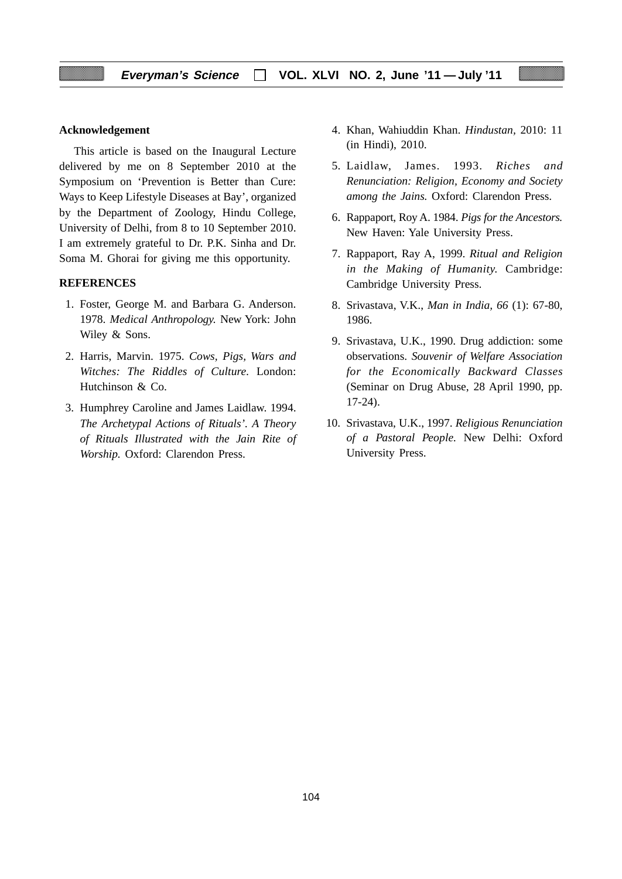**Acknowledgement**

This article is based on the Inaugural Lecture delivered by me on 8 September 2010 at the Symposium on 'Prevention is Better than Cure: Ways to Keep Lifestyle Diseases at Bay', organized by the Department of Zoology, Hindu College, University of Delhi, from 8 to 10 September 2010. I am extremely grateful to Dr. P.K. Sinha and Dr. Soma M. Ghorai for giving me this opportunity.

**REFERENCES**

1. Foster, George M. and Barbara G. Anderson. 1978. *Medical Anthropology.* New York: John Wiley & Sons.
2. Harris, Marvin. 1975. *Cows, Pigs, Wars and Witches: The Riddles of Culture.* London: Hutchinson & Co.
3. Humphrey Caroline and James Laidlaw. 1994. *The Archetypal Actions of Rituals'. A Theory of Rituals Illustrated with the Jain Rite of Worship.* Oxford: Clarendon Press.
4. Khan, Wahiuddin Khan. *Hindustan*, 2010: 11 (in Hindi), 2010.
5. Laidlaw, James. 1993. *Riches and Renunciation: Religion, Economy and Society among the Jains.* Oxford: Clarendon Press.
6. Rappaport, Roy A. 1984. *Pigs for the Ancestors.* New Haven: Yale University Press.
7. Rappaport, Ray A, 1999. *Ritual and Religion in the Making of Humanity.* Cambridge: Cambridge University Press.
8. Srivastava, V.K., *Man in India, 66* (1): 67-80, 1986.
9. Srivastava, U.K., 1990. Drug addiction: some observations. *Souvenir of Welfare Association for the Economically Backward Classes* (Seminar on Drug Abuse, 28 April 1990, pp. 17-24).
10. Srivastava, U.K., 1997. *Religious Renunciation of a Pastoral People.* New Delhi: Oxford University Press.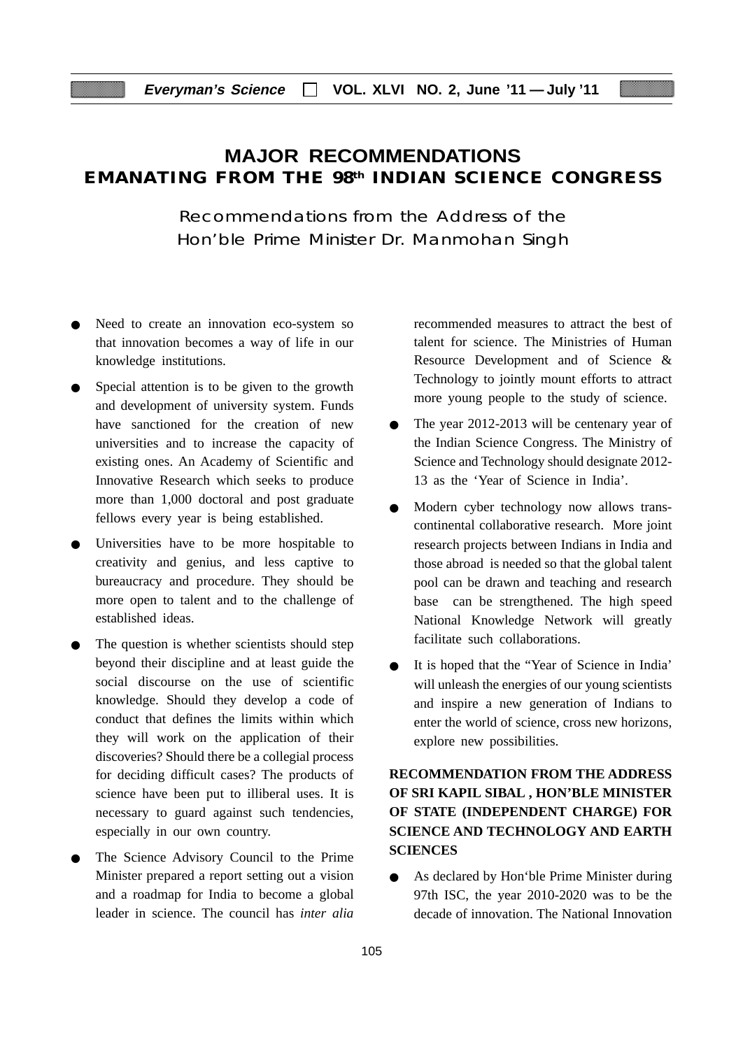# MAJOR RECOMMENDATIONS EMANATING FROM THE 98th INDIAN SCIENCE CONGRESS

## Recommendations from the Address of the Hon'ble Prime Minister Dr. Manmohan Singh

- Need to create an innovation eco-system so that innovation becomes a way of life in our knowledge institutions.
- Special attention is to be given to the growth and development of university system. Funds have sanctioned for the creation of new universities and to increase the capacity of existing ones. An Academy of Scientific and Innovative Research which seeks to produce more than 1,000 doctoral and post graduate fellows every year is being established.
- Universities have to be more hospitable to creativity and genius, and less captive to bureaucracy and procedure. They should be more open to talent and to the challenge of established ideas.
- The question is whether scientists should step beyond their discipline and at least guide the social discourse on the use of scientific knowledge. Should they develop a code of conduct that defines the limits within which they will work on the application of their discoveries? Should there be a collegial process for deciding difficult cases? The products of science have been put to illiberal uses. It is necessary to guard against such tendencies, especially in our own country.
- The Science Advisory Council to the Prime Minister prepared a report setting out a vision and a roadmap for India to become a global leader in science. The council has *inter alia* recommended measures to attract the best of talent for science. The Ministries of Human Resource Development and of Science & Technology to jointly mount efforts to attract more young people to the study of science.
- The year 2012-2013 will be centenary year of the Indian Science Congress. The Ministry of Science and Technology should designate 2012-13 as the 'Year of Science in India'.
- Modern cyber technology now allows trans-continental collaborative research. More joint research projects between Indians in India and those abroad is needed so that the global talent pool can be drawn and teaching and research base can be strengthened. The high speed National Knowledge Network will greatly facilitate such collaborations.
- It is hoped that the "Year of Science in India' will unleash the energies of our young scientists and inspire a new generation of Indians to enter the world of science, cross new horizons, explore new possibilities.

### RECOMMENDATION FROM THE ADDRESS OF SRI KAPIL SIBAL , HON'BLE MINISTER OF STATE (INDEPENDENT CHARGE) FOR SCIENCE AND TECHNOLOGY AND EARTH SCIENCES

- As declared by Hon'ble Prime Minister during 97th ISC, the year 2010-2020 was to be the decade of innovation. The National Innovation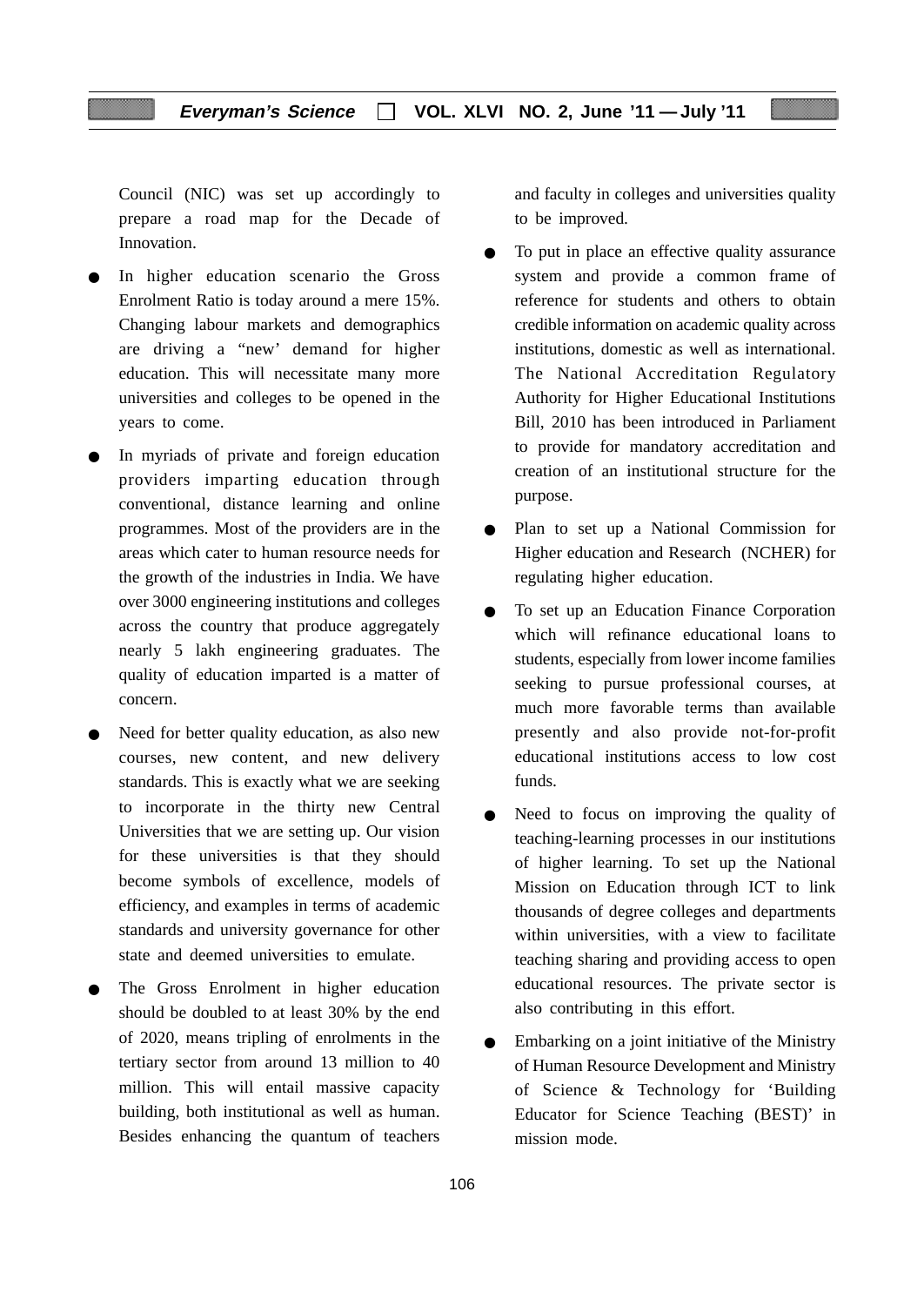Council (NIC) was set up accordingly to prepare a road map for the Decade of Innovation.

- In higher education scenario the Gross Enrolment Ratio is today around a mere 15%. Changing labour markets and demographics are driving a "new' demand for higher education. This will necessitate many more universities and colleges to be opened in the years to come.

- In myriads of private and foreign education providers imparting education through conventional, distance learning and online programmes. Most of the providers are in the areas which cater to human resource needs for the growth of the industries in India. We have over 3000 engineering institutions and colleges across the country that produce aggregately nearly 5 lakh engineering graduates. The quality of education imparted is a matter of concern.

- Need for better quality education, as also new courses, new content, and new delivery standards. This is exactly what we are seeking to incorporate in the thirty new Central Universities that we are setting up. Our vision for these universities is that they should become symbols of excellence, models of efficiency, and examples in terms of academic standards and university governance for other state and deemed universities to emulate.

- The Gross Enrolment in higher education should be doubled to at least 30% by the end of 2020, means tripling of enrolments in the tertiary sector from around 13 million to 40 million. This will entail massive capacity building, both institutional as well as human. Besides enhancing the quantum of teachers and faculty in colleges and universities quality to be improved.

- To put in place an effective quality assurance system and provide a common frame of reference for students and others to obtain credible information on academic quality across institutions, domestic as well as international. The National Accreditation Regulatory Authority for Higher Educational Institutions Bill, 2010 has been introduced in Parliament to provide for mandatory accreditation and creation of an institutional structure for the purpose.

- Plan to set up a National Commission for Higher education and Research (NCHER) for regulating higher education.

- To set up an Education Finance Corporation which will refinance educational loans to students, especially from lower income families seeking to pursue professional courses, at much more favorable terms than available presently and also provide not-for-profit educational institutions access to low cost funds.

- Need to focus on improving the quality of teaching-learning processes in our institutions of higher learning. To set up the National Mission on Education through ICT to link thousands of degree colleges and departments within universities, with a view to facilitate teaching sharing and providing access to open educational resources. The private sector is also contributing in this effort.

- Embarking on a joint initiative of the Ministry of Human Resource Development and Ministry of Science & Technology for 'Building Educator for Science Teaching (BEST)' in mission mode.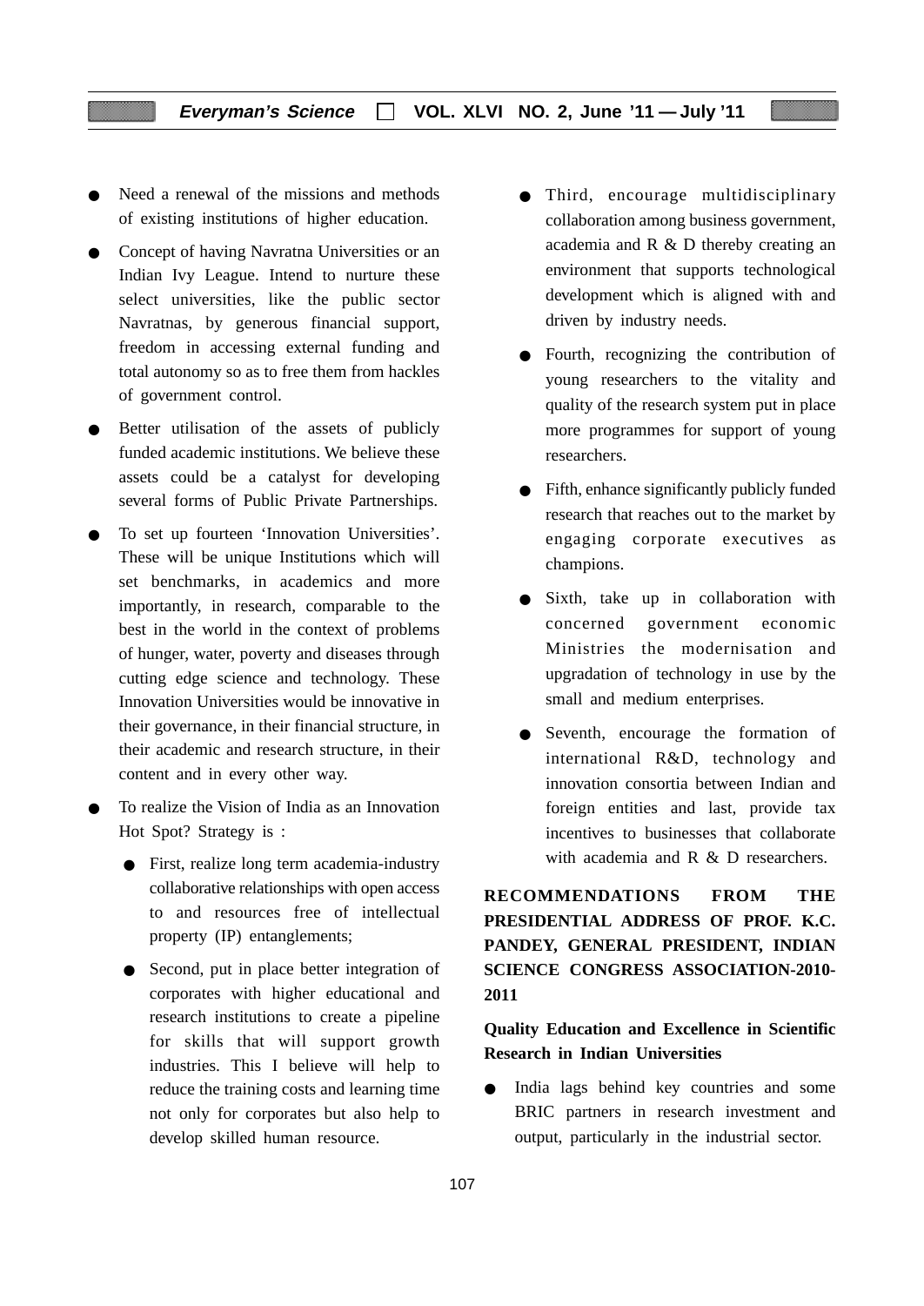- Need a renewal of the missions and methods of existing institutions of higher education.
- Concept of having Navratna Universities or an Indian Ivy League. Intend to nurture these select universities, like the public sector Navratnas, by generous financial support, freedom in accessing external funding and total autonomy so as to free them from hackles of government control.
- Better utilisation of the assets of publicly funded academic institutions. We believe these assets could be a catalyst for developing several forms of Public Private Partnerships.
- To set up fourteen 'Innovation Universities'. These will be unique Institutions which will set benchmarks, in academics and more importantly, in research, comparable to the best in the world in the context of problems of hunger, water, poverty and diseases through cutting edge science and technology. These Innovation Universities would be innovative in their governance, in their financial structure, in their academic and research structure, in their content and in every other way.
- To realize the Vision of India as an Innovation Hot Spot? Strategy is :
  - First, realize long term academia-industry collaborative relationships with open access to and resources free of intellectual property (IP) entanglements;
  - Second, put in place better integration of corporates with higher educational and research institutions to create a pipeline for skills that will support growth industries. This I believe will help to reduce the training costs and learning time not only for corporates but also help to develop skilled human resource.
  - Third, encourage multidisciplinary collaboration among business government, academia and R & D thereby creating an environment that supports technological development which is aligned with and driven by industry needs.
  - Fourth, recognizing the contribution of young researchers to the vitality and quality of the research system put in place more programmes for support of young researchers.
  - Fifth, enhance significantly publicly funded research that reaches out to the market by engaging corporate executives as champions.
  - Sixth, take up in collaboration with concerned government economic Ministries the modernisation and upgradation of technology in use by the small and medium enterprises.
  - Seventh, encourage the formation of international R&D, technology and innovation consortia between Indian and foreign entities and last, provide tax incentives to businesses that collaborate with academia and R & D researchers.

## RECOMMENDATIONS FROM THE PRESIDENTIAL ADDRESS OF PROF. K.C. PANDEY, GENERAL PRESIDENT, INDIAN SCIENCE CONGRESS ASSOCIATION-2010-2011

### Quality Education and Excellence in Scientific Research in Indian Universities

- India lags behind key countries and some BRIC partners in research investment and output, particularly in the industrial sector.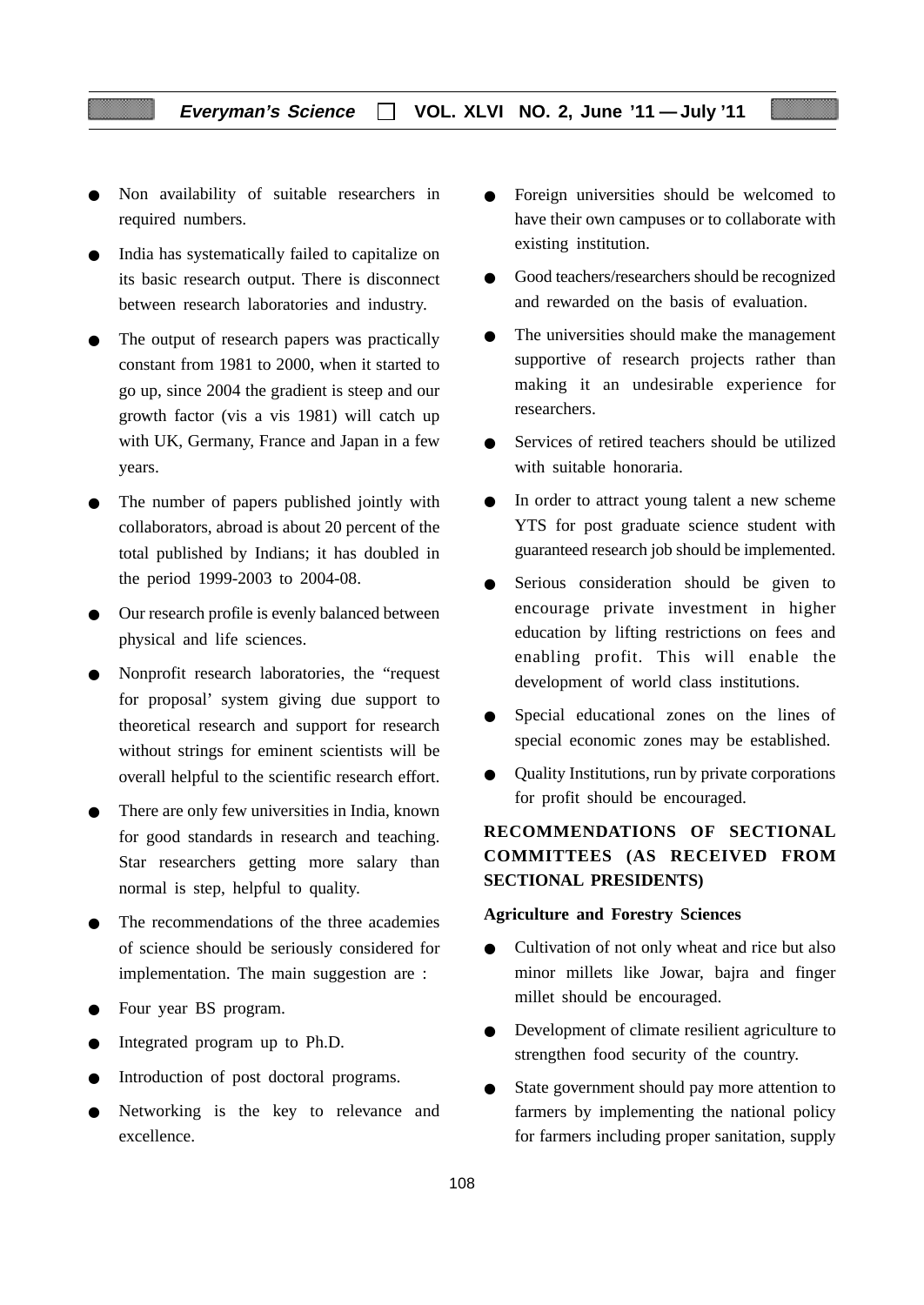- Non availability of suitable researchers in required numbers.
- India has systematically failed to capitalize on its basic research output. There is disconnect between research laboratories and industry.
- The output of research papers was practically constant from 1981 to 2000, when it started to go up, since 2004 the gradient is steep and our growth factor (vis a vis 1981) will catch up with UK, Germany, France and Japan in a few years.
- The number of papers published jointly with collaborators, abroad is about 20 percent of the total published by Indians; it has doubled in the period 1999-2003 to 2004-08.
- Our research profile is evenly balanced between physical and life sciences.
- Nonprofit research laboratories, the "request for proposal' system giving due support to theoretical research and support for research without strings for eminent scientists will be overall helpful to the scientific research effort.
- There are only few universities in India, known for good standards in research and teaching. Star researchers getting more salary than normal is step, helpful to quality.
- The recommendations of the three academies of science should be seriously considered for implementation. The main suggestion are :
- Four year BS program.
- Integrated program up to Ph.D.
- Introduction of post doctoral programs.
- Networking is the key to relevance and excellence.
- Foreign universities should be welcomed to have their own campuses or to collaborate with existing institution.
- Good teachers/researchers should be recognized and rewarded on the basis of evaluation.
- The universities should make the management supportive of research projects rather than making it an undesirable experience for researchers.
- Services of retired teachers should be utilized with suitable honoraria.
- In order to attract young talent a new scheme YTS for post graduate science student with guaranteed research job should be implemented.
- Serious consideration should be given to encourage private investment in higher education by lifting restrictions on fees and enabling profit. This will enable the development of world class institutions.
- Special educational zones on the lines of special economic zones may be established.
- Quality Institutions, run by private corporations for profit should be encouraged.

## RECOMMENDATIONS OF SECTIONAL COMMITTEES (AS RECEIVED FROM SECTIONAL PRESIDENTS)

### Agriculture and Forestry Sciences

- Cultivation of not only wheat and rice but also minor millets like Jowar, bajra and finger millet should be encouraged.
- Development of climate resilient agriculture to strengthen food security of the country.
- State government should pay more attention to farmers by implementing the national policy for farmers including proper sanitation, supply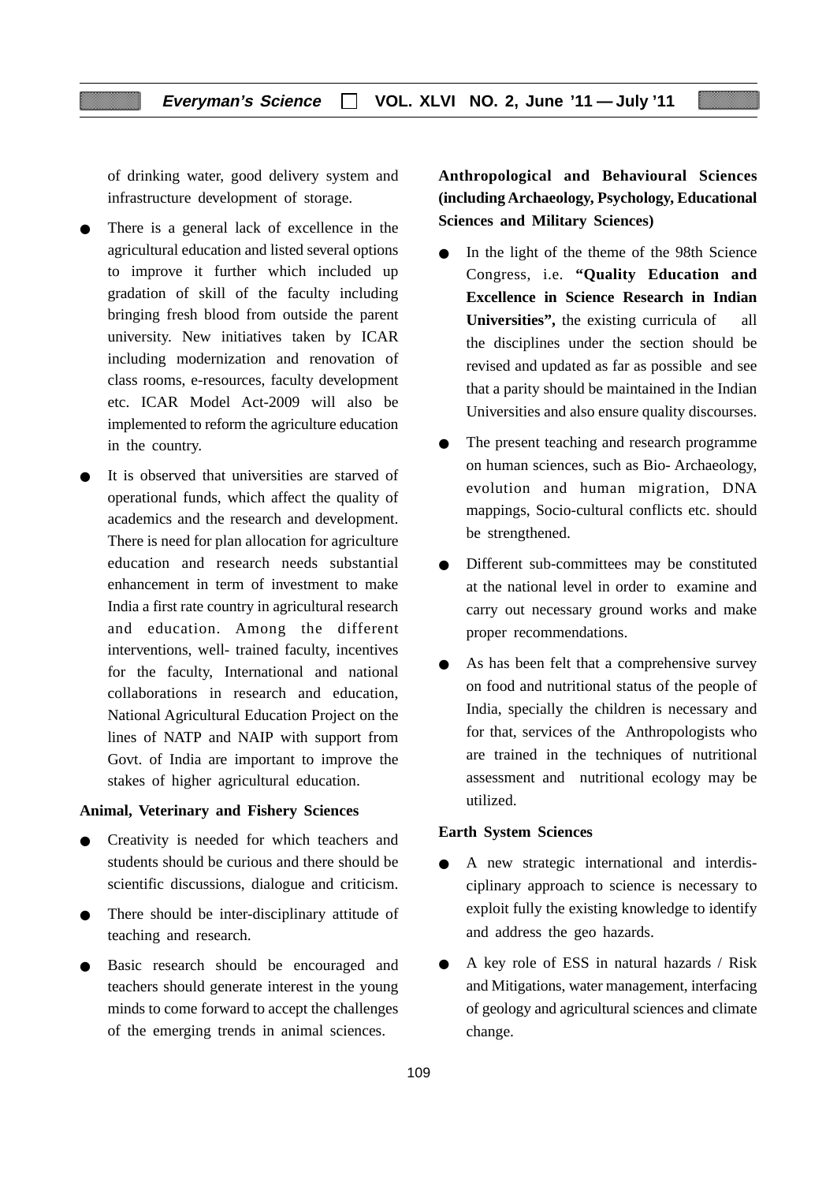of drinking water, good delivery system and infrastructure development of storage.

- There is a general lack of excellence in the agricultural education and listed several options to improve it further which included up gradation of skill of the faculty including bringing fresh blood from outside the parent university. New initiatives taken by ICAR including modernization and renovation of class rooms, e-resources, faculty development etc. ICAR Model Act-2009 will also be implemented to reform the agriculture education in the country.
- It is observed that universities are starved of operational funds, which affect the quality of academics and the research and development. There is need for plan allocation for agriculture education and research needs substantial enhancement in term of investment to make India a first rate country in agricultural research and education. Among the different interventions, well- trained faculty, incentives for the faculty, International and national collaborations in research and education, National Agricultural Education Project on the lines of NATP and NAIP with support from Govt. of India are important to improve the stakes of higher agricultural education.

**Animal, Veterinary and Fishery Sciences**

- Creativity is needed for which teachers and students should be curious and there should be scientific discussions, dialogue and criticism.
- There should be inter-disciplinary attitude of teaching and research.
- Basic research should be encouraged and teachers should generate interest in the young minds to come forward to accept the challenges of the emerging trends in animal sciences.

**Anthropological and Behavioural Sciences (including Archaeology, Psychology, Educational Sciences and Military Sciences)**

- In the light of the theme of the 98th Science Congress, i.e. **"Quality Education and Excellence in Science Research in Indian Universities",** the existing curricula of all the disciplines under the section should be revised and updated as far as possible and see that a parity should be maintained in the Indian Universities and also ensure quality discourses.
- The present teaching and research programme on human sciences, such as Bio- Archaeology, evolution and human migration, DNA mappings, Socio-cultural conflicts etc. should be strengthened.
- Different sub-committees may be constituted at the national level in order to examine and carry out necessary ground works and make proper recommendations.
- As has been felt that a comprehensive survey on food and nutritional status of the people of India, specially the children is necessary and for that, services of the Anthropologists who are trained in the techniques of nutritional assessment and nutritional ecology may be utilized.

**Earth System Sciences**

- A new strategic international and interdisciplinary approach to science is necessary to exploit fully the existing knowledge to identify and address the geo hazards.
- A key role of ESS in natural hazards / Risk and Mitigations, water management, interfacing of geology and agricultural sciences and climate change.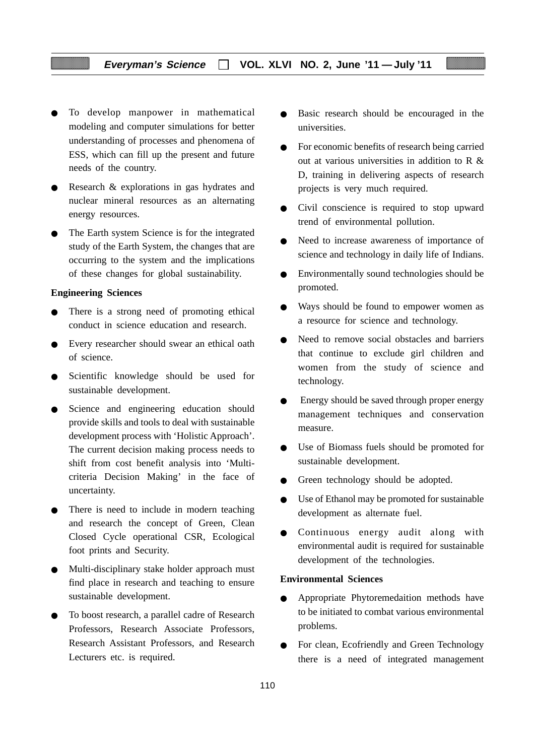- To develop manpower in mathematical modeling and computer simulations for better understanding of processes and phenomena of ESS, which can fill up the present and future needs of the country.
- Research & explorations in gas hydrates and nuclear mineral resources as an alternating energy resources.
- The Earth system Science is for the integrated study of the Earth System, the changes that are occurring to the system and the implications of these changes for global sustainability.

**Engineering Sciences**

- There is a strong need of promoting ethical conduct in science education and research.
- Every researcher should swear an ethical oath of science.
- Scientific knowledge should be used for sustainable development.
- Science and engineering education should provide skills and tools to deal with sustainable development process with 'Holistic Approach'. The current decision making process needs to shift from cost benefit analysis into 'Multi-criteria Decision Making' in the face of uncertainty.
- There is need to include in modern teaching and research the concept of Green, Clean Closed Cycle operational CSR, Ecological foot prints and Security.
- Multi-disciplinary stake holder approach must find place in research and teaching to ensure sustainable development.
- To boost research, a parallel cadre of Research Professors, Research Associate Professors, Research Assistant Professors, and Research Lecturers etc. is required.
- Basic research should be encouraged in the universities.
- For economic benefits of research being carried out at various universities in addition to R & D, training in delivering aspects of research projects is very much required.
- Civil conscience is required to stop upward trend of environmental pollution.
- Need to increase awareness of importance of science and technology in daily life of Indians.
- Environmentally sound technologies should be promoted.
- Ways should be found to empower women as a resource for science and technology.
- Need to remove social obstacles and barriers that continue to exclude girl children and women from the study of science and technology.
- Energy should be saved through proper energy management techniques and conservation measure.
- Use of Biomass fuels should be promoted for sustainable development.
- Green technology should be adopted.
- Use of Ethanol may be promoted for sustainable development as alternate fuel.
- Continuous energy audit along with environmental audit is required for sustainable development of the technologies.

**Environmental Sciences**

- Appropriate Phytoremedaition methods have to be initiated to combat various environmental problems.
- For clean, Ecofriendly and Green Technology there is a need of integrated management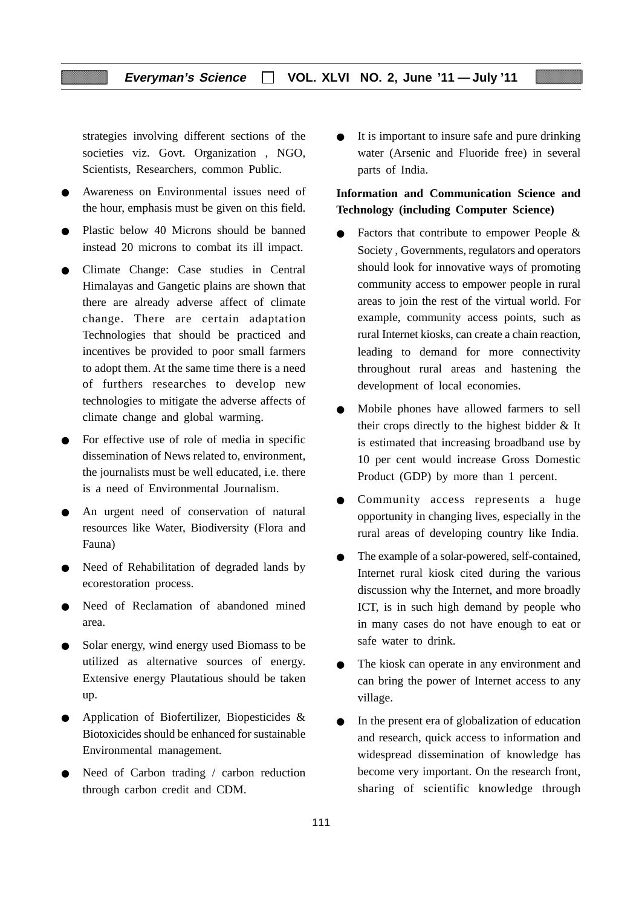strategies involving different sections of the societies viz. Govt. Organization , NGO, Scientists, Researchers, common Public.

- Awareness on Environmental issues need of the hour, emphasis must be given on this field.
- Plastic below 40 Microns should be banned instead 20 microns to combat its ill impact.
- Climate Change: Case studies in Central Himalayas and Gangetic plains are shown that there are already adverse affect of climate change. There are certain adaptation Technologies that should be practiced and incentives be provided to poor small farmers to adopt them. At the same time there is a need of furthers researches to develop new technologies to mitigate the adverse affects of climate change and global warming.
- For effective use of role of media in specific dissemination of News related to, environment, the journalists must be well educated, i.e. there is a need of Environmental Journalism.
- An urgent need of conservation of natural resources like Water, Biodiversity (Flora and Fauna)
- Need of Rehabilitation of degraded lands by ecorestoration process.
- Need of Reclamation of abandoned mined area.
- Solar energy, wind energy used Biomass to be utilized as alternative sources of energy. Extensive energy Plautatious should be taken up.
- Application of Biofertilizer, Biopesticides & Biotoxicides should be enhanced for sustainable Environmental management.
- Need of Carbon trading / carbon reduction through carbon credit and CDM.
- It is important to insure safe and pure drinking water (Arsenic and Fluoride free) in several parts of India.

**Information and Communication Science and Technology (including Computer Science)**

- Factors that contribute to empower People & Society , Governments, regulators and operators should look for innovative ways of promoting community access to empower people in rural areas to join the rest of the virtual world. For example, community access points, such as rural Internet kiosks, can create a chain reaction, leading to demand for more connectivity throughout rural areas and hastening the development of local economies.
- Mobile phones have allowed farmers to sell their crops directly to the highest bidder & It is estimated that increasing broadband use by 10 per cent would increase Gross Domestic Product (GDP) by more than 1 percent.
- Community access represents a huge opportunity in changing lives, especially in the rural areas of developing country like India.
- The example of a solar-powered, self-contained, Internet rural kiosk cited during the various discussion why the Internet, and more broadly ICT, is in such high demand by people who in many cases do not have enough to eat or safe water to drink.
- The kiosk can operate in any environment and can bring the power of Internet access to any village.
- In the present era of globalization of education and research, quick access to information and widespread dissemination of knowledge has become very important. On the research front, sharing of scientific knowledge through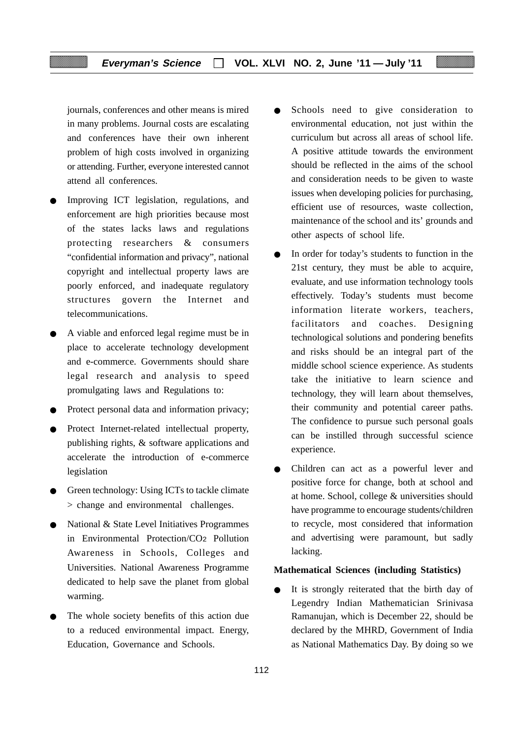journals, conferences and other means is mired in many problems. Journal costs are escalating and conferences have their own inherent problem of high costs involved in organizing or attending. Further, everyone interested cannot attend all conferences.

- Improving ICT legislation, regulations, and enforcement are high priorities because most of the states lacks laws and regulations protecting researchers & consumers "confidential information and privacy", national copyright and intellectual property laws are poorly enforced, and inadequate regulatory structures govern the Internet and telecommunications.
- A viable and enforced legal regime must be in place to accelerate technology development and e-commerce. Governments should share legal research and analysis to speed promulgating laws and Regulations to:
- Protect personal data and information privacy;
- Protect Internet-related intellectual property, publishing rights, & software applications and accelerate the introduction of e-commerce legislation
- Green technology: Using ICTs to tackle climate > change and environmental challenges.
- National & State Level Initiatives Programmes in Environmental Protection/$CO_2$ Pollution Awareness in Schools, Colleges and Universities. National Awareness Programme dedicated to help save the planet from global warming.
- The whole society benefits of this action due to a reduced environmental impact. Energy, Education, Governance and Schools.
- Schools need to give consideration to environmental education, not just within the curriculum but across all areas of school life. A positive attitude towards the environment should be reflected in the aims of the school and consideration needs to be given to waste issues when developing policies for purchasing, efficient use of resources, waste collection, maintenance of the school and its' grounds and other aspects of school life.
- In order for today's students to function in the 21st century, they must be able to acquire, evaluate, and use information technology tools effectively. Today's students must become information literate workers, teachers, facilitators and coaches. Designing technological solutions and pondering benefits and risks should be an integral part of the middle school science experience. As students take the initiative to learn science and technology, they will learn about themselves, their community and potential career paths. The confidence to pursue such personal goals can be instilled through successful science experience.
- Children can act as a powerful lever and positive force for change, both at school and at home. School, college & universities should have programme to encourage students/children to recycle, most considered that information and advertising were paramount, but sadly lacking.

**Mathematical Sciences (including Statistics)**

- It is strongly reiterated that the birth day of Legendry Indian Mathematician Srinivasa Ramanujan, which is December 22, should be declared by the MHRD, Government of India as National Mathematics Day. By doing so we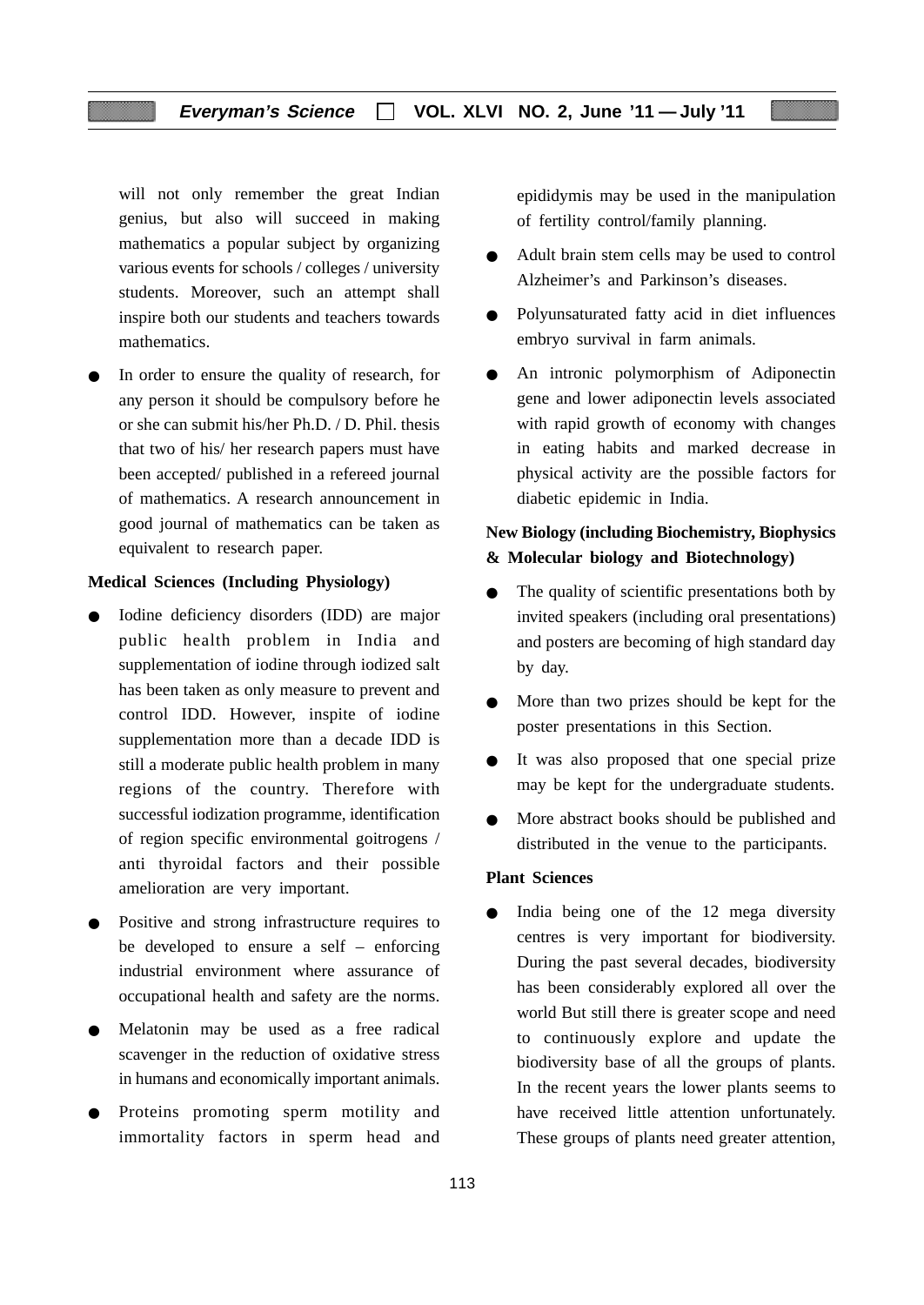will not only remember the great Indian genius, but also will succeed in making mathematics a popular subject by organizing various events for schools / colleges / university students. Moreover, such an attempt shall inspire both our students and teachers towards mathematics.

- In order to ensure the quality of research, for any person it should be compulsory before he or she can submit his/her Ph.D. / D. Phil. thesis that two of his/ her research papers must have been accepted/ published in a refereed journal of mathematics. A research announcement in good journal of mathematics can be taken as equivalent to research paper.

**Medical Sciences (Including Physiology)**

- Iodine deficiency disorders (IDD) are major public health problem in India and supplementation of iodine through iodized salt has been taken as only measure to prevent and control IDD. However, inspite of iodine supplementation more than a decade IDD is still a moderate public health problem in many regions of the country. Therefore with successful iodization programme, identification of region specific environmental goitrogens / anti thyroidal factors and their possible amelioration are very important.
- Positive and strong infrastructure requires to be developed to ensure a self – enforcing industrial environment where assurance of occupational health and safety are the norms.
- Melatonin may be used as a free radical scavenger in the reduction of oxidative stress in humans and economically important animals.
- Proteins promoting sperm motility and immortality factors in sperm head and epididymis may be used in the manipulation of fertility control/family planning.
- Adult brain stem cells may be used to control Alzheimer's and Parkinson's diseases.
- Polyunsaturated fatty acid in diet influences embryo survival in farm animals.
- An intronic polymorphism of Adiponectin gene and lower adiponectin levels associated with rapid growth of economy with changes in eating habits and marked decrease in physical activity are the possible factors for diabetic epidemic in India.

**New Biology (including Biochemistry, Biophysics & Molecular biology and Biotechnology)**

- The quality of scientific presentations both by invited speakers (including oral presentations) and posters are becoming of high standard day by day.
- More than two prizes should be kept for the poster presentations in this Section.
- It was also proposed that one special prize may be kept for the undergraduate students.
- More abstract books should be published and distributed in the venue to the participants.

**Plant Sciences**

- India being one of the 12 mega diversity centres is very important for biodiversity. During the past several decades, biodiversity has been considerably explored all over the world But still there is greater scope and need to continuously explore and update the biodiversity base of all the groups of plants. In the recent years the lower plants seems to have received little attention unfortunately. These groups of plants need greater attention,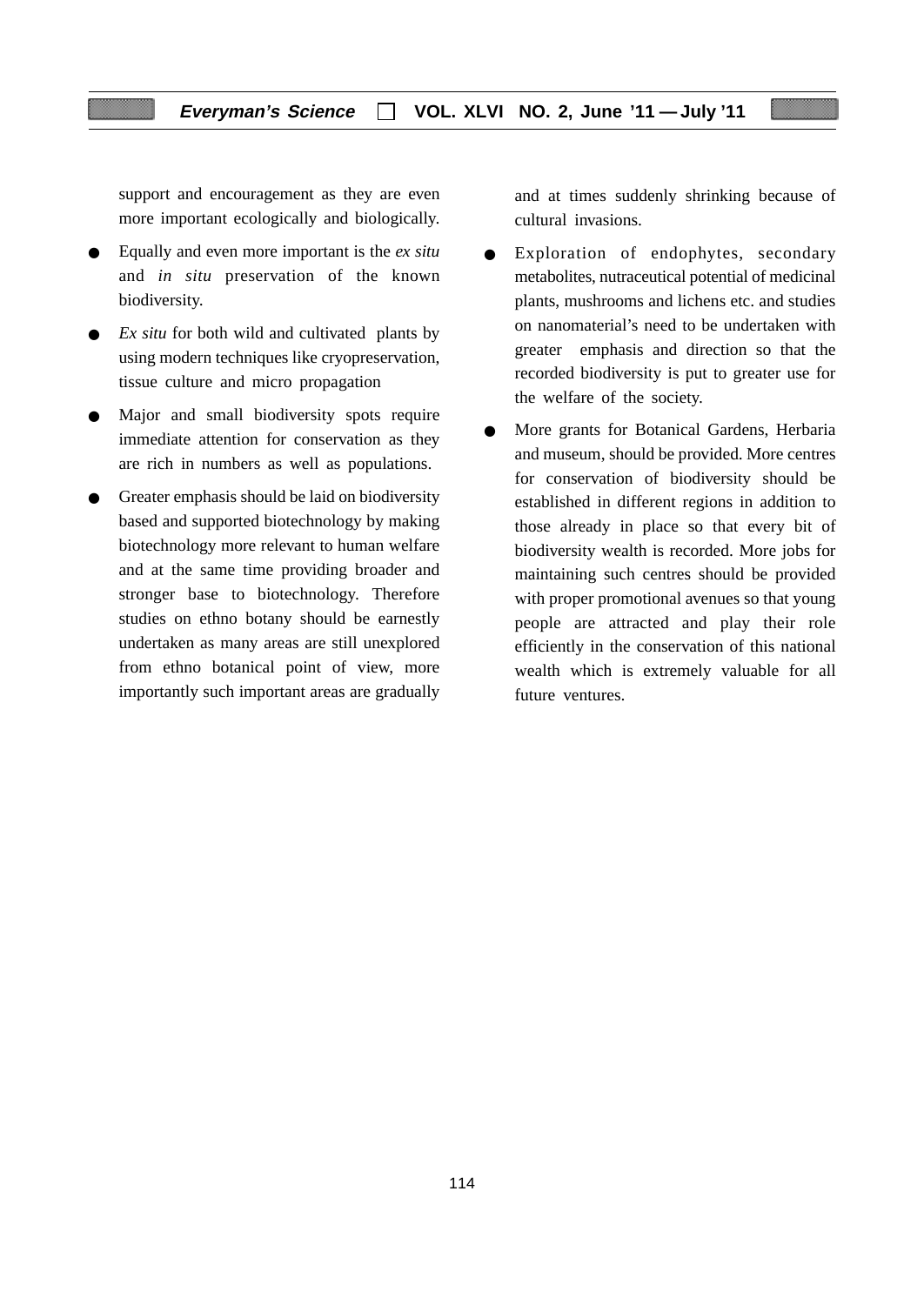support and encouragement as they are even more important ecologically and biologically.

- Equally and even more important is the *ex situ* and *in situ* preservation of the known biodiversity.
- *Ex situ* for both wild and cultivated plants by using modern techniques like cryopreservation, tissue culture and micro propagation
- Major and small biodiversity spots require immediate attention for conservation as they are rich in numbers as well as populations.
- Greater emphasis should be laid on biodiversity based and supported biotechnology by making biotechnology more relevant to human welfare and at the same time providing broader and stronger base to biotechnology. Therefore studies on ethno botany should be earnestly undertaken as many areas are still unexplored from ethno botanical point of view, more importantly such important areas are gradually and at times suddenly shrinking because of cultural invasions.
- Exploration of endophytes, secondary metabolites, nutraceutical potential of medicinal plants, mushrooms and lichens etc. and studies on nanomaterial's need to be undertaken with greater emphasis and direction so that the recorded biodiversity is put to greater use for the welfare of the society.
- More grants for Botanical Gardens, Herbaria and museum, should be provided. More centres for conservation of biodiversity should be established in different regions in addition to those already in place so that every bit of biodiversity wealth is recorded. More jobs for maintaining such centres should be provided with proper promotional avenues so that young people are attracted and play their role efficiently in the conservation of this national wealth which is extremely valuable for all future ventures.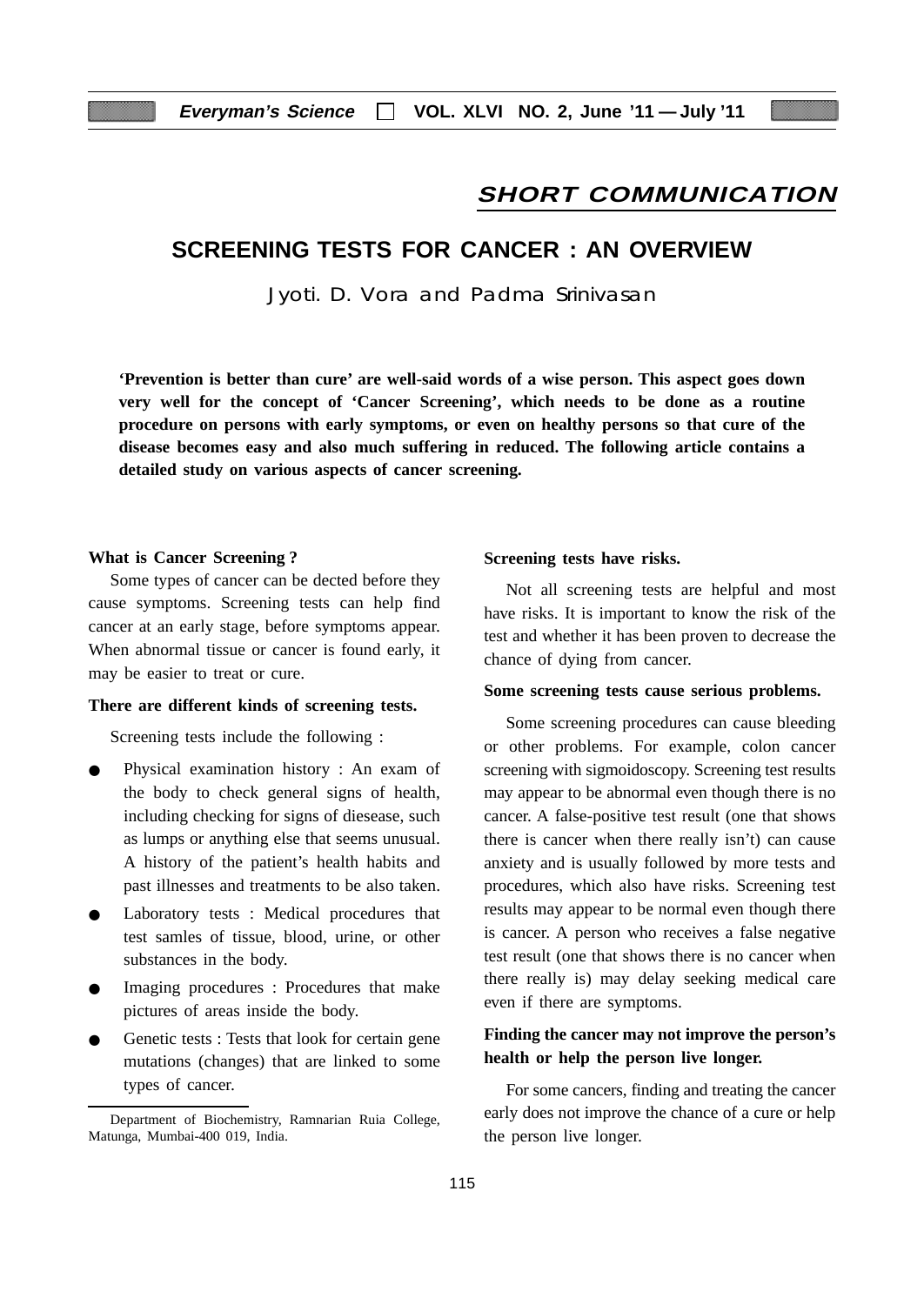## SHORT COMMUNICATION

# SCREENING TESTS FOR CANCER : AN OVERVIEW

Jyoti. D. Vora and Padma Srinivasan

**'Prevention is better than cure' are well-said words of a wise person. This aspect goes down very well for the concept of 'Cancer Screening', which needs to be done as a routine procedure on persons with early symptoms, or even on healthy persons so that cure of the disease becomes easy and also much suffering in reduced. The following article contains a detailed study on various aspects of cancer screening.**

**What is Cancer Screening ?**

Some types of cancer can be dected before they cause symptoms. Screening tests can help find cancer at an early stage, before symptoms appear. When abnormal tissue or cancer is found early, it may be easier to treat or cure.

**There are different kinds of screening tests.**

Screening tests include the following :

- Physical examination history : An exam of the body to check general signs of health, including checking for signs of diesease, such as lumps or anything else that seems unusual. A history of the patient's health habits and past illnesses and treatments to be also taken.
- Laboratory tests : Medical procedures that test samles of tissue, blood, urine, or other substances in the body.
- Imaging procedures : Procedures that make pictures of areas inside the body.
- Genetic tests : Tests that look for certain gene mutations (changes) that are linked to some types of cancer.

Department of Biochemistry, Ramnarian Ruia College, Matunga, Mumbai-400 019, India.

**Screening tests have risks.**

Not all screening tests are helpful and most have risks. It is important to know the risk of the test and whether it has been proven to decrease the chance of dying from cancer.

**Some screening tests cause serious problems.**

Some screening procedures can cause bleeding or other problems. For example, colon cancer screening with sigmoidoscopy. Screening test results may appear to be abnormal even though there is no cancer. A false-positive test result (one that shows there is cancer when there really isn't) can cause anxiety and is usually followed by more tests and procedures, which also have risks. Screening test results may appear to be normal even though there is cancer. A person who receives a false negative test result (one that shows there is no cancer when there really is) may delay seeking medical care even if there are symptoms.

**Finding the cancer may not improve the person's health or help the person live longer.**

For some cancers, finding and treating the cancer early does not improve the chance of a cure or help the person live longer.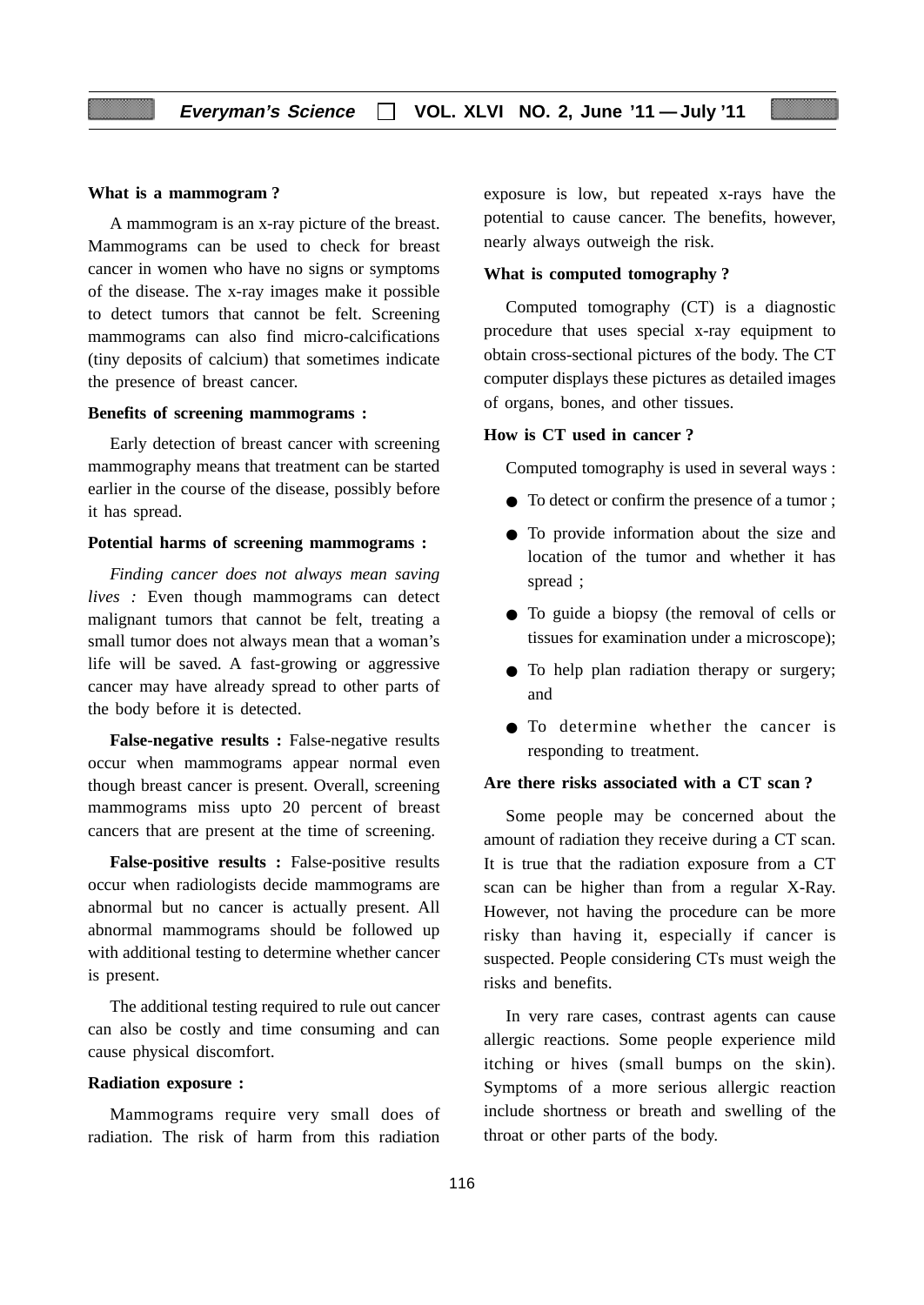### What is a mammogram ?

A mammogram is an x-ray picture of the breast. Mammograms can be used to check for breast cancer in women who have no signs or symptoms of the disease. The x-ray images make it possible to detect tumors that cannot be felt. Screening mammograms can also find micro-calcifications (tiny deposits of calcium) that sometimes indicate the presence of breast cancer.

### Benefits of screening mammograms :

Early detection of breast cancer with screening mammography means that treatment can be started earlier in the course of the disease, possibly before it has spread.

### Potential harms of screening mammograms :

*Finding cancer does not always mean saving lives :* Even though mammograms can detect malignant tumors that cannot be felt, treating a small tumor does not always mean that a woman's life will be saved. A fast-growing or aggressive cancer may have already spread to other parts of the body before it is detected.

**False-negative results :** False-negative results occur when mammograms appear normal even though breast cancer is present. Overall, screening mammograms miss upto 20 percent of breast cancers that are present at the time of screening.

**False-positive results :** False-positive results occur when radiologists decide mammograms are abnormal but no cancer is actually present. All abnormal mammograms should be followed up with additional testing to determine whether cancer is present.

The additional testing required to rule out cancer can also be costly and time consuming and can cause physical discomfort.

### Radiation exposure :

Mammograms require very small does of radiation. The risk of harm from this radiation exposure is low, but repeated x-rays have the potential to cause cancer. The benefits, however, nearly always outweigh the risk.

### What is computed tomography ?

Computed tomography (CT) is a diagnostic procedure that uses special x-ray equipment to obtain cross-sectional pictures of the body. The CT computer displays these pictures as detailed images of organs, bones, and other tissues.

### How is CT used in cancer ?

Computed tomography is used in several ways :

- To detect or confirm the presence of a tumor ;
- To provide information about the size and location of the tumor and whether it has spread ;
- To guide a biopsy (the removal of cells or tissues for examination under a microscope);
- To help plan radiation therapy or surgery; and
- To determine whether the cancer is responding to treatment.

### Are there risks associated with a CT scan ?

Some people may be concerned about the amount of radiation they receive during a CT scan. It is true that the radiation exposure from a CT scan can be higher than from a regular X-Ray. However, not having the procedure can be more risky than having it, especially if cancer is suspected. People considering CTs must weigh the risks and benefits.

In very rare cases, contrast agents can cause allergic reactions. Some people experience mild itching or hives (small bumps on the skin). Symptoms of a more serious allergic reaction include shortness or breath and swelling of the throat or other parts of the body.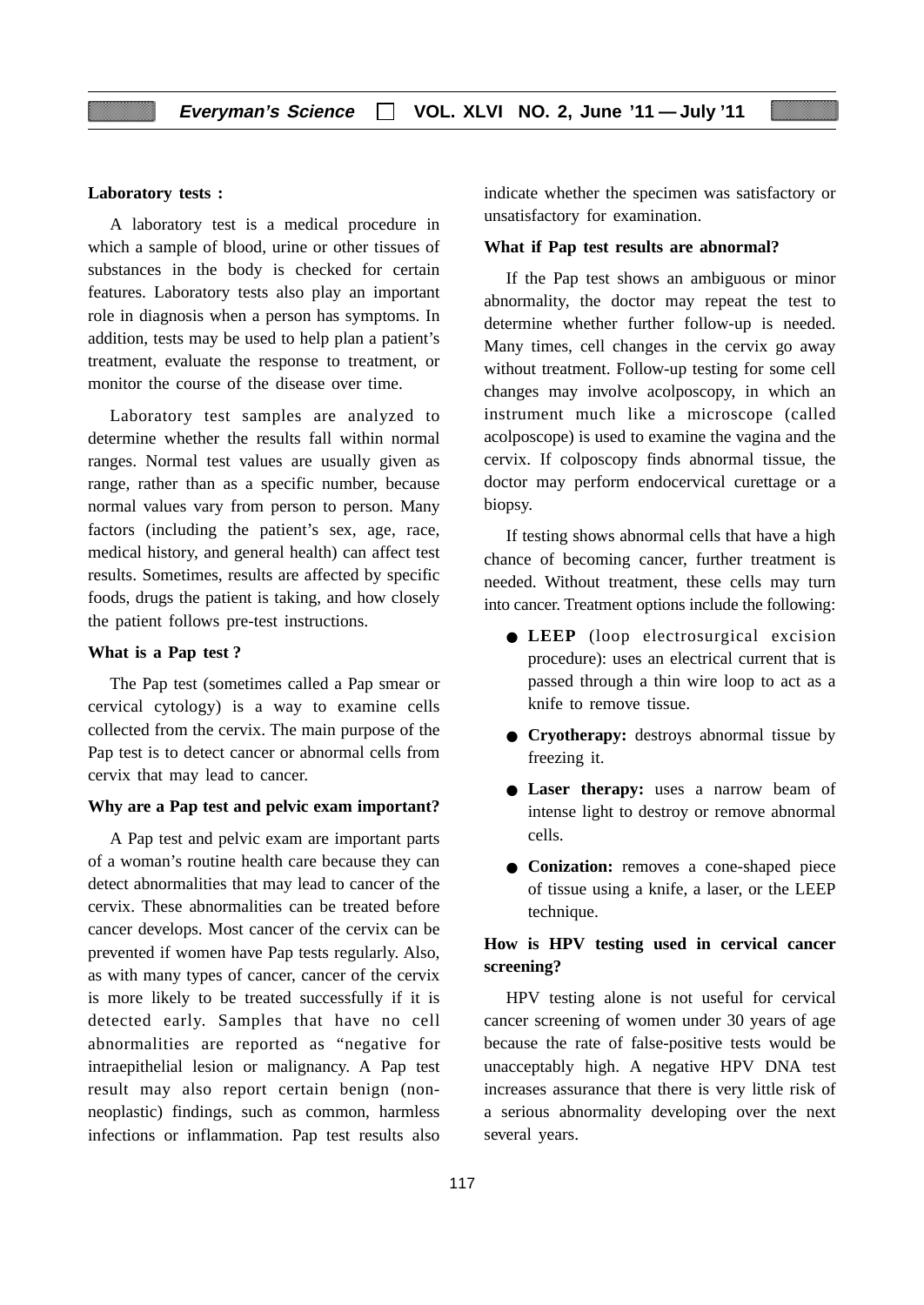**Laboratory tests :**

A laboratory test is a medical procedure in which a sample of blood, urine or other tissues of substances in the body is checked for certain features. Laboratory tests also play an important role in diagnosis when a person has symptoms. In addition, tests may be used to help plan a patient's treatment, evaluate the response to treatment, or monitor the course of the disease over time.

Laboratory test samples are analyzed to determine whether the results fall within normal ranges. Normal test values are usually given as range, rather than as a specific number, because normal values vary from person to person. Many factors (including the patient's sex, age, race, medical history, and general health) can affect test results. Sometimes, results are affected by specific foods, drugs the patient is taking, and how closely the patient follows pre-test instructions.

**What is a Pap test ?**

The Pap test (sometimes called a Pap smear or cervical cytology) is a way to examine cells collected from the cervix. The main purpose of the Pap test is to detect cancer or abnormal cells from cervix that may lead to cancer.

**Why are a Pap test and pelvic exam important?**

A Pap test and pelvic exam are important parts of a woman's routine health care because they can detect abnormalities that may lead to cancer of the cervix. These abnormalities can be treated before cancer develops. Most cancer of the cervix can be prevented if women have Pap tests regularly. Also, as with many types of cancer, cancer of the cervix is more likely to be treated successfully if it is detected early. Samples that have no cell abnormalities are reported as "negative for intraepithelial lesion or malignancy. A Pap test result may also report certain benign (non-neoplastic) findings, such as common, harmless infections or inflammation. Pap test results also indicate whether the specimen was satisfactory or unsatisfactory for examination.

**What if Pap test results are abnormal?**

If the Pap test shows an ambiguous or minor abnormality, the doctor may repeat the test to determine whether further follow-up is needed. Many times, cell changes in the cervix go away without treatment. Follow-up testing for some cell changes may involve acolposcopy, in which an instrument much like a microscope (called acolposcope) is used to examine the vagina and the cervix. If colposcopy finds abnormal tissue, the doctor may perform endocervical curettage or a biopsy.

If testing shows abnormal cells that have a high chance of becoming cancer, further treatment is needed. Without treatment, these cells may turn into cancer. Treatment options include the following:

- **LEEP** (loop electrosurgical excision procedure): uses an electrical current that is passed through a thin wire loop to act as a knife to remove tissue.
- **Cryotherapy:** destroys abnormal tissue by freezing it.
- **Laser therapy:** uses a narrow beam of intense light to destroy or remove abnormal cells.
- **Conization:** removes a cone-shaped piece of tissue using a knife, a laser, or the LEEP technique.

**How is HPV testing used in cervical cancer screening?**

HPV testing alone is not useful for cervical cancer screening of women under 30 years of age because the rate of false-positive tests would be unacceptably high. A negative HPV DNA test increases assurance that there is very little risk of a serious abnormality developing over the next several years.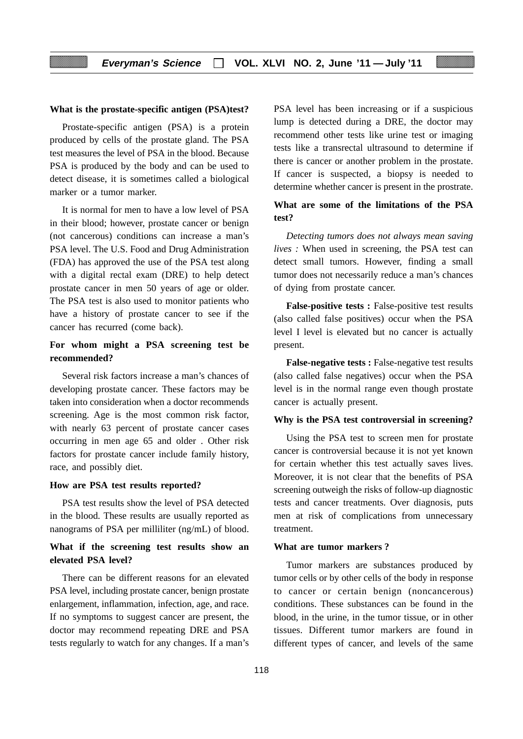### What is the prostate-specific antigen (PSA)test?

Prostate-specific antigen (PSA) is a protein produced by cells of the prostate gland. The PSA test measures the level of PSA in the blood. Because PSA is produced by the body and can be used to detect disease, it is sometimes called a biological marker or a tumor marker.

It is normal for men to have a low level of PSA in their blood; however, prostate cancer or benign (not cancerous) conditions can increase a man's PSA level. The U.S. Food and Drug Administration (FDA) has approved the use of the PSA test along with a digital rectal exam (DRE) to help detect prostate cancer in men 50 years of age or older. The PSA test is also used to monitor patients who have a history of prostate cancer to see if the cancer has recurred (come back).

### For whom might a PSA screening test be recommended?

Several risk factors increase a man's chances of developing prostate cancer. These factors may be taken into consideration when a doctor recommends screening. Age is the most common risk factor, with nearly 63 percent of prostate cancer cases occurring in men age 65 and older . Other risk factors for prostate cancer include family history, race, and possibly diet.

### How are PSA test results reported?

PSA test results show the level of PSA detected in the blood. These results are usually reported as nanograms of PSA per milliliter (ng/mL) of blood.

### What if the screening test results show an elevated PSA level?

There can be different reasons for an elevated PSA level, including prostate cancer, benign prostate enlargement, inflammation, infection, age, and race. If no symptoms to suggest cancer are present, the doctor may recommend repeating DRE and PSA tests regularly to watch for any changes. If a man's PSA level has been increasing or if a suspicious lump is detected during a DRE, the doctor may recommend other tests like urine test or imaging tests like a transrectal ultrasound to determine if there is cancer or another problem in the prostate. If cancer is suspected, a biopsy is needed to determine whether cancer is present in the prostrate.

### What are some of the limitations of the PSA test?

*Detecting tumors does not always mean saving lives :* When used in screening, the PSA test can detect small tumors. However, finding a small tumor does not necessarily reduce a man's chances of dying from prostate cancer.

**False-positive tests :** False-positive test results (also called false positives) occur when the PSA level I level is elevated but no cancer is actually present.

**False-negative tests :** False-negative test results (also called false negatives) occur when the PSA level is in the normal range even though prostate cancer is actually present.

### Why is the PSA test controversial in screening?

Using the PSA test to screen men for prostate cancer is controversial because it is not yet known for certain whether this test actually saves lives. Moreover, it is not clear that the benefits of PSA screening outweigh the risks of follow-up diagnostic tests and cancer treatments. Over diagnosis, puts men at risk of complications from unnecessary treatment.

### What are tumor markers ?

Tumor markers are substances produced by tumor cells or by other cells of the body in response to cancer or certain benign (noncancerous) conditions. These substances can be found in the blood, in the urine, in the tumor tissue, or in other tissues. Different tumor markers are found in different types of cancer, and levels of the same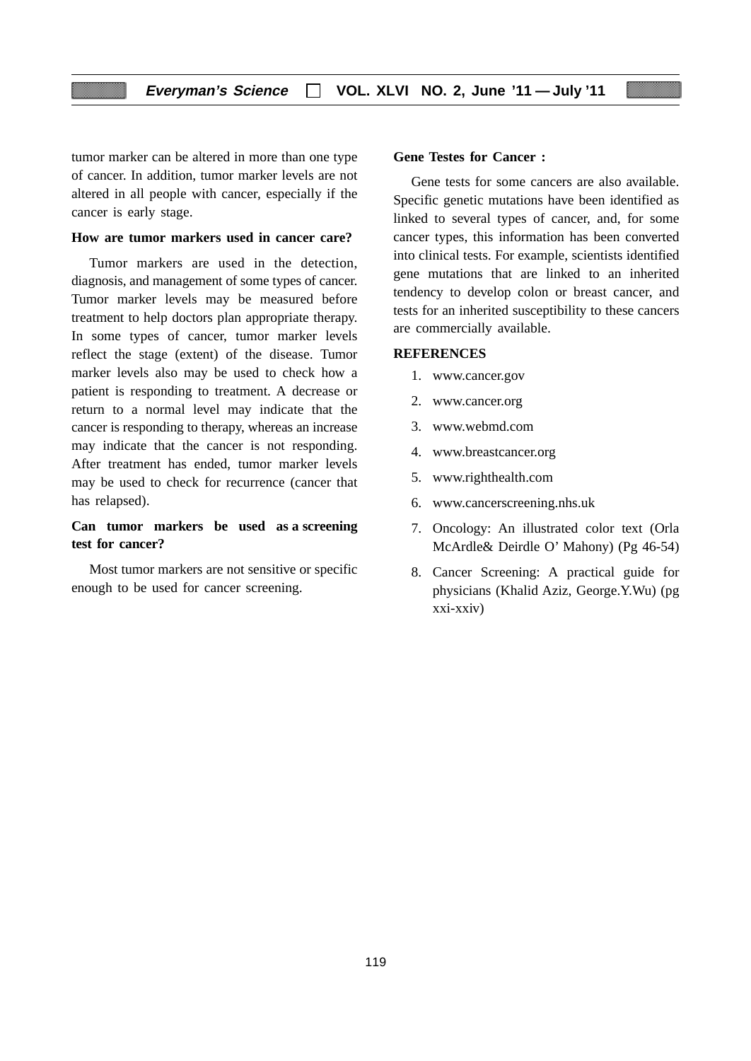tumor marker can be altered in more than one type of cancer. In addition, tumor marker levels are not altered in all people with cancer, especially if the cancer is early stage.

**How are tumor markers used in cancer care?**

Tumor markers are used in the detection, diagnosis, and management of some types of cancer. Tumor marker levels may be measured before treatment to help doctors plan appropriate therapy. In some types of cancer, tumor marker levels reflect the stage (extent) of the disease. Tumor marker levels also may be used to check how a patient is responding to treatment. A decrease or return to a normal level may indicate that the cancer is responding to therapy, whereas an increase may indicate that the cancer is not responding. After treatment has ended, tumor marker levels may be used to check for recurrence (cancer that has relapsed).

**Can tumor markers be used as a screening test for cancer?**

Most tumor markers are not sensitive or specific enough to be used for cancer screening.

**Gene Testes for Cancer :**

Gene tests for some cancers are also available. Specific genetic mutations have been identified as linked to several types of cancer, and, for some cancer types, this information has been converted into clinical tests. For example, scientists identified gene mutations that are linked to an inherited tendency to develop colon or breast cancer, and tests for an inherited susceptibility to these cancers are commercially available.

**REFERENCES**

1. www.cancer.gov
2. www.cancer.org
3. www.webmd.com
4. www.breastcancer.org
5. www.righthealth.com
6. www.cancerscreening.nhs.uk
7. Oncology: An illustrated color text (Orla McArdle& Deirdle O' Mahony) (Pg 46-54)
8. Cancer Screening: A practical guide for physicians (Khalid Aziz, George.Y.Wu) (pg xxi-xxiv)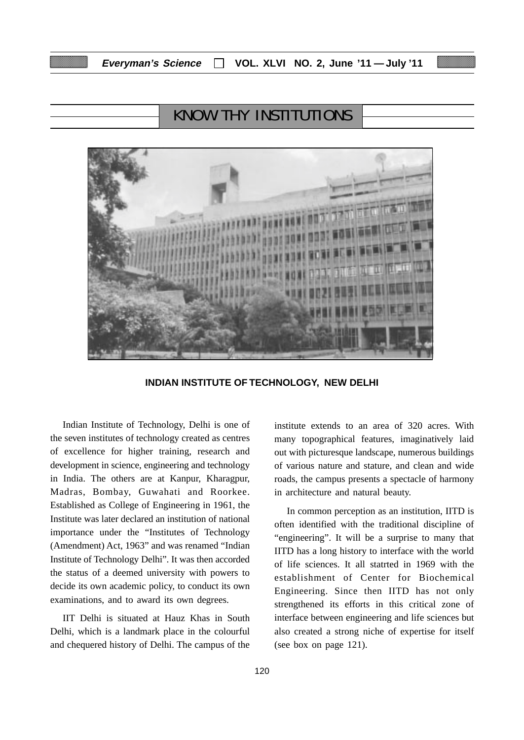# KNOW THY INSTITUTIONS

**INDIAN INSTITUTE OF TECHNOLOGY, NEW DELHI**

Indian Institute of Technology, Delhi is one of the seven institutes of technology created as centres of excellence for higher training, research and development in science, engineering and technology in India. The others are at Kanpur, Kharagpur, Madras, Bombay, Guwahati and Roorkee. Established as College of Engineering in 1961, the Institute was later declared an institution of national importance under the "Institutes of Technology (Amendment) Act, 1963" and was renamed "Indian Institute of Technology Delhi". It was then accorded the status of a deemed university with powers to decide its own academic policy, to conduct its own examinations, and to award its own degrees.

IIT Delhi is situated at Hauz Khas in South Delhi, which is a landmark place in the colourful and chequered history of Delhi. The campus of the institute extends to an area of 320 acres. With many topographical features, imaginatively laid out with picturesque landscape, numerous buildings of various nature and stature, and clean and wide roads, the campus presents a spectacle of harmony in architecture and natural beauty.

In common perception as an institution, IITD is often identified with the traditional discipline of "engineering". It will be a surprise to many that IITD has a long history to interface with the world of life sciences. It all statrted in 1969 with the establishment of Center for Biochemical Engineering. Since then IITD has not only strengthened its efforts in this critical zone of interface between engineering and life sciences but also created a strong niche of expertise for itself (see box on page 121).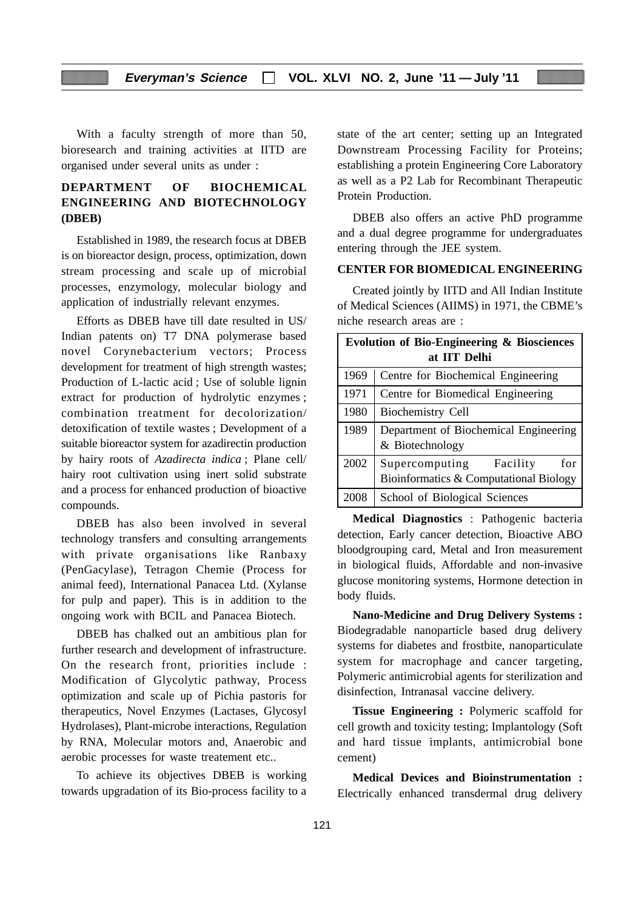With a faculty strength of more than 50, bioresearch and training activities at IITD are organised under several units as under :

## DEPARTMENT OF BIOCHEMICAL ENGINEERING AND BIOTECHNOLOGY (DBEB)

Established in 1989, the research focus at DBEB is on bioreactor design, process, optimization, down stream processing and scale up of microbial processes, enzymology, molecular biology and application of industrially relevant enzymes.

Efforts as DBEB have till date resulted in US/ Indian patents on) T7 DNA polymerase based novel Corynebacterium vectors; Process development for treatment of high strength wastes; Production of L-lactic acid ; Use of soluble lignin extract for production of hydrolytic enzymes ; combination treatment for decolorization/ detoxification of textile wastes ; Development of a suitable bioreactor system for azadirectin production by hairy roots of *Azadirecta indica* ; Plane cell/ hairy root cultivation using inert solid substrate and a process for enhanced production of bioactive compounds.

DBEB has also been involved in several technology transfers and consulting arrangements with private organisations like Ranbaxy (PenGacylase), Tetragon Chemie (Process for animal feed), International Panacea Ltd. (Xylanse for pulp and paper). This is in addition to the ongoing work with BCIL and Panacea Biotech.

DBEB has chalked out an ambitious plan for further research and development of infrastructure. On the research front, priorities include : Modification of Glycolytic pathway, Process optimization and scale up of Pichia pastoris for therapeutics, Novel Enzymes (Lactases, Glycosyl Hydrolases), Plant-microbe interactions, Regulation by RNA, Molecular motors and, Anaerobic and aerobic processes for waste treatement etc..

To achieve its objectives DBEB is working towards upgradation of its Bio-process facility to a state of the art center; setting up an Integrated Downstream Processing Facility for Proteins; establishing a protein Engineering Core Laboratory as well as a P2 Lab for Recombinant Therapeutic Protein Production.

DBEB also offers an active PhD programme and a dual degree programme for undergraduates entering through the JEE system.

## CENTER FOR BIOMEDICAL ENGINEERING

Created jointly by IITD and All Indian Institute of Medical Sciences (AIIMS) in 1971, the CBME's niche research areas are :

| Evolution of Bio-Engineering & Biosciences at IIT Delhi | |
|---|---|
| 1969 | Centre for Biochemical Engineering |
| 1971 | Centre for Biomedical Engineering |
| 1980 | Biochemistry Cell |
| 1989 | Department of Biochemical Engineering & Biotechnology |
| 2002 | Supercomputing Facility for Bioinformatics & Computational Biology |
| 2008 | School of Biological Sciences |

**Medical Diagnostics** : Pathogenic bacteria detection, Early cancer detection, Bioactive ABO bloodgrouping card, Metal and Iron measurement in biological fluids, Affordable and non-invasive glucose monitoring systems, Hormone detection in body fluids.

**Nano-Medicine and Drug Delivery Systems :** Biodegradable nanoparticle based drug delivery systems for diabetes and frostbite, nanoparticulate system for macrophage and cancer targeting, Polymeric antimicrobial agents for sterilization and disinfection, Intranasal vaccine delivery.

**Tissue Engineering :** Polymeric scaffold for cell growth and toxicity testing; Implantology (Soft and hard tissue implants, antimicrobial bone cement)

**Medical Devices and Bioinstrumentation :** Electrically enhanced transdermal drug delivery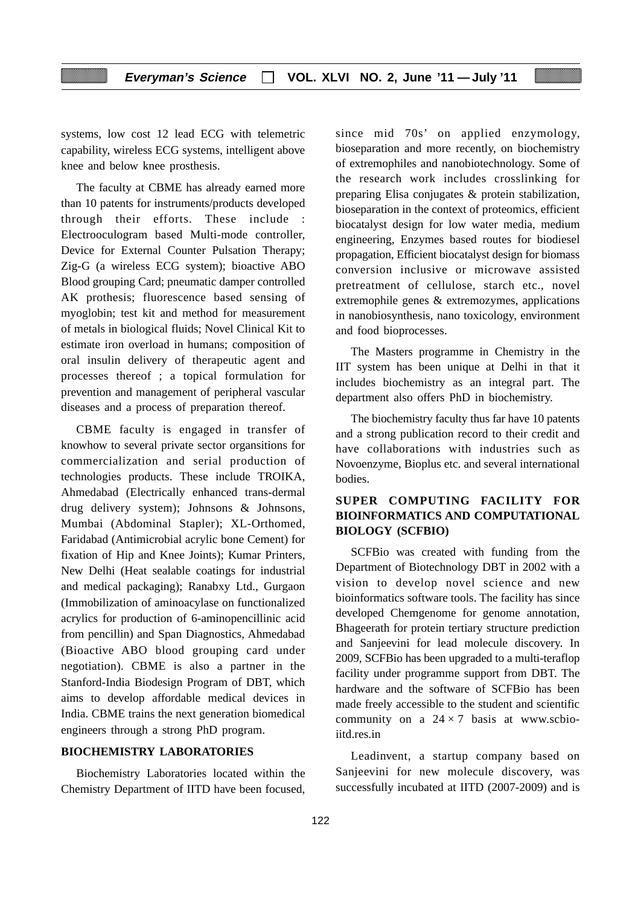systems, low cost 12 lead ECG with telemetric capability, wireless ECG systems, intelligent above knee and below knee prosthesis.

The faculty at CBME has already earned more than 10 patents for instruments/products developed through their efforts. These include : Electrooculogram based Multi-mode controller, Device for External Counter Pulsation Therapy; Zig-G (a wireless ECG system); bioactive ABO Blood grouping Card; pneumatic damper controlled AK prothesis; fluorescence based sensing of myoglobin; test kit and method for measurement of metals in biological fluids; Novel Clinical Kit to estimate iron overload in humans; composition of oral insulin delivery of therapeutic agent and processes thereof ; a topical formulation for prevention and management of peripheral vascular diseases and a process of preparation thereof.

CBME faculty is engaged in transfer of knowhow to several private sector organsitions for commercialization and serial production of technologies products. These include TROIKA, Ahmedabad (Electrically enhanced trans-dermal drug delivery system); Johnsons & Johnsons, Mumbai (Abdominal Stapler); XL-Orthomed, Faridabad (Antimicrobial acrylic bone Cement) for fixation of Hip and Knee Joints); Kumar Printers, New Delhi (Heat sealable coatings for industrial and medical packaging); Ranabxy Ltd., Gurgaon (Immobilization of aminoacylase on functionalized acrylics for production of 6-aminopencillinic acid from pencillin) and Span Diagnostics, Ahmedabad (Bioactive ABO blood grouping card under negotiation). CBME is also a partner in the Stanford-India Biodesign Program of DBT, which aims to develop affordable medical devices in India. CBME trains the next generation biomedical engineers through a strong PhD program.

## BIOCHEMISTRY LABORATORIES

Biochemistry Laboratories located within the Chemistry Department of IITD have been focused, since mid 70s' on applied enzymology, bioseparation and more recently, on biochemistry of extremophiles and nanobiotechnology. Some of the research work includes crosslinking for preparing Elisa conjugates & protein stabilization, bioseparation in the context of proteomics, efficient biocatalyst design for low water media, medium engineering, Enzymes based routes for biodiesel propagation, Efficient biocatalyst design for biomass conversion inclusive or microwave assisted pretreatment of cellulose, starch etc., novel extremophile genes & extremozymes, applications in nanobiosynthesis, nano toxicology, environment and food bioprocesses.

The Masters programme in Chemistry in the IIT system has been unique at Delhi in that it includes biochemistry as an integral part. The department also offers PhD in biochemistry.

The biochemistry faculty thus far have 10 patents and a strong publication record to their credit and have collaborations with industries such as Novoenzyme, Bioplus etc. and several international bodies.

## SUPER COMPUTING FACILITY FOR BIOINFORMATICS AND COMPUTATIONAL BIOLOGY (SCFBIO)

SCFBio was created with funding from the Department of Biotechnology DBT in 2002 with a vision to develop novel science and new bioinformatics software tools. The facility has since developed Chemgenome for genome annotation, Bhageerath for protein tertiary structure prediction and Sanjeevini for lead molecule discovery. In 2009, SCFBio has been upgraded to a multi-teraflop facility under programme support from DBT. The hardware and the software of SCFBio has been made freely accessible to the student and scientific community on a $24 \times 7$ basis at www.scbio-iitd.res.in

Leadinvent, a startup company based on Sanjeevini for new molecule discovery, was successfully incubated at IITD (2007-2009) and is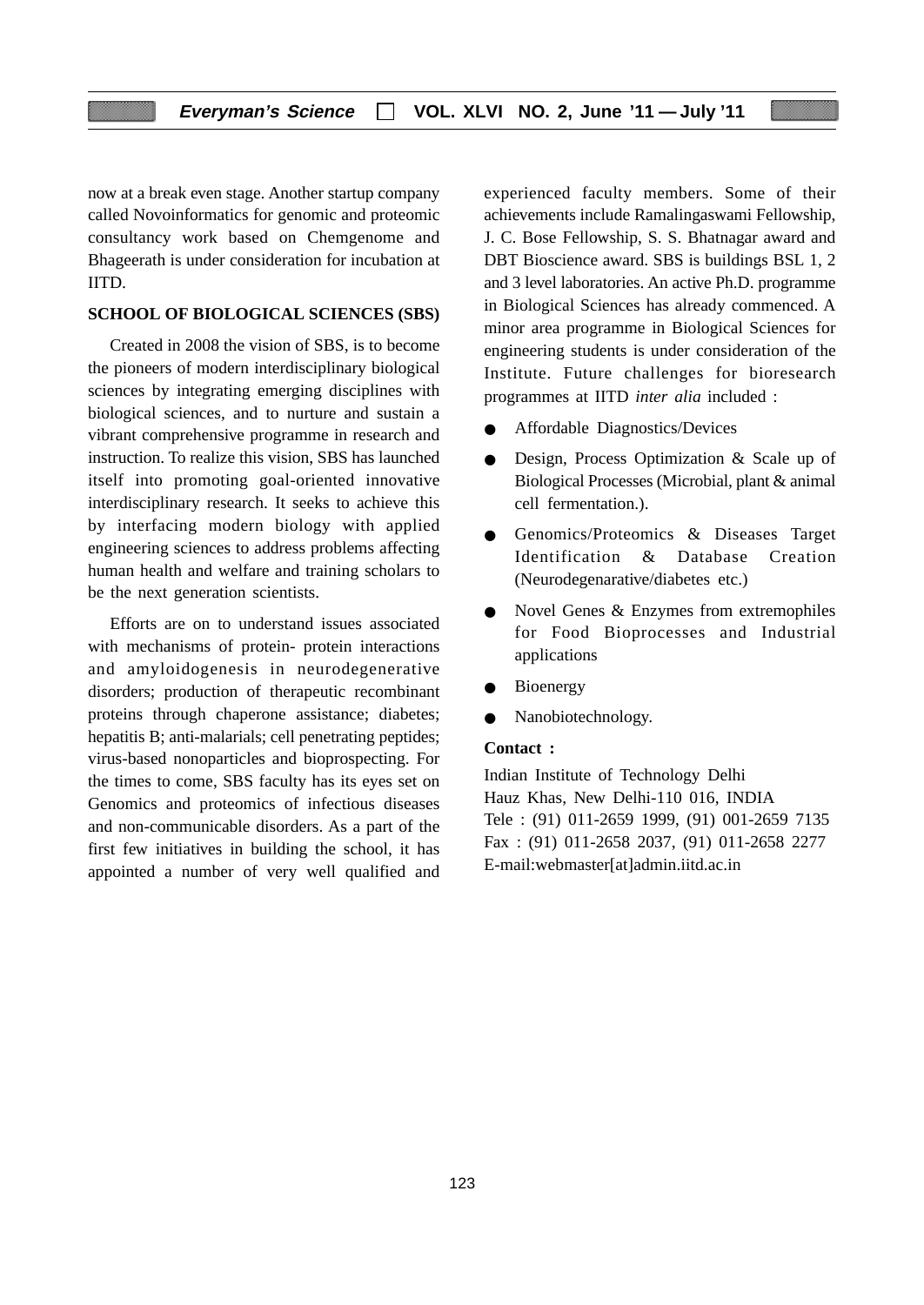now at a break even stage. Another startup company called Novoinformatics for genomic and proteomic consultancy work based on Chemgenome and Bhageerath is under consideration for incubation at IITD.

**SCHOOL OF BIOLOGICAL SCIENCES (SBS)**

Created in 2008 the vision of SBS, is to become the pioneers of modern interdisciplinary biological sciences by integrating emerging disciplines with biological sciences, and to nurture and sustain a vibrant comprehensive programme in research and instruction. To realize this vision, SBS has launched itself into promoting goal-oriented innovative interdisciplinary research. It seeks to achieve this by interfacing modern biology with applied engineering sciences to address problems affecting human health and welfare and training scholars to be the next generation scientists.

Efforts are on to understand issues associated with mechanisms of protein- protein interactions and amyloidogenesis in neurodegenerative disorders; production of therapeutic recombinant proteins through chaperone assistance; diabetes; hepatitis B; anti-malarials; cell penetrating peptides; virus-based nonoparticles and bioprospecting. For the times to come, SBS faculty has its eyes set on Genomics and proteomics of infectious diseases and non-communicable disorders. As a part of the first few initiatives in building the school, it has appointed a number of very well qualified and experienced faculty members. Some of their achievements include Ramalingaswami Fellowship, J. C. Bose Fellowship, S. S. Bhatnagar award and DBT Bioscience award. SBS is buildings BSL 1, 2 and 3 level laboratories. An active Ph.D. programme in Biological Sciences has already commenced. A minor area programme in Biological Sciences for engineering students is under consideration of the Institute. Future challenges for bioresearch programmes at IITD *inter alia* included :

- Affordable Diagnostics/Devices
- Design, Process Optimization & Scale up of Biological Processes (Microbial, plant & animal cell fermentation.).
- Genomics/Proteomics & Diseases Target Identification & Database Creation (Neurodegenarative/diabetes etc.)
- Novel Genes & Enzymes from extremophiles for Food Bioprocesses and Industrial applications
- Bioenergy
- Nanobiotechnology.

**Contact :**

Indian Institute of Technology Delhi
Hauz Khas, New Delhi-110 016, INDIA
Tele : (91) 011-2659 1999, (91) 001-2659 7135
Fax : (91) 011-2658 2037, (91) 011-2658 2277
E-mail:webmaster[at]admin.iitd.ac.in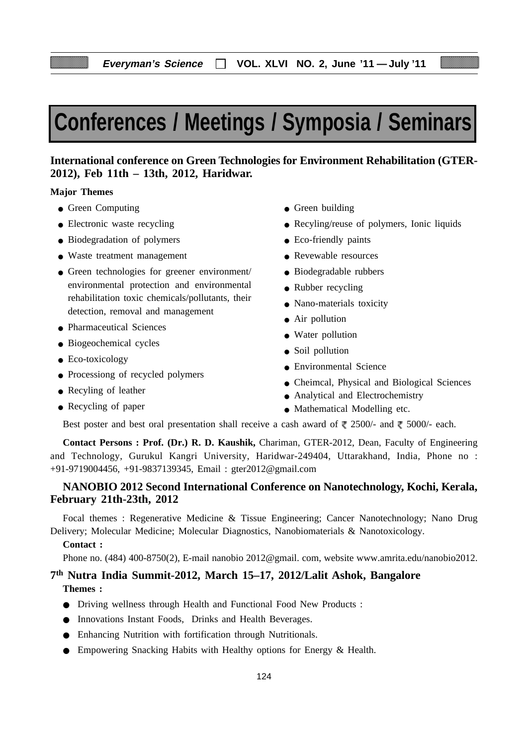# Conferences / Meetings / Symposia / Seminars

**International conference on Green Technologies for Environment Rehabilitation (GTER-2012), Feb 11th – 13th, 2012, Haridwar.**

**Major Themes**

- Green Computing
- Electronic waste recycling
- Biodegradation of polymers
- Waste treatment management
- Green technologies for greener environment/ environmental protection and environmental rehabilitation toxic chemicals/pollutants, their detection, removal and management
- Pharmaceutical Sciences
- Biogeochemical cycles
- Eco-toxicology
- Processiong of recycled polymers
- Recyling of leather
- Recycling of paper
- Green building
- Recyling/reuse of polymers, Ionic liquids
- Eco-friendly paints
- Revewable resources
- Biodegradable rubbers
- Rubber recycling
- Nano-materials toxicity
- Air pollution
- Water pollution
- Soil pollution
- Environmental Science
- Cheimcal, Physical and Biological Sciences
- Analytical and Electrochemistry
- Mathematical Modelling etc.

Best poster and best oral presentation shall receive a cash award of ₹ 2500/- and ₹ 5000/- each.

**Contact Persons : Prof. (Dr.) R. D. Kaushik,** Chariman, GTER-2012, Dean, Faculty of Engineering and Technology, Gurukul Kangri University, Haridwar-249404, Uttarakhand, India, Phone no : +91-9719004456, +91-9837139345, Email : gter2012@gmail.com

**NANOBIO 2012 Second International Conference on Nanotechnology, Kochi, Kerala, February 21th-23th, 2012**

Focal themes : Regenerative Medicine & Tissue Engineering; Cancer Nanotechnology; Nano Drug Delivery; Molecular Medicine; Molecular Diagnostics, Nanobiomaterials & Nanotoxicology.

**Contact :**

Phone no. (484) 400-8750(2), E-mail nanobio 2012@gmail. com, website www.amrita.edu/nanobio2012.

**7th Nutra India Summit-2012, March 15–17, 2012/Lalit Ashok, Bangalore**

**Themes :**

- Driving wellness through Health and Functional Food New Products :
- Innovations Instant Foods, Drinks and Health Beverages.
- Enhancing Nutrition with fortification through Nutritionals.
- Empowering Snacking Habits with Healthy options for Energy & Health.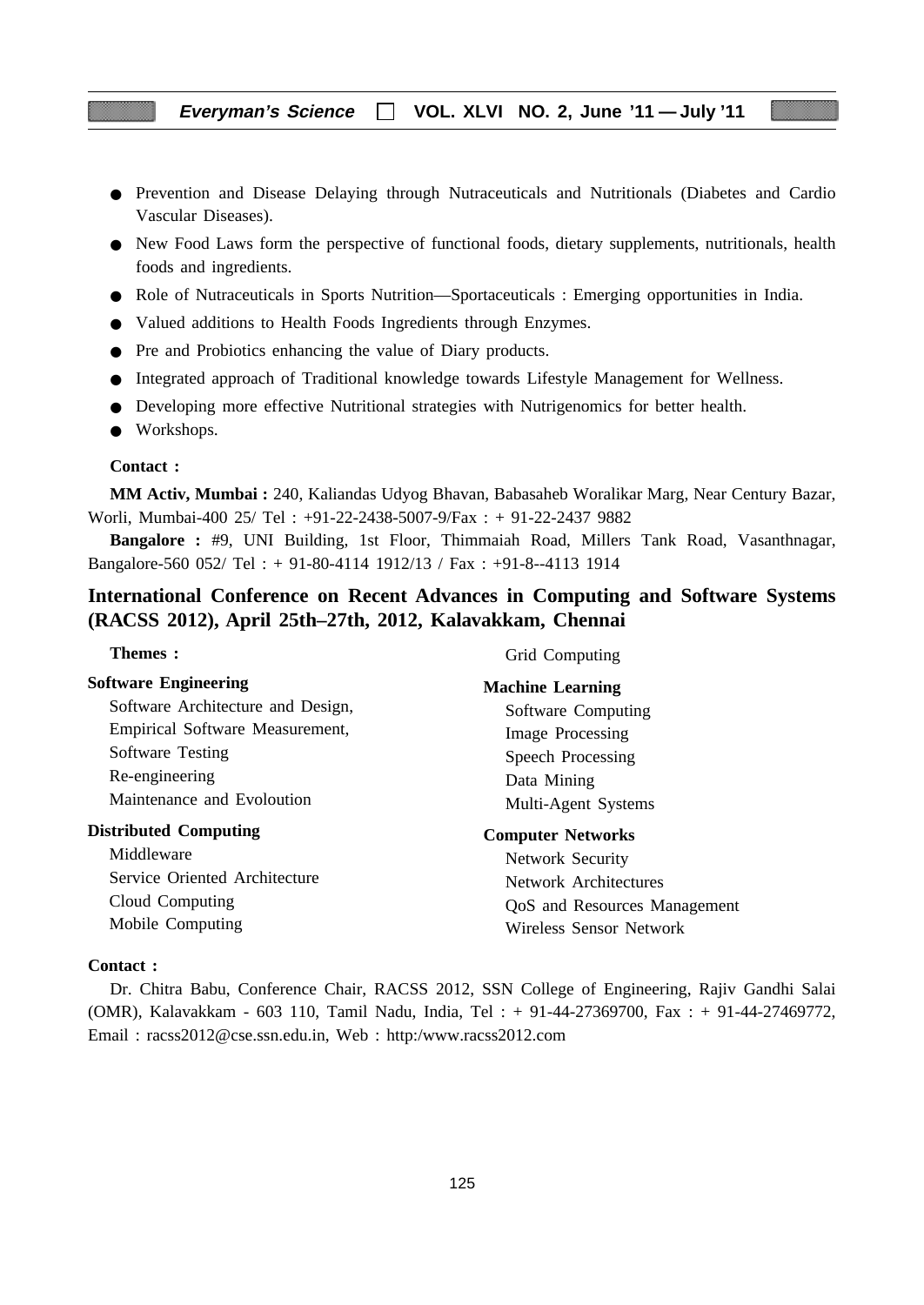- Prevention and Disease Delaying through Nutraceuticals and Nutritionals (Diabetes and Cardio Vascular Diseases).
- New Food Laws form the perspective of functional foods, dietary supplements, nutritionals, health foods and ingredients.
- Role of Nutraceuticals in Sports Nutrition—Sportaceuticals : Emerging opportunities in India.
- Valued additions to Health Foods Ingredients through Enzymes.
- Pre and Probiotics enhancing the value of Diary products.
- Integrated approach of Traditional knowledge towards Lifestyle Management for Wellness.
- Developing more effective Nutritional strategies with Nutrigenomics for better health.
- Workshops.

**Contact :**

**MM Activ, Mumbai :** 240, Kaliandas Udyog Bhavan, Babasaheb Woralikar Marg, Near Century Bazar, Worli, Mumbai-400 25/ Tel : +91-22-2438-5007-9/Fax : + 91-22-2437 9882

**Bangalore :** #9, UNI Building, 1st Floor, Thimmaiah Road, Millers Tank Road, Vasanthnagar, Bangalore-560 052/ Tel : + 91-80-4114 1912/13 / Fax : +91-8--4113 1914

## International Conference on Recent Advances in Computing and Software Systems (RACSS 2012), April 25th–27th, 2012, Kalavakkam, Chennai

**Themes :**

**Software Engineering**

Software Architecture and Design,
Empirical Software Measurement,
Software Testing
Re-engineering
Maintenance and Evoloution

**Distributed Computing**

Middleware
Service Oriented Architecture
Cloud Computing
Mobile Computing
Grid Computing

**Machine Learning**

Software Computing
Image Processing
Speech Processing
Data Mining
Multi-Agent Systems

**Computer Networks**

Network Security
Network Architectures
QoS and Resources Management
Wireless Sensor Network

**Contact :**

Dr. Chitra Babu, Conference Chair, RACSS 2012, SSN College of Engineering, Rajiv Gandhi Salai (OMR), Kalavakkam - 603 110, Tamil Nadu, India, Tel : + 91-44-27369700, Fax : + 91-44-27469772, Email : racss2012@cse.ssn.edu.in, Web : http:/www.racss2012.com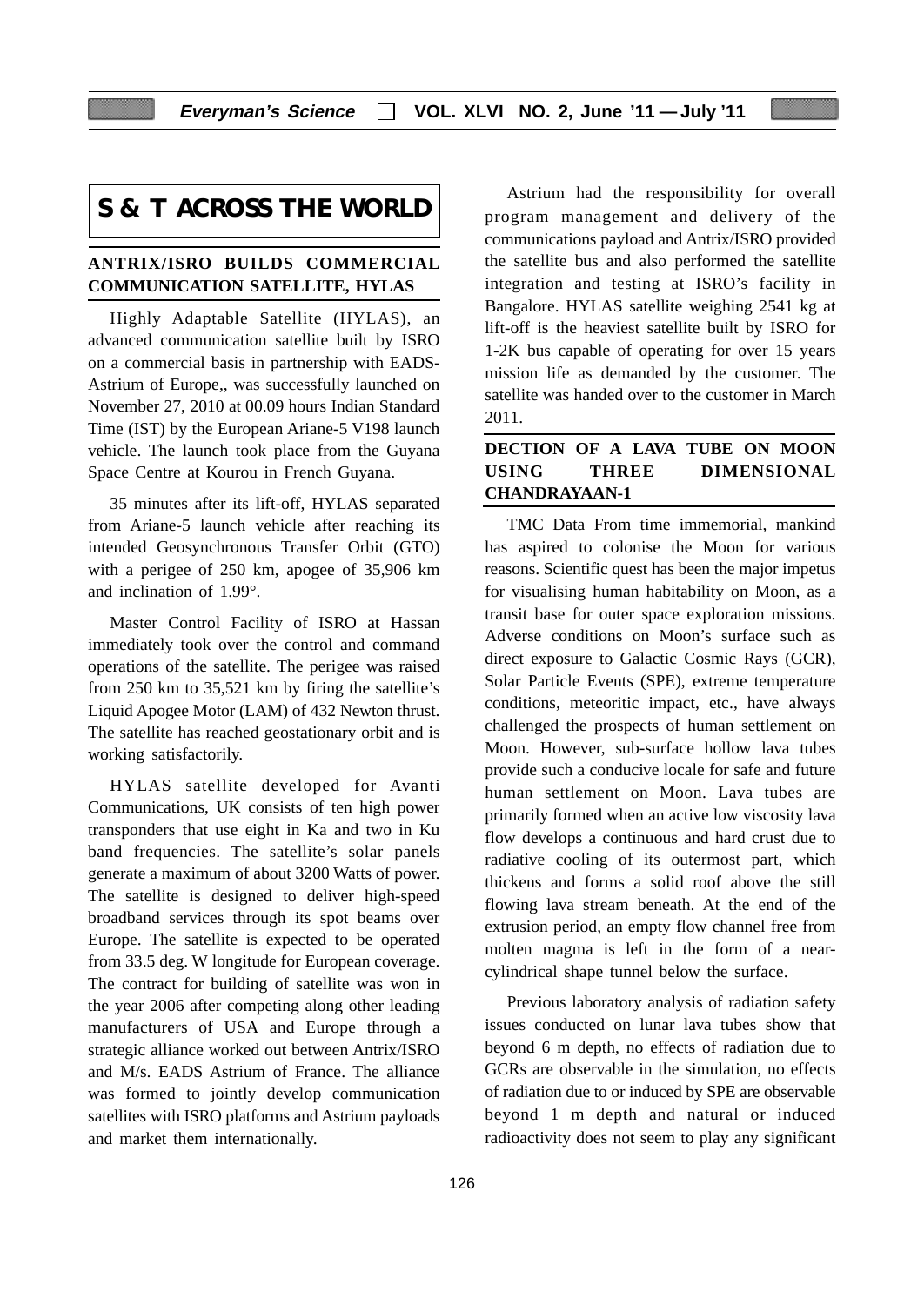# S & T ACROSS THE WORLD

## ANTRIX/ISRO BUILDS COMMERCIAL COMMUNICATION SATELLITE, HYLAS

Highly Adaptable Satellite (HYLAS), an advanced communication satellite built by ISRO on a commercial basis in partnership with EADS-Astrium of Europe,, was successfully launched on November 27, 2010 at 00.09 hours Indian Standard Time (IST) by the European Ariane-5 V198 launch vehicle. The launch took place from the Guyana Space Centre at Kourou in French Guyana.

35 minutes after its lift-off, HYLAS separated from Ariane-5 launch vehicle after reaching its intended Geosynchronous Transfer Orbit (GTO) with a perigee of 250 km, apogee of 35,906 km and inclination of 1.99°.

Master Control Facility of ISRO at Hassan immediately took over the control and command operations of the satellite. The perigee was raised from 250 km to 35,521 km by firing the satellite's Liquid Apogee Motor (LAM) of 432 Newton thrust. The satellite has reached geostationary orbit and is working satisfactorily.

HYLAS satellite developed for Avanti Communications, UK consists of ten high power transponders that use eight in Ka and two in Ku band frequencies. The satellite's solar panels generate a maximum of about 3200 Watts of power. The satellite is designed to deliver high-speed broadband services through its spot beams over Europe. The satellite is expected to be operated from 33.5 deg. W longitude for European coverage. The contract for building of satellite was won in the year 2006 after competing along other leading manufacturers of USA and Europe through a strategic alliance worked out between Antrix/ISRO and M/s. EADS Astrium of France. The alliance was formed to jointly develop communication satellites with ISRO platforms and Astrium payloads and market them internationally.

Astrium had the responsibility for overall program management and delivery of the communications payload and Antrix/ISRO provided the satellite bus and also performed the satellite integration and testing at ISRO's facility in Bangalore. HYLAS satellite weighing 2541 kg at lift-off is the heaviest satellite built by ISRO for 1-2K bus capable of operating for over 15 years mission life as demanded by the customer. The satellite was handed over to the customer in March 2011.

## DECTION OF A LAVA TUBE ON MOON USING THREE DIMENSIONAL CHANDRAYAAN-1

TMC Data From time immemorial, mankind has aspired to colonise the Moon for various reasons. Scientific quest has been the major impetus for visualising human habitability on Moon, as a transit base for outer space exploration missions. Adverse conditions on Moon's surface such as direct exposure to Galactic Cosmic Rays (GCR), Solar Particle Events (SPE), extreme temperature conditions, meteoritic impact, etc., have always challenged the prospects of human settlement on Moon. However, sub-surface hollow lava tubes provide such a conducive locale for safe and future human settlement on Moon. Lava tubes are primarily formed when an active low viscosity lava flow develops a continuous and hard crust due to radiative cooling of its outermost part, which thickens and forms a solid roof above the still flowing lava stream beneath. At the end of the extrusion period, an empty flow channel free from molten magma is left in the form of a near-cylindrical shape tunnel below the surface.

Previous laboratory analysis of radiation safety issues conducted on lunar lava tubes show that beyond 6 m depth, no effects of radiation due to GCRs are observable in the simulation, no effects of radiation due to or induced by SPE are observable beyond 1 m depth and natural or induced radioactivity does not seem to play any significant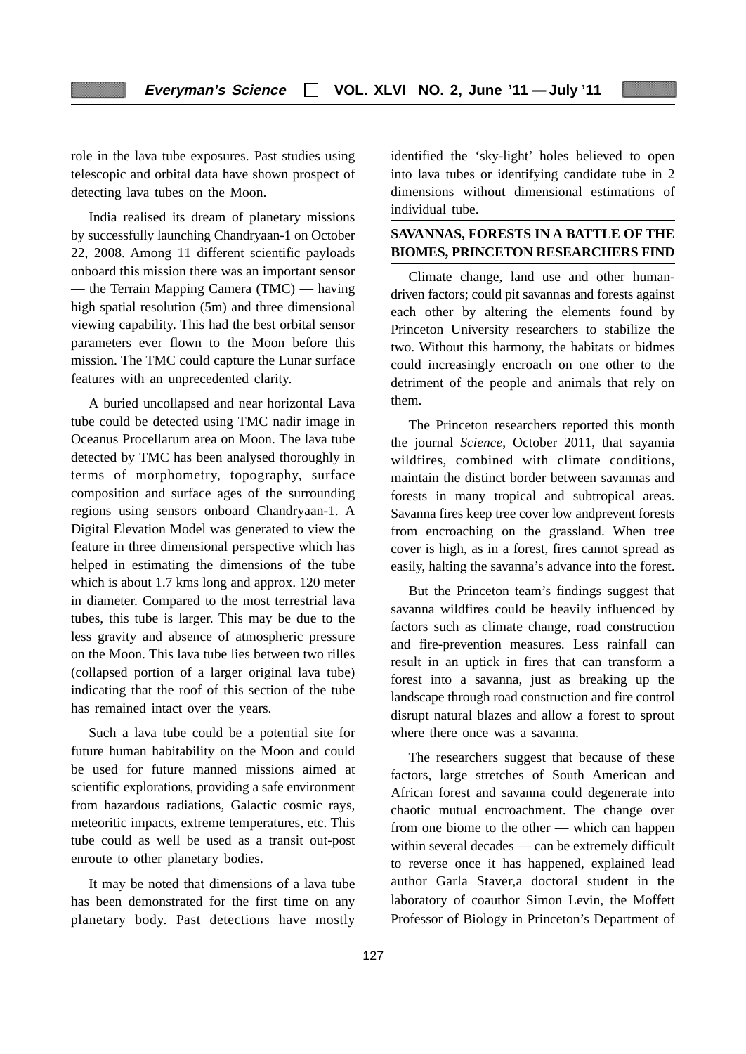role in the lava tube exposures. Past studies using telescopic and orbital data have shown prospect of detecting lava tubes on the Moon.

India realised its dream of planetary missions by successfully launching Chandryaan-1 on October 22, 2008. Among 11 different scientific payloads onboard this mission there was an important sensor — the Terrain Mapping Camera (TMC) — having high spatial resolution (5m) and three dimensional viewing capability. This had the best orbital sensor parameters ever flown to the Moon before this mission. The TMC could capture the Lunar surface features with an unprecedented clarity.

A buried uncollapsed and near horizontal Lava tube could be detected using TMC nadir image in Oceanus Procellarum area on Moon. The lava tube detected by TMC has been analysed thoroughly in terms of morphometry, topography, surface composition and surface ages of the surrounding regions using sensors onboard Chandryaan-1. A Digital Elevation Model was generated to view the feature in three dimensional perspective which has helped in estimating the dimensions of the tube which is about 1.7 kms long and approx. 120 meter in diameter. Compared to the most terrestrial lava tubes, this tube is larger. This may be due to the less gravity and absence of atmospheric pressure on the Moon. This lava tube lies between two rilles (collapsed portion of a larger original lava tube) indicating that the roof of this section of the tube has remained intact over the years.

Such a lava tube could be a potential site for future human habitability on the Moon and could be used for future manned missions aimed at scientific explorations, providing a safe environment from hazardous radiations, Galactic cosmic rays, meteoritic impacts, extreme temperatures, etc. This tube could as well be used as a transit out-post enroute to other planetary bodies.

It may be noted that dimensions of a lava tube has been demonstrated for the first time on any planetary body. Past detections have mostly identified the 'sky-light' holes believed to open into lava tubes or identifying candidate tube in 2 dimensions without dimensional estimations of individual tube.

## SAVANNAS, FORESTS IN A BATTLE OF THE BIOMES, PRINCETON RESEARCHERS FIND

Climate change, land use and other human-driven factors; could pit savannas and forests against each other by altering the elements found by Princeton University researchers to stabilize the two. Without this harmony, the habitats or bidmes could increasingly encroach on one other to the detriment of the people and animals that rely on them.

The Princeton researchers reported this month the journal *Science*, October 2011, that sayamia wildfires, combined with climate conditions, maintain the distinct border between savannas and forests in many tropical and subtropical areas. Savanna fires keep tree cover low andprevent forests from encroaching on the grassland. When tree cover is high, as in a forest, fires cannot spread as easily, halting the savanna's advance into the forest.

But the Princeton team's findings suggest that savanna wildfires could be heavily influenced by factors such as climate change, road construction and fire-prevention measures. Less rainfall can result in an uptick in fires that can transform a forest into a savanna, just as breaking up the landscape through road construction and fire control disrupt natural blazes and allow a forest to sprout where there once was a savanna.

The researchers suggest that because of these factors, large stretches of South American and African forest and savanna could degenerate into chaotic mutual encroachment. The change over from one biome to the other — which can happen within several decades — can be extremely difficult to reverse once it has happened, explained lead author Garla Staver,a doctoral student in the laboratory of coauthor Simon Levin, the Moffett Professor of Biology in Princeton's Department of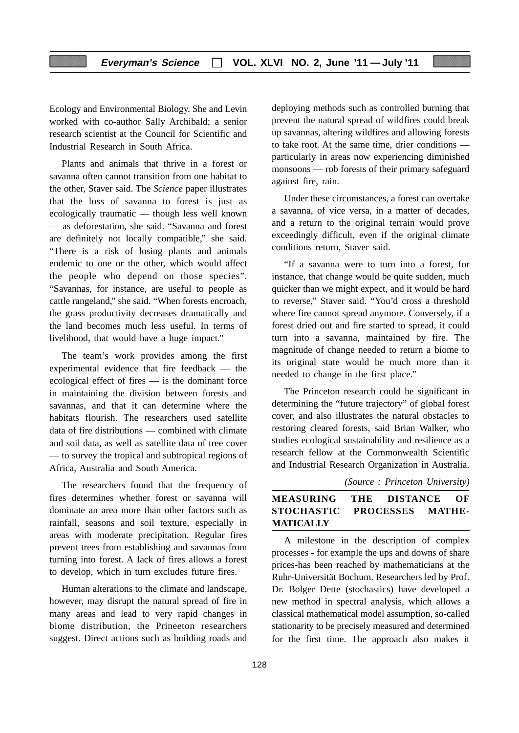Ecology and Environmental Biology. She and Levin worked with co-author Sally Archibald; a senior research scientist at the Council for Scientific and Industrial Research in South Africa.

Plants and animals that thrive in a forest or savanna often cannot transition from one habitat to the other, Staver said. The *Science* paper illustrates that the loss of savanna to forest is just as ecologically traumatic — though less well known — as deforestation, she said. "Savanna and forest are definitely not locally compatible," she said. "There is a risk of losing plants and animals endemic to one or the other, which would affect the people who depend on those species". "Savannas, for instance, are useful to people as cattle rangeland," she said. "When forests encroach, the grass productivity decreases dramatically and the land becomes much less useful. In terms of livelihood, that would have a huge impact."

The team's work provides among the first experimental evidence that fire feedback — the ecological effect of fires — is the dominant force in maintaining the division between forests and savannas, and that it can determine where the habitats flourish. The researchers used satellite data of fire distributions — combined with climate and soil data, as well as satellite data of tree cover — to survey the tropical and subtropical regions of Africa, Australia and South America.

The researchers found that the frequency of fires determines whether forest or savanna will dominate an area more than other factors such as rainfall, seasons and soil texture, especially in areas with moderate precipitation. Regular fires prevent trees from establishing and savannas from turning into forest. A lack of fires allows a forest to develop, which in turn excludes future fires.

Human alterations to the climate and landscape, however, may disrupt the natural spread of fire in many areas and lead to very rapid changes in biome distribution, the Prineeton researchers suggest. Direct actions such as building roads and deploying methods such as controlled burning that prevent the natural spread of wildfires could break up savannas, altering wildfires and allowing forests to take root. At the same time, drier conditions — particularly in areas now experiencing diminished monsoons — rob forests of their primary safeguard against fire, rain.

Under these circumstances, a forest can overtake a savanna, of vice versa, in a matter of decades, and a return to the original terrain would prove exceedingly difficult, even if the original climate conditions return, Staver said.

"If a savanna were to turn into a forest, for instance, that change would be quite sudden, much quicker than we might expect, and it would be hard to reverse," Staver said. "You'd cross a threshold where fire cannot spread anymore. Conversely, if a forest dried out and fire started to spread, it could turn into a savanna, maintained by fire. The magnitude of change needed to return a biome to its original state would be much more than it needed to change in the first place."

The Princeton research could be significant in determining the "future trajectory" of global forest cover, and also illustrates the natural obstacles to restoring cleared forests, said Brian Walker, who studies ecological sustainability and resilience as a research fellow at the Commonwealth Scientific and Industrial Research Organization in Australia.

*(Source : Princeton University)*

## MEASURING THE DISTANCE OF STOCHASTIC PROCESSES MATHEMATICALLY

A milestone in the description of complex processes - for example the ups and downs of share prices-has been reached by mathematicians at the Ruhr-Universität Bochum. Researchers led by Prof. Dr. Bolger Dette (stochastics) have developed a new method in spectral analysis, which allows a classical mathematical model assumption, so-called stationarity to be precisely measured and determined for the first time. The approach also makes it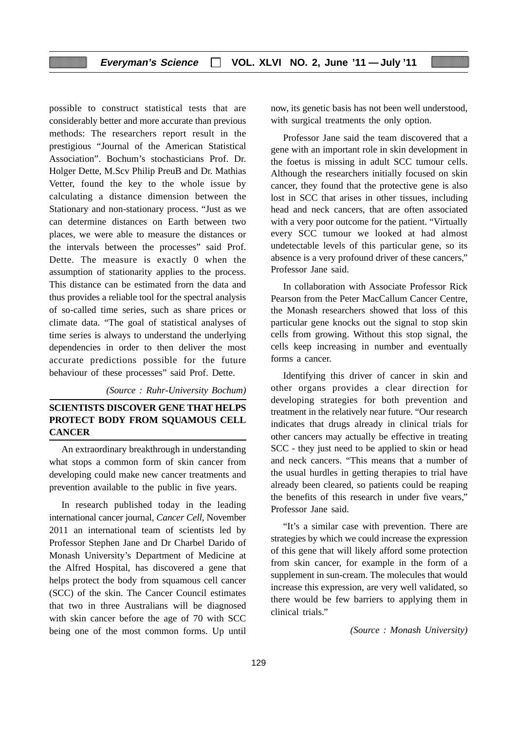possible to construct statistical tests that are considerably better and more accurate than previous methods: The researchers report result in the prestigious "Journal of the American Statistical Association". Bochum's stochasticians Prof. Dr. Holger Dette, M.Scv Philip PreuB and Dr. Mathias Vetter, found the key to the whole issue by calculating a distance dimension between the Stationary and non-stationary process. "Just as we can determine distances on Earth between two places, we were able to measure the distances or the intervals between the processes" said Prof. Dette. The measure is exactly 0 when the assumption of stationarity applies to the process. This distance can be estimated frorn the data and thus provides a reliable tool for the spectral analysis of so-called time series, such as share prices or climate data. "The goal of statistical analyses of time series is always to understand the underlying dependencies in order to then deliver the most accurate predictions possible for the future behaviour of these processes" said Prof. Dette.

*(Source : Ruhr-University Bochum)*

## SCIENTISTS DISCOVER GENE THAT HELPS PROTECT BODY FROM SQUAMOUS CELL CANCER

An extraordinary breakthrough in understanding what stops a common form of skin cancer from developing could make new cancer treatments and prevention available to the public in five years.

In research published today in the leading international cancer journal, *Cancer Cell*, November 2011 an international team of scientists led by Professor Stephen Jane and Dr Charbel Darido of Monash University's Department of Medicine at the Alfred Hospital, has discovered a gene that helps protect the body from squamous cell cancer (SCC) of the skin. The Cancer Council estimates that two in three Australians will be diagnosed with skin cancer before the age of 70 with SCC being one of the most common forms. Up until now, its genetic basis has not been well understood, with surgical treatments the only option.

Professor Jane said the team discovered that a gene with an important role in skin development in the foetus is missing in adult SCC tumour cells. Although the researchers initially focused on skin cancer, they found that the protective gene is also lost in SCC that arises in other tissues, including head and neck cancers, that are often associated with a very poor outcome for the patient. "Virtually every SCC tumour we looked at had almost undetectable levels of this particular gene, so its absence is a very profound driver of these cancers," Professor Jane said.

In collaboration with Associate Professor Rick Pearson from the Peter MacCallum Cancer Centre, the Monash researchers showed that loss of this particular gene knocks out the signal to stop skin cells from growing. Without this stop signal, the cells keep increasing in number and eventually forms a cancer.

Identifying this driver of cancer in skin and other organs provides a clear direction for developing strategies for both prevention and treatment in the relatively near future. "Our research indicates that drugs already in clinical trials for other cancers may actually be effective in treating SCC - they just need to be applied to skin or head and neck cancers. "This means that a number of the usual hurdles in getting therapies to trial have already been cleared, so patients could be reaping the benefits of this research in under five vears," Professor Jane said.

"It's a similar case with prevention. There are strategies by which we could increase the expression of this gene that will likely afford some protection from skin cancer, for example in the form of a supplement in sun-cream. The molecules that would increase this expression, are very well validated, so there would be few barriers to applying them in clinical trials."

*(Source : Monash University)*